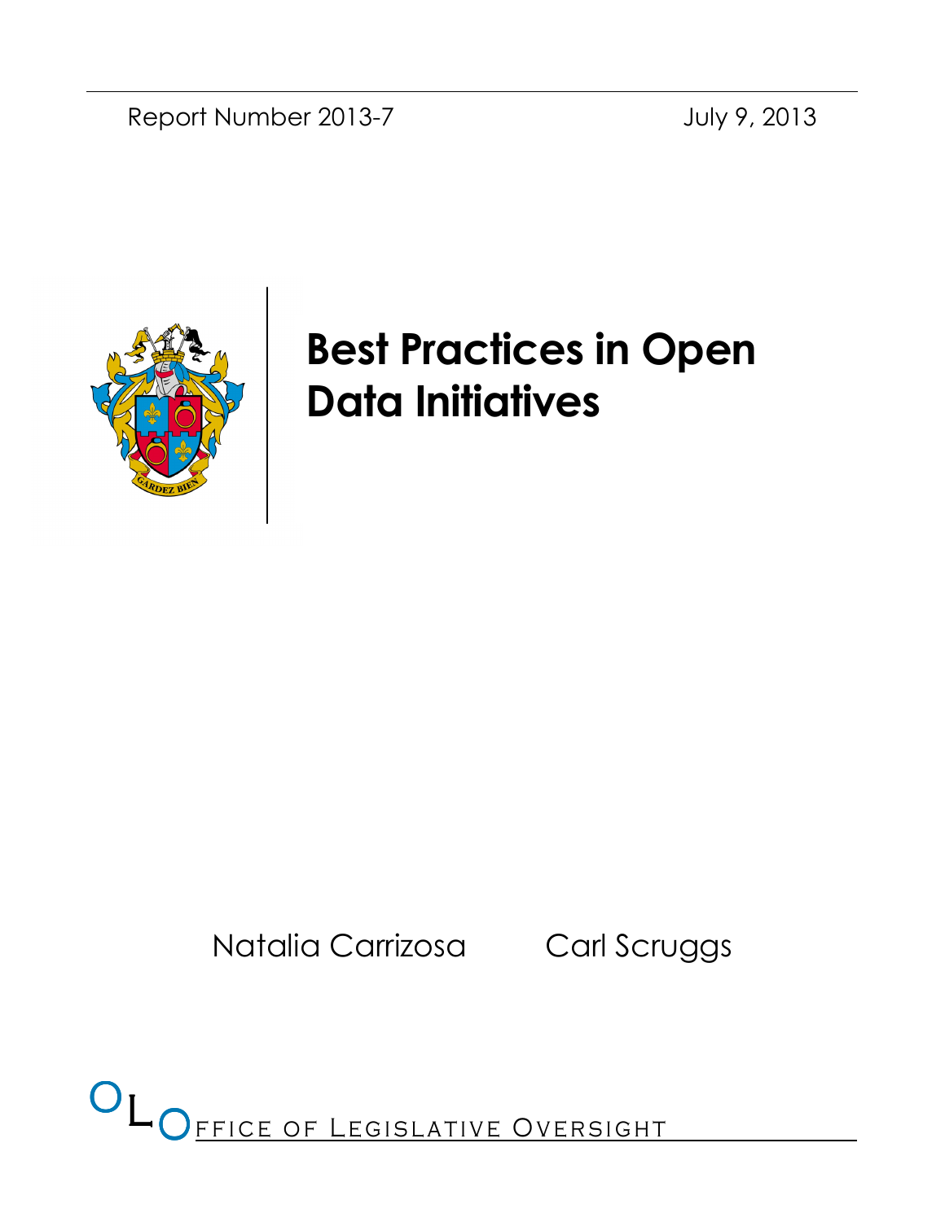Report Number 2013-7

July 9, 2013

# Best Practices in Open Data Initiatives

Natalia Carrizosa

Carl Scruggs

OLO Office of Legislative Oversight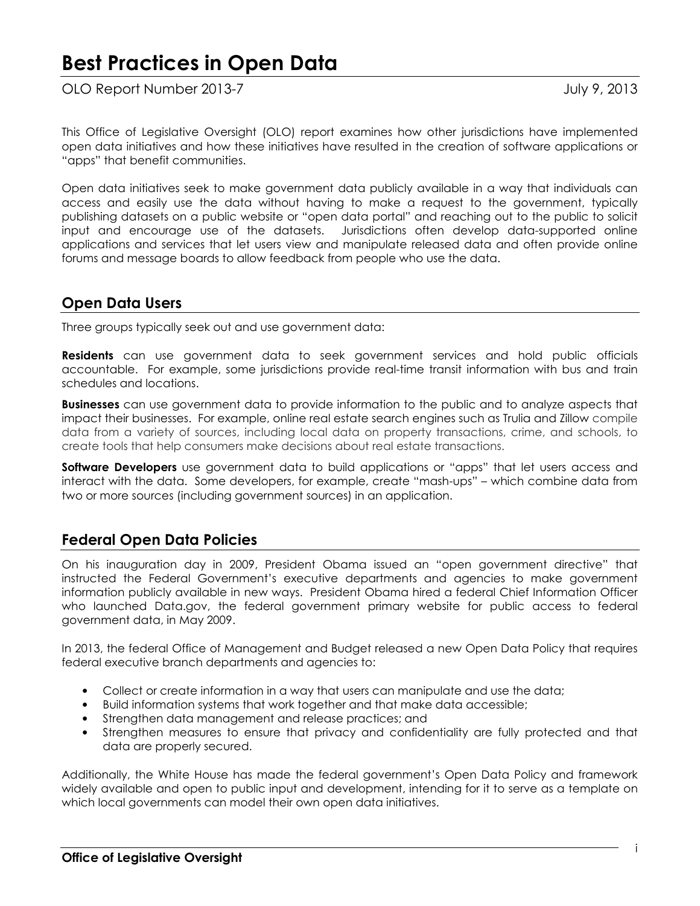# Best Practices in Open Data

OLO Report Number 2013-7 July 9, 2013

This Office of Legislative Oversight (OLO) report examines how other jurisdictions have implemented open data initiatives and how these initiatives have resulted in the creation of software applications or "apps" that benefit communities.

Open data initiatives seek to make government data publicly available in a way that individuals can access and easily use the data without having to make a request to the government, typically publishing datasets on a public website or "open data portal" and reaching out to the public to solicit input and encourage use of the datasets. Jurisdictions often develop data-supported online applications and services that let users view and manipulate released data and often provide online forums and message boards to allow feedback from people who use the data.

## Open Data Users

Three groups typically seek out and use government data:

**Residents** can use government data to seek government services and hold public officials accountable. For example, some jurisdictions provide real-time transit information with bus and train schedules and locations.

**Businesses** can use government data to provide information to the public and to analyze aspects that impact their businesses. For example, online real estate search engines such as Trulia and Zillow compile data from a variety of sources, including local data on property transactions, crime, and schools, to create tools that help consumers make decisions about real estate transactions.

**Software Developers** use government data to build applications or "apps" that let users access and interact with the data. Some developers, for example, create "mash-ups" – which combine data from two or more sources (including government sources) in an application.

## Federal Open Data Policies

On his inauguration day in 2009, President Obama issued an "open government directive" that instructed the Federal Government's executive departments and agencies to make government information publicly available in new ways. President Obama hired a federal Chief Information Officer who launched Data.gov, the federal government primary website for public access to federal government data, in May 2009.

In 2013, the federal Office of Management and Budget released a new Open Data Policy that requires federal executive branch departments and agencies to:

- Collect or create information in a way that users can manipulate and use the data;
- Build information systems that work together and that make data accessible;
- Strengthen data management and release practices; and
- Strengthen measures to ensure that privacy and confidentiality are fully protected and that data are properly secured.

Additionally, the White House has made the federal government's Open Data Policy and framework widely available and open to public input and development, intending for it to serve as a template on which local governments can model their own open data initiatives.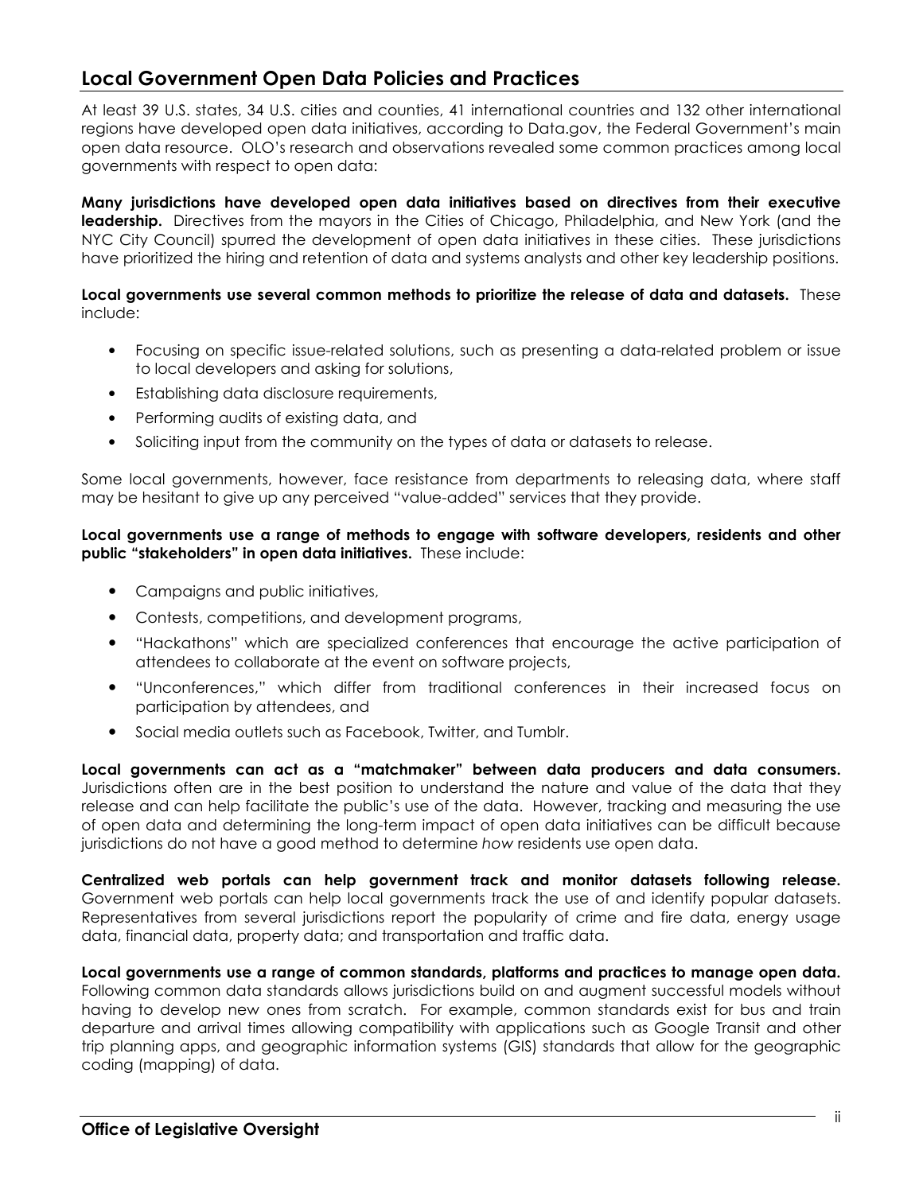## Local Government Open Data Policies and Practices

At least 39 U.S. states, 34 U.S. cities and counties, 41 international countries and 132 other international regions have developed open data initiatives, according to Data.gov, the Federal Government's main open data resource. OLO's research and observations revealed some common practices among local governments with respect to open data:

**Many jurisdictions have developed open data initiatives based on directives from their executive leadership.** Directives from the mayors in the Cities of Chicago, Philadelphia, and New York (and the NYC City Council) spurred the development of open data initiatives in these cities. These jurisdictions have prioritized the hiring and retention of data and systems analysts and other key leadership positions.

**Local governments use several common methods to prioritize the release of data and datasets.** These include:

- Focusing on specific issue-related solutions, such as presenting a data-related problem or issue to local developers and asking for solutions,
- Establishing data disclosure requirements,
- Performing audits of existing data, and
- Soliciting input from the community on the types of data or datasets to release.

Some local governments, however, face resistance from departments to releasing data, where staff may be hesitant to give up any perceived "value-added" services that they provide.

**Local governments use a range of methods to engage with software developers, residents and other public "stakeholders" in open data initiatives.** These include:

- Campaigns and public initiatives,
- Contests, competitions, and development programs,
- "Hackathons" which are specialized conferences that encourage the active participation of attendees to collaborate at the event on software projects,
- "Unconferences," which differ from traditional conferences in their increased focus on participation by attendees, and
- Social media outlets such as Facebook, Twitter, and Tumblr.

**Local governments can act as a "matchmaker" between data producers and data consumers.** Jurisdictions often are in the best position to understand the nature and value of the data that they release and can help facilitate the public's use of the data. However, tracking and measuring the use of open data and determining the long-term impact of open data initiatives can be difficult because jurisdictions do not have a good method to determine *how* residents use open data.

**Centralized web portals can help government track and monitor datasets following release.** Government web portals can help local governments track the use of and identify popular datasets. Representatives from several jurisdictions report the popularity of crime and fire data, energy usage data, financial data, property data; and transportation and traffic data.

**Local governments use a range of common standards, platforms and practices to manage open data.** Following common data standards allows jurisdictions build on and augment successful models without having to develop new ones from scratch. For example, common standards exist for bus and train departure and arrival times allowing compatibility with applications such as Google Transit and other trip planning apps, and geographic information systems (GIS) standards that allow for the geographic coding (mapping) of data.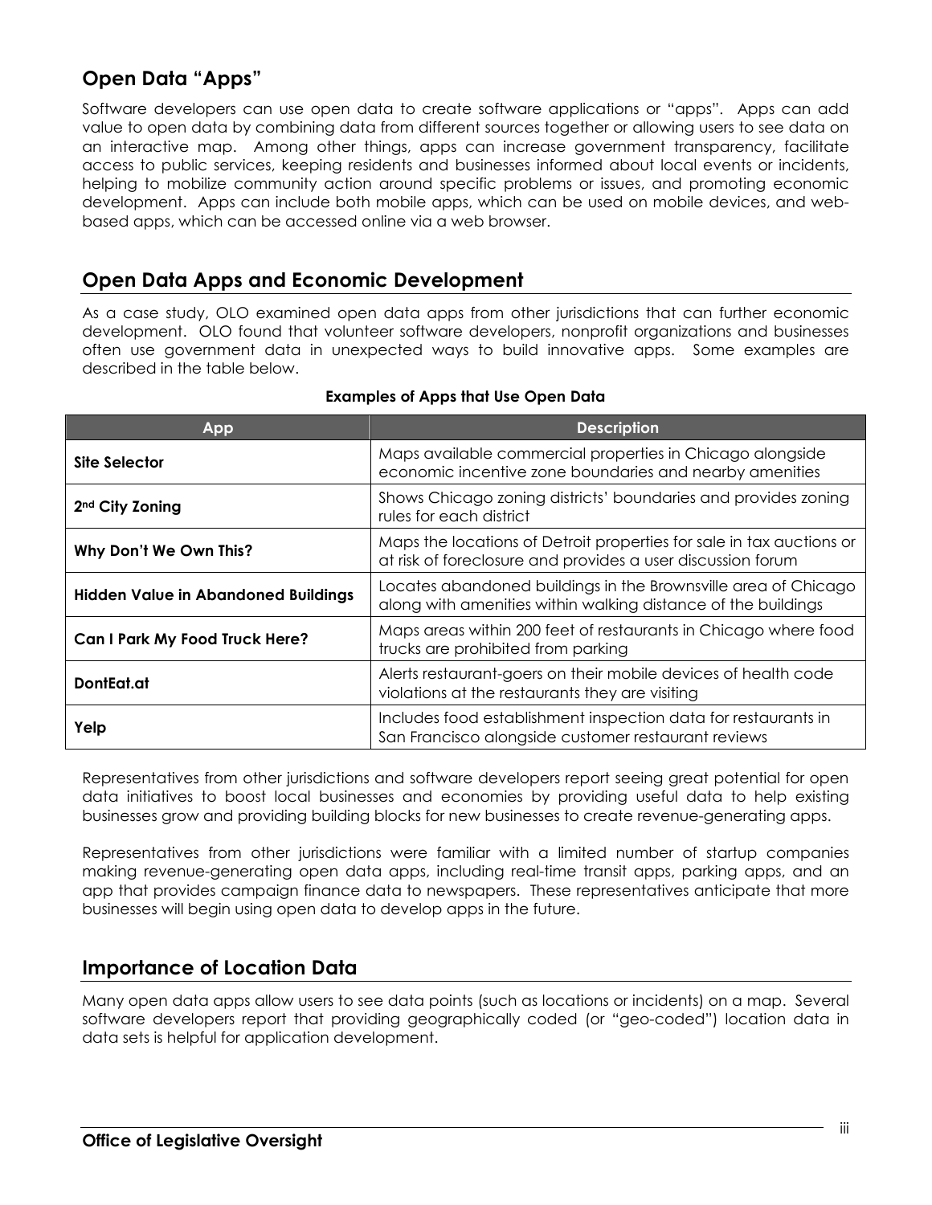## Open Data "Apps"

Software developers can use open data to create software applications or "apps". Apps can add value to open data by combining data from different sources together or allowing users to see data on an interactive map. Among other things, apps can increase government transparency, facilitate access to public services, keeping residents and businesses informed about local events or incidents, helping to mobilize community action around specific problems or issues, and promoting economic development. Apps can include both mobile apps, which can be used on mobile devices, and web-based apps, which can be accessed online via a web browser.

## Open Data Apps and Economic Development

As a case study, OLO examined open data apps from other jurisdictions that can further economic development. OLO found that volunteer software developers, nonprofit organizations and businesses often use government data in unexpected ways to build innovative apps. Some examples are described in the table below.

**Examples of Apps that Use Open Data**

| App | Description |
|---|---|
| **Site Selector** | Maps available commercial properties in Chicago alongside economic incentive zone boundaries and nearby amenities |
| **2nd City Zoning** | Shows Chicago zoning districts' boundaries and provides zoning rules for each district |
| **Why Don't We Own This?** | Maps the locations of Detroit properties for sale in tax auctions or at risk of foreclosure and provides a user discussion forum |
| **Hidden Value in Abandoned Buildings** | Locates abandoned buildings in the Brownsville area of Chicago along with amenities within walking distance of the buildings |
| **Can I Park My Food Truck Here?** | Maps areas within 200 feet of restaurants in Chicago where food trucks are prohibited from parking |
| **DontEat.at** | Alerts restaurant-goers on their mobile devices of health code violations at the restaurants they are visiting |
| **Yelp** | Includes food establishment inspection data for restaurants in San Francisco alongside customer restaurant reviews |

Representatives from other jurisdictions and software developers report seeing great potential for open data initiatives to boost local businesses and economies by providing useful data to help existing businesses grow and providing building blocks for new businesses to create revenue-generating apps.

Representatives from other jurisdictions were familiar with a limited number of startup companies making revenue-generating open data apps, including real-time transit apps, parking apps, and an app that provides campaign finance data to newspapers. These representatives anticipate that more businesses will begin using open data to develop apps in the future.

## Importance of Location Data

Many open data apps allow users to see data points (such as locations or incidents) on a map. Several software developers report that providing geographically coded (or "geo-coded") location data in data sets is helpful for application development.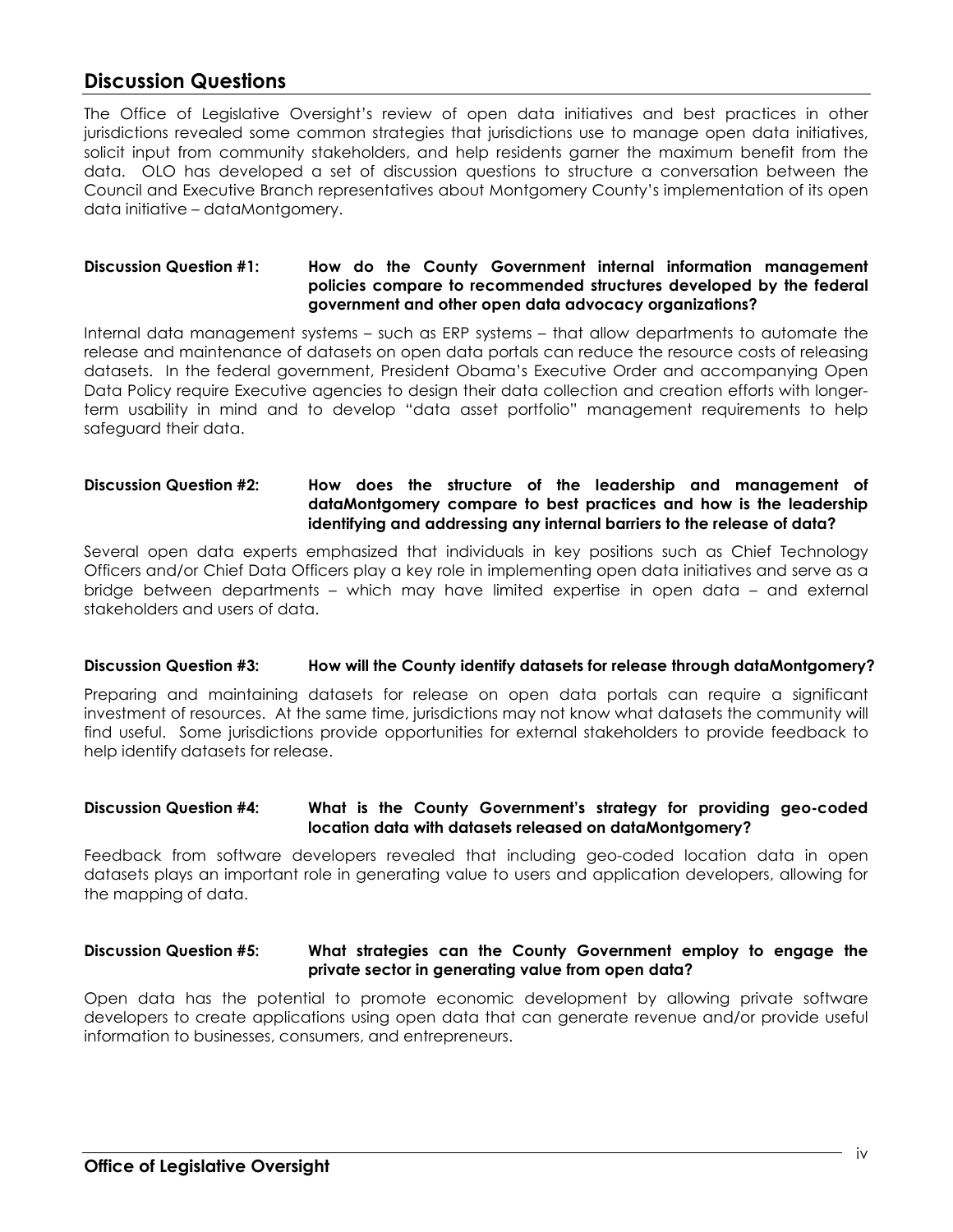## Discussion Questions

The Office of Legislative Oversight's review of open data initiatives and best practices in other jurisdictions revealed some common strategies that jurisdictions use to manage open data initiatives, solicit input from community stakeholders, and help residents garner the maximum benefit from the data. OLO has developed a set of discussion questions to structure a conversation between the Council and Executive Branch representatives about Montgomery County's implementation of its open data initiative – dataMontgomery.

**Discussion Question #1: How do the County Government internal information management policies compare to recommended structures developed by the federal government and other open data advocacy organizations?**

Internal data management systems – such as ERP systems – that allow departments to automate the release and maintenance of datasets on open data portals can reduce the resource costs of releasing datasets. In the federal government, President Obama's Executive Order and accompanying Open Data Policy require Executive agencies to design their data collection and creation efforts with longer-term usability in mind and to develop "data asset portfolio" management requirements to help safeguard their data.

**Discussion Question #2: How does the structure of the leadership and management of dataMontgomery compare to best practices and how is the leadership identifying and addressing any internal barriers to the release of data?**

Several open data experts emphasized that individuals in key positions such as Chief Technology Officers and/or Chief Data Officers play a key role in implementing open data initiatives and serve as a bridge between departments – which may have limited expertise in open data – and external stakeholders and users of data.

**Discussion Question #3: How will the County identify datasets for release through dataMontgomery?**

Preparing and maintaining datasets for release on open data portals can require a significant investment of resources. At the same time, jurisdictions may not know what datasets the community will find useful. Some jurisdictions provide opportunities for external stakeholders to provide feedback to help identify datasets for release.

**Discussion Question #4: What is the County Government's strategy for providing geo-coded location data with datasets released on dataMontgomery?**

Feedback from software developers revealed that including geo-coded location data in open datasets plays an important role in generating value to users and application developers, allowing for the mapping of data.

**Discussion Question #5: What strategies can the County Government employ to engage the private sector in generating value from open data?**

Open data has the potential to promote economic development by allowing private software developers to create applications using open data that can generate revenue and/or provide useful information to businesses, consumers, and entrepreneurs.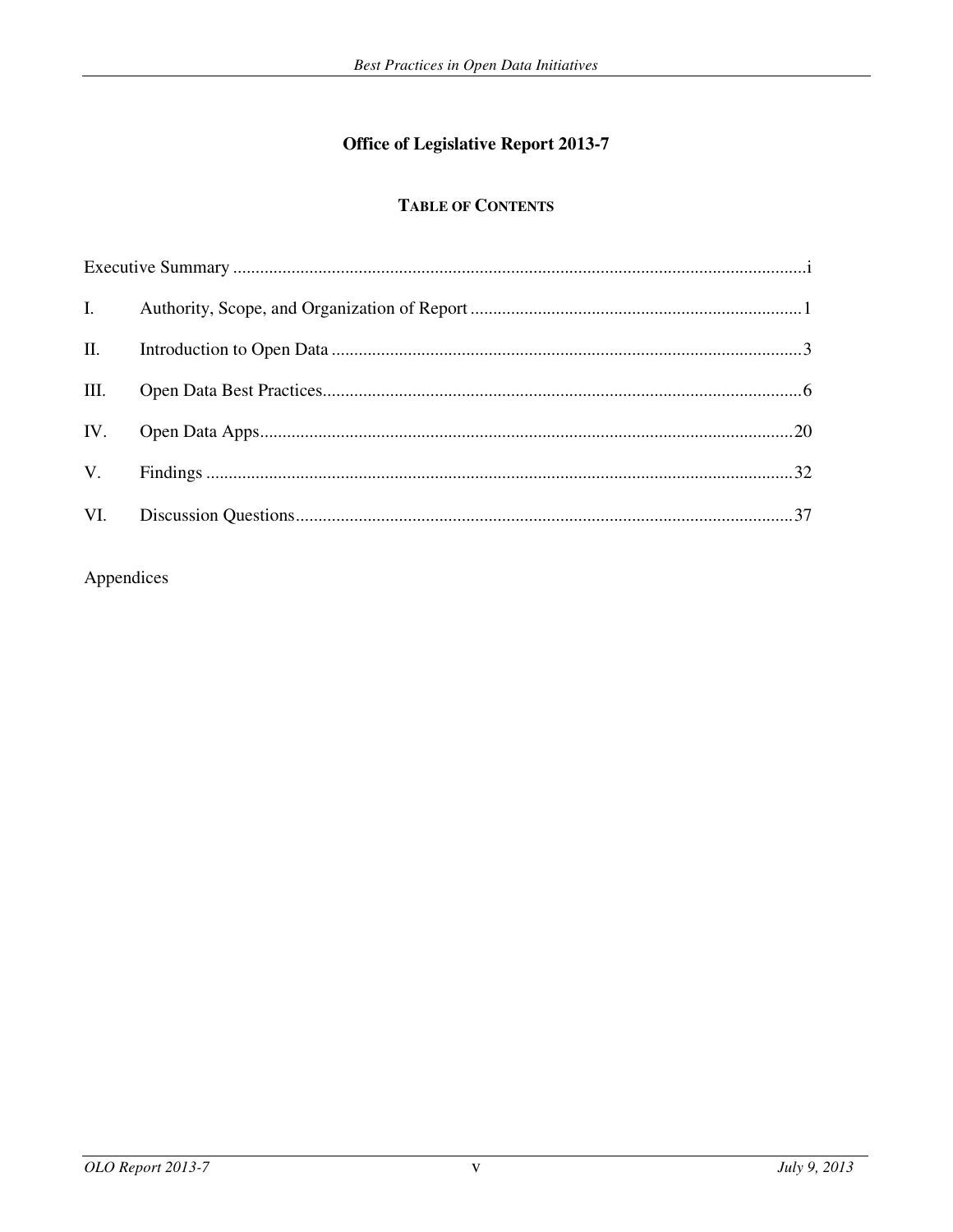# Office of Legislative Report 2013-7

## TABLE OF CONTENTS

| | | |
|---|---|---|
| Executive Summary | | i |
| I. | Authority, Scope, and Organization of Report | 1 |
| II. | Introduction to Open Data | 3 |
| III. | Open Data Best Practices | 6 |
| IV. | Open Data Apps | 20 |
| V. | Findings | 32 |
| VI. | Discussion Questions | 37 |

Appendices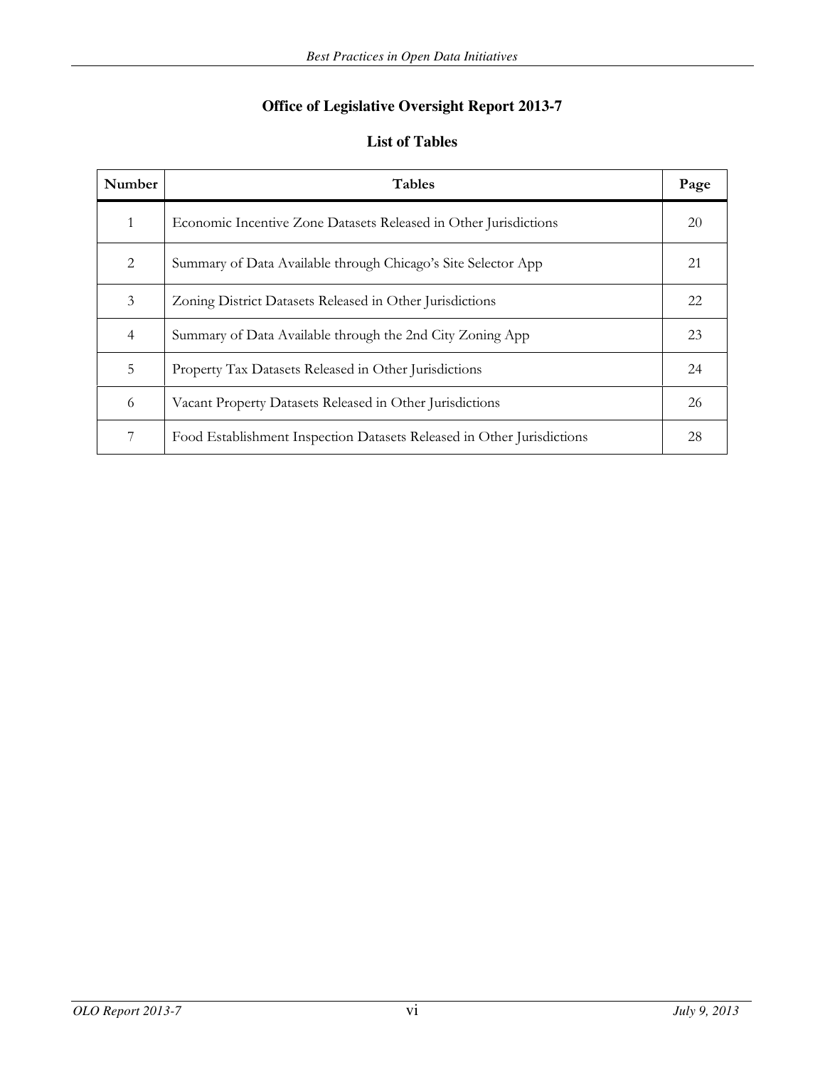# Office of Legislative Oversight Report 2013-7

## List of Tables

| Number | Tables | Page |
|---|---|---|
| 1 | Economic Incentive Zone Datasets Released in Other Jurisdictions | 20 |
| 2 | Summary of Data Available through Chicago's Site Selector App | 21 |
| 3 | Zoning District Datasets Released in Other Jurisdictions | 22 |
| 4 | Summary of Data Available through the 2nd City Zoning App | 23 |
| 5 | Property Tax Datasets Released in Other Jurisdictions | 24 |
| 6 | Vacant Property Datasets Released in Other Jurisdictions | 26 |
| 7 | Food Establishment Inspection Datasets Released in Other Jurisdictions | 28 |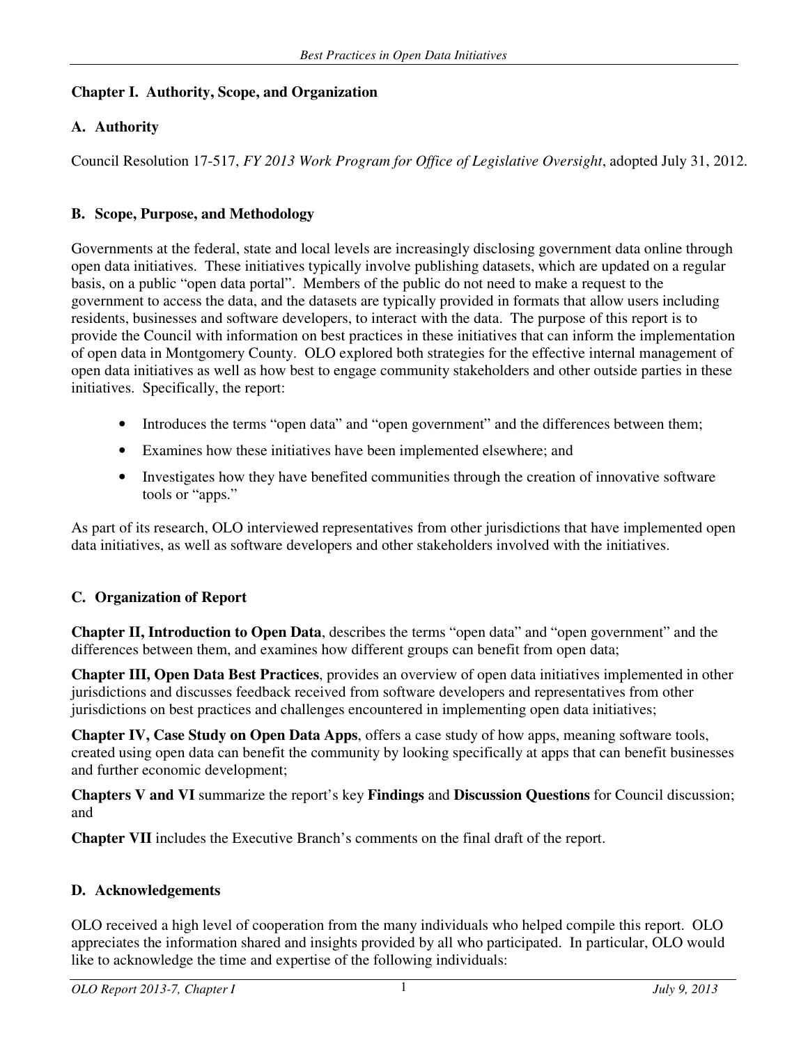# Chapter I. Authority, Scope, and Organization

## A. Authority

Council Resolution 17-517, *FY 2013 Work Program for Office of Legislative Oversight*, adopted July 31, 2012.

## B. Scope, Purpose, and Methodology

Governments at the federal, state and local levels are increasingly disclosing government data online through open data initiatives. These initiatives typically involve publishing datasets, which are updated on a regular basis, on a public "open data portal". Members of the public do not need to make a request to the government to access the data, and the datasets are typically provided in formats that allow users including residents, businesses and software developers, to interact with the data. The purpose of this report is to provide the Council with information on best practices in these initiatives that can inform the implementation of open data in Montgomery County. OLO explored both strategies for the effective internal management of open data initiatives as well as how best to engage community stakeholders and other outside parties in these initiatives. Specifically, the report:

- Introduces the terms "open data" and "open government" and the differences between them;
- Examines how these initiatives have been implemented elsewhere; and
- Investigates how they have benefited communities through the creation of innovative software tools or "apps."

As part of its research, OLO interviewed representatives from other jurisdictions that have implemented open data initiatives, as well as software developers and other stakeholders involved with the initiatives.

## C. Organization of Report

**Chapter II, Introduction to Open Data**, describes the terms "open data" and "open government" and the differences between them, and examines how different groups can benefit from open data;

**Chapter III, Open Data Best Practices**, provides an overview of open data initiatives implemented in other jurisdictions and discusses feedback received from software developers and representatives from other jurisdictions on best practices and challenges encountered in implementing open data initiatives;

**Chapter IV, Case Study on Open Data Apps**, offers a case study of how apps, meaning software tools, created using open data can benefit the community by looking specifically at apps that can benefit businesses and further economic development;

**Chapters V and VI** summarize the report's key **Findings** and **Discussion Questions** for Council discussion; and

**Chapter VII** includes the Executive Branch's comments on the final draft of the report.

## D. Acknowledgements

OLO received a high level of cooperation from the many individuals who helped compile this report. OLO appreciates the information shared and insights provided by all who participated. In particular, OLO would like to acknowledge the time and expertise of the following individuals: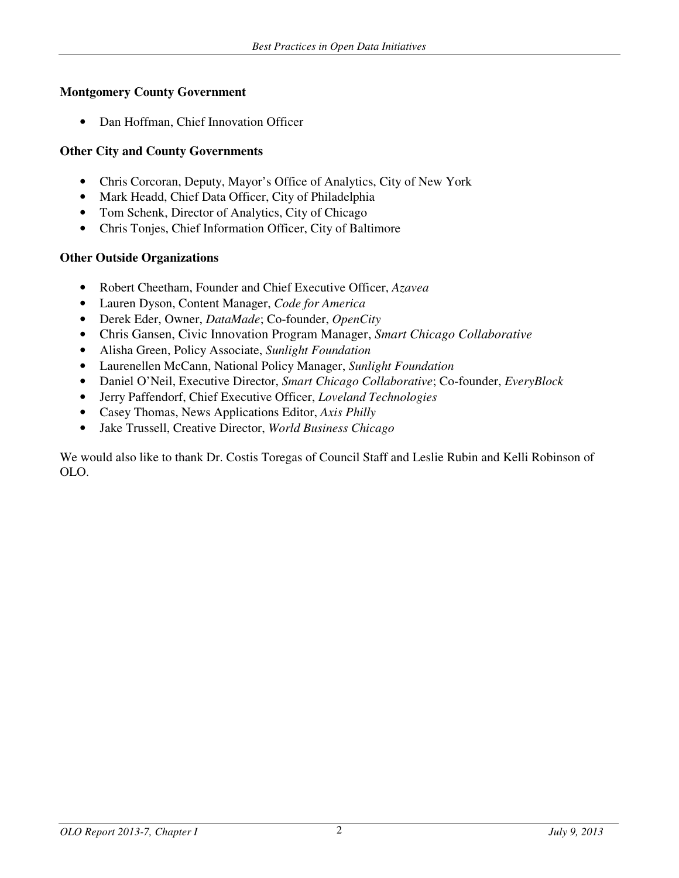**Montgomery County Government**

- Dan Hoffman, Chief Innovation Officer

**Other City and County Governments**

- Chris Corcoran, Deputy, Mayor's Office of Analytics, City of New York
- Mark Headd, Chief Data Officer, City of Philadelphia
- Tom Schenk, Director of Analytics, City of Chicago
- Chris Tonjes, Chief Information Officer, City of Baltimore

**Other Outside Organizations**

- Robert Cheetham, Founder and Chief Executive Officer, *Azavea*
- Lauren Dyson, Content Manager, *Code for America*
- Derek Eder, Owner, *DataMade*; Co-founder, *OpenCity*
- Chris Gansen, Civic Innovation Program Manager, *Smart Chicago Collaborative*
- Alisha Green, Policy Associate, *Sunlight Foundation*
- Laurenellen McCann, National Policy Manager, *Sunlight Foundation*
- Daniel O'Neil, Executive Director, *Smart Chicago Collaborative*; Co-founder, *EveryBlock*
- Jerry Paffendorf, Chief Executive Officer, *Loveland Technologies*
- Casey Thomas, News Applications Editor, *Axis Philly*
- Jake Trussell, Creative Director, *World Business Chicago*

We would also like to thank Dr. Costis Toregas of Council Staff and Leslie Rubin and Kelli Robinson of OLO.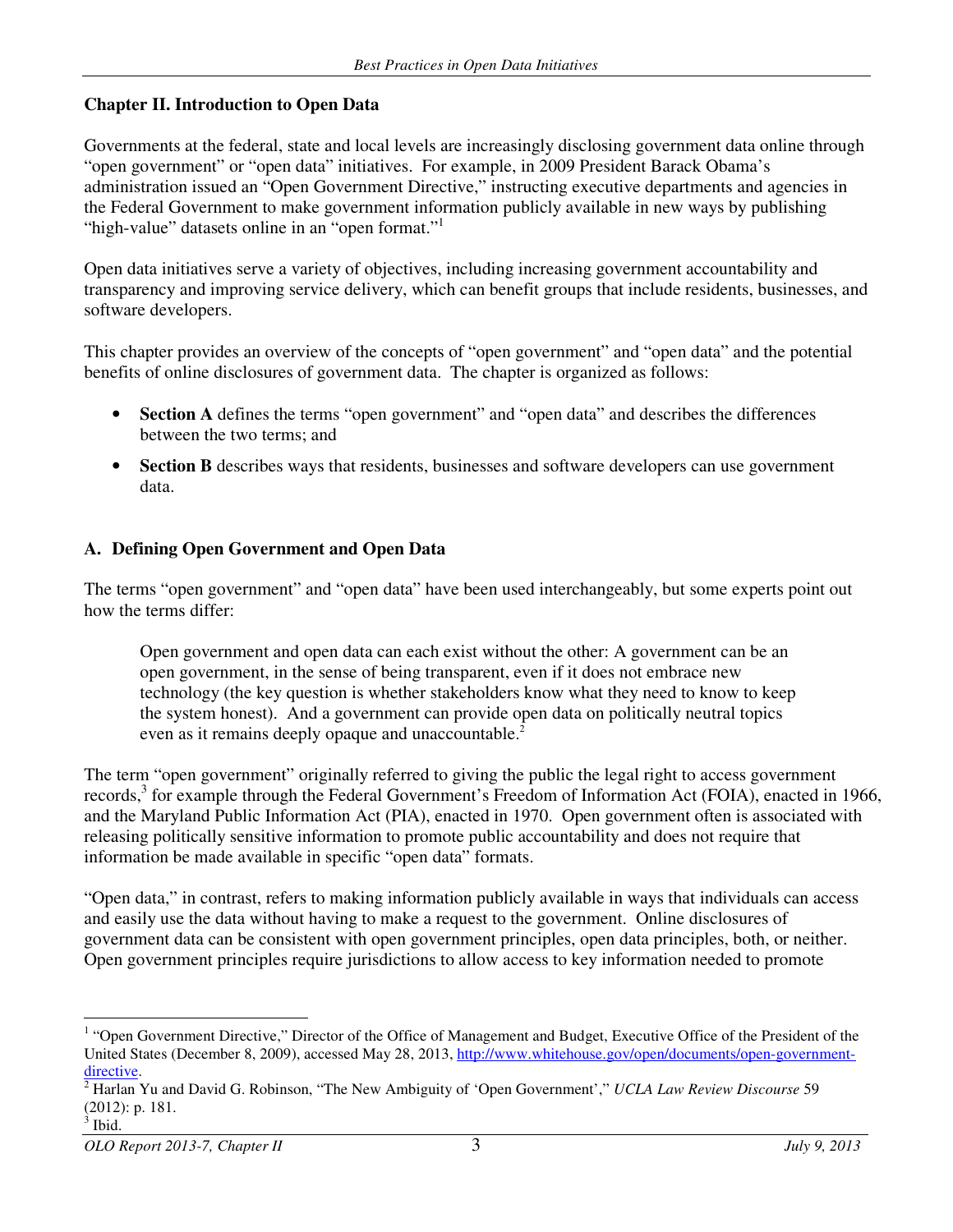## Chapter II. Introduction to Open Data

Governments at the federal, state and local levels are increasingly disclosing government data online through "open government" or "open data" initiatives. For example, in 2009 President Barack Obama's administration issued an "Open Government Directive," instructing executive departments and agencies in the Federal Government to make government information publicly available in new ways by publishing "high-value" datasets online in an "open format."[1]

Open data initiatives serve a variety of objectives, including increasing government accountability and transparency and improving service delivery, which can benefit groups that include residents, businesses, and software developers.

This chapter provides an overview of the concepts of "open government" and "open data" and the potential benefits of online disclosures of government data. The chapter is organized as follows:

- **Section A** defines the terms "open government" and "open data" and describes the differences between the two terms; and
- **Section B** describes ways that residents, businesses and software developers can use government data.

### A. Defining Open Government and Open Data

The terms "open government" and "open data" have been used interchangeably, but some experts point out how the terms differ:

> Open government and open data can each exist without the other: A government can be an open government, in the sense of being transparent, even if it does not embrace new technology (the key question is whether stakeholders know what they need to know to keep the system honest). And a government can provide open data on politically neutral topics even as it remains deeply opaque and unaccountable.[2]

The term "open government" originally referred to giving the public the legal right to access government records,[3] for example through the Federal Government's Freedom of Information Act (FOIA), enacted in 1966, and the Maryland Public Information Act (PIA), enacted in 1970. Open government often is associated with releasing politically sensitive information to promote public accountability and does not require that information be made available in specific "open data" formats.

"Open data," in contrast, refers to making information publicly available in ways that individuals can access and easily use the data without having to make a request to the government. Online disclosures of government data can be consistent with open government principles, open data principles, both, or neither. Open government principles require jurisdictions to allow access to key information needed to promote

---

[1] "Open Government Directive," Director of the Office of Management and Budget, Executive Office of the President of the United States (December 8, 2009), accessed May 28, 2013, http://www.whitehouse.gov/open/documents/open-government-directive.

[2] Harlan Yu and David G. Robinson, "The New Ambiguity of 'Open Government'," *UCLA Law Review Discourse* 59 (2012): p. 181.

[3] Ibid.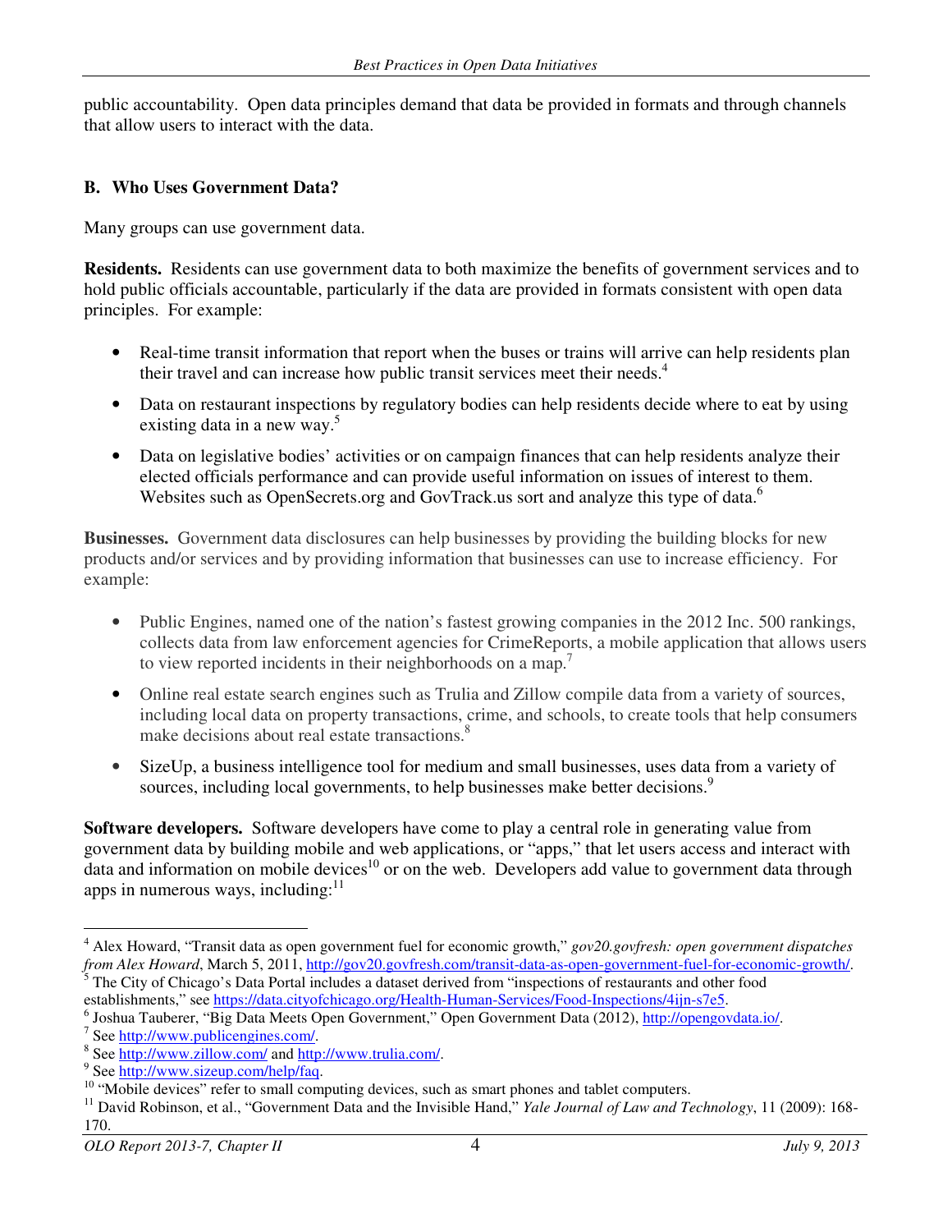public accountability. Open data principles demand that data be provided in formats and through channels that allow users to interact with the data.

### B. Who Uses Government Data?

Many groups can use government data.

**Residents.** Residents can use government data to both maximize the benefits of government services and to hold public officials accountable, particularly if the data are provided in formats consistent with open data principles. For example:

- Real-time transit information that report when the buses or trains will arrive can help residents plan their travel and can increase how public transit services meet their needs.[4]
- Data on restaurant inspections by regulatory bodies can help residents decide where to eat by using existing data in a new way.[5]
- Data on legislative bodies' activities or on campaign finances that can help residents analyze their elected officials performance and can provide useful information on issues of interest to them. Websites such as OpenSecrets.org and GovTrack.us sort and analyze this type of data.[6]

**Businesses.** Government data disclosures can help businesses by providing the building blocks for new products and/or services and by providing information that businesses can use to increase efficiency. For example:

- Public Engines, named one of the nation's fastest growing companies in the 2012 Inc. 500 rankings, collects data from law enforcement agencies for CrimeReports, a mobile application that allows users to view reported incidents in their neighborhoods on a map.[7]
- Online real estate search engines such as Trulia and Zillow compile data from a variety of sources, including local data on property transactions, crime, and schools, to create tools that help consumers make decisions about real estate transactions.[8]
- SizeUp, a business intelligence tool for medium and small businesses, uses data from a variety of sources, including local governments, to help businesses make better decisions.[9]

**Software developers.** Software developers have come to play a central role in generating value from government data by building mobile and web applications, or "apps," that let users access and interact with data and information on mobile devices[10] or on the web. Developers add value to government data through apps in numerous ways, including:[11]

---

[4] Alex Howard, "Transit data as open government fuel for economic growth," *gov20.govfresh: open government dispatches from Alex Howard*, March 5, 2011, http://gov20.govfresh.com/transit-data-as-open-government-fuel-for-economic-growth/.

[5] The City of Chicago's Data Portal includes a dataset derived from "inspections of restaurants and other food establishments," see https://data.cityofchicago.org/Health-Human-Services/Food-Inspections/4ijn-s7e5.

[6] Joshua Tauberer, "Big Data Meets Open Government," Open Government Data (2012), http://opengovdata.io/.

[7] See http://www.publicengines.com/.

[8] See http://www.zillow.com/ and http://www.trulia.com/.

[9] See http://www.sizeup.com/help/faq.

[10] "Mobile devices" refer to small computing devices, such as smart phones and tablet computers.

[11] David Robinson, et al., "Government Data and the Invisible Hand," *Yale Journal of Law and Technology*, 11 (2009): 168-170.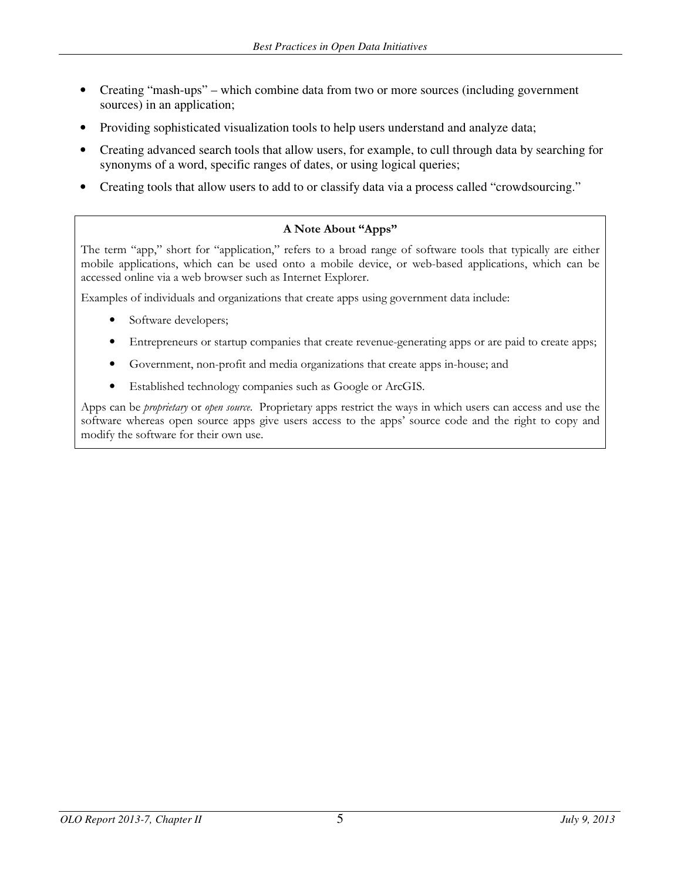- Creating "mash-ups" – which combine data from two or more sources (including government sources) in an application;
- Providing sophisticated visualization tools to help users understand and analyze data;
- Creating advanced search tools that allow users, for example, to cull through data by searching for synonyms of a word, specific ranges of dates, or using logical queries;
- Creating tools that allow users to add to or classify data via a process called "crowdsourcing."

**A Note About "Apps"**

The term "app," short for "application," refers to a broad range of software tools that typically are either mobile applications, which can be used onto a mobile device, or web-based applications, which can be accessed online via a web browser such as Internet Explorer.

Examples of individuals and organizations that create apps using government data include:

- Software developers;
- Entrepreneurs or startup companies that create revenue-generating apps or are paid to create apps;
- Government, non-profit and media organizations that create apps in-house; and
- Established technology companies such as Google or ArcGIS.

Apps can be *proprietary* or *open source*. Proprietary apps restrict the ways in which users can access and use the software whereas open source apps give users access to the apps' source code and the right to copy and modify the software for their own use.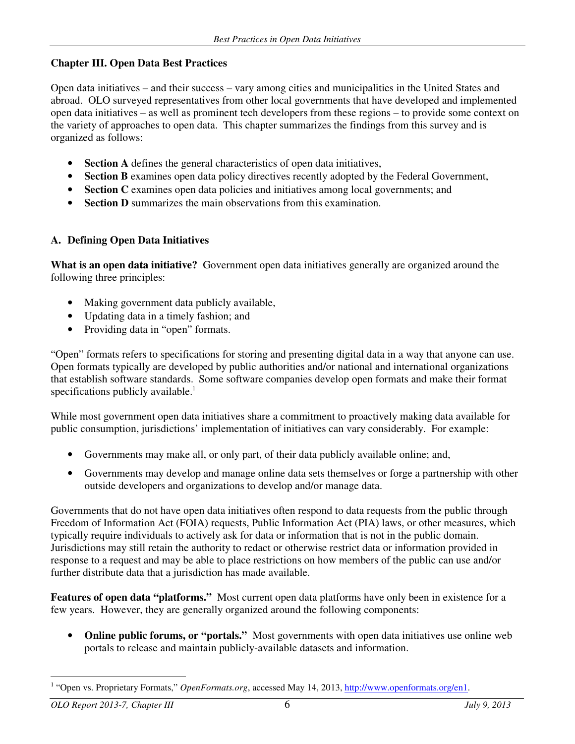## Chapter III. Open Data Best Practices

Open data initiatives – and their success – vary among cities and municipalities in the United States and abroad. OLO surveyed representatives from other local governments that have developed and implemented open data initiatives – as well as prominent tech developers from these regions – to provide some context on the variety of approaches to open data. This chapter summarizes the findings from this survey and is organized as follows:

- **Section A** defines the general characteristics of open data initiatives,
- **Section B** examines open data policy directives recently adopted by the Federal Government,
- **Section C** examines open data policies and initiatives among local governments; and
- **Section D** summarizes the main observations from this examination.

### A. Defining Open Data Initiatives

**What is an open data initiative?** Government open data initiatives generally are organized around the following three principles:

- Making government data publicly available,
- Updating data in a timely fashion; and
- Providing data in "open" formats.

"Open" formats refers to specifications for storing and presenting digital data in a way that anyone can use. Open formats typically are developed by public authorities and/or national and international organizations that establish software standards. Some software companies develop open formats and make their format specifications publicly available.[1]

While most government open data initiatives share a commitment to proactively making data available for public consumption, jurisdictions' implementation of initiatives can vary considerably. For example:

- Governments may make all, or only part, of their data publicly available online; and,
- Governments may develop and manage online data sets themselves or forge a partnership with other outside developers and organizations to develop and/or manage data.

Governments that do not have open data initiatives often respond to data requests from the public through Freedom of Information Act (FOIA) requests, Public Information Act (PIA) laws, or other measures, which typically require individuals to actively ask for data or information that is not in the public domain. Jurisdictions may still retain the authority to redact or otherwise restrict data or information provided in response to a request and may be able to place restrictions on how members of the public can use and/or further distribute data that a jurisdiction has made available.

**Features of open data "platforms."** Most current open data platforms have only been in existence for a few years. However, they are generally organized around the following components:

- **Online public forums, or "portals."** Most governments with open data initiatives use online web portals to release and maintain publicly-available datasets and information.

---

[1] "Open vs. Proprietary Formats," *OpenFormats.org*, accessed May 14, 2013, http://www.openformats.org/en1.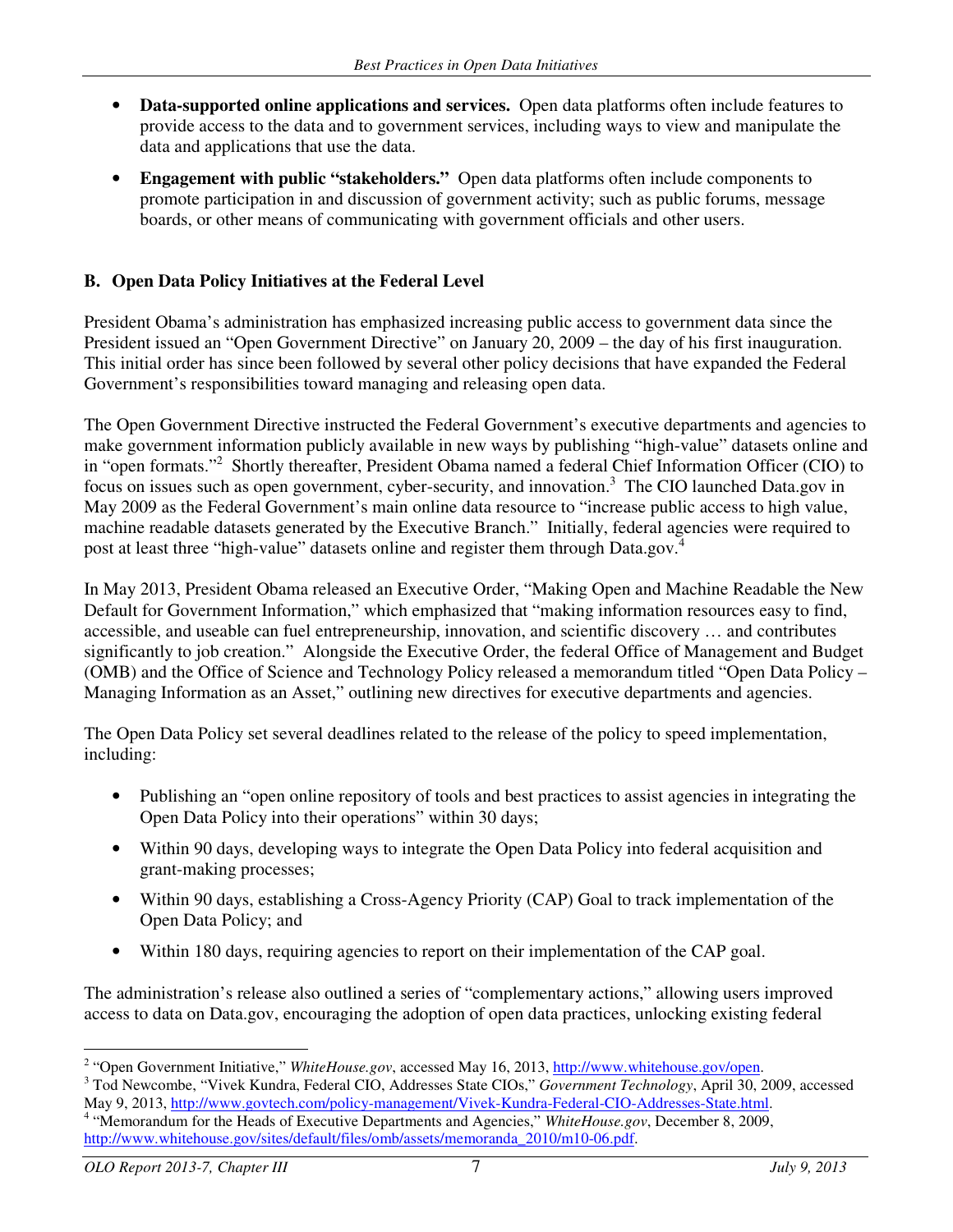- **Data-supported online applications and services.** Open data platforms often include features to provide access to the data and to government services, including ways to view and manipulate the data and applications that use the data.

- **Engagement with public "stakeholders."** Open data platforms often include components to promote participation in and discussion of government activity; such as public forums, message boards, or other means of communicating with government officials and other users.

## B. Open Data Policy Initiatives at the Federal Level

President Obama's administration has emphasized increasing public access to government data since the President issued an "Open Government Directive" on January 20, 2009 – the day of his first inauguration. This initial order has since been followed by several other policy decisions that have expanded the Federal Government's responsibilities toward managing and releasing open data.

The Open Government Directive instructed the Federal Government's executive departments and agencies to make government information publicly available in new ways by publishing "high-value" datasets online and in "open formats."[2] Shortly thereafter, President Obama named a federal Chief Information Officer (CIO) to focus on issues such as open government, cyber-security, and innovation.[3] The CIO launched Data.gov in May 2009 as the Federal Government's main online data resource to "increase public access to high value, machine readable datasets generated by the Executive Branch." Initially, federal agencies were required to post at least three "high-value" datasets online and register them through Data.gov.[4]

In May 2013, President Obama released an Executive Order, "Making Open and Machine Readable the New Default for Government Information," which emphasized that "making information resources easy to find, accessible, and useable can fuel entrepreneurship, innovation, and scientific discovery … and contributes significantly to job creation." Alongside the Executive Order, the federal Office of Management and Budget (OMB) and the Office of Science and Technology Policy released a memorandum titled "Open Data Policy – Managing Information as an Asset," outlining new directives for executive departments and agencies.

The Open Data Policy set several deadlines related to the release of the policy to speed implementation, including:

- Publishing an "open online repository of tools and best practices to assist agencies in integrating the Open Data Policy into their operations" within 30 days;
- Within 90 days, developing ways to integrate the Open Data Policy into federal acquisition and grant-making processes;
- Within 90 days, establishing a Cross-Agency Priority (CAP) Goal to track implementation of the Open Data Policy; and
- Within 180 days, requiring agencies to report on their implementation of the CAP goal.

The administration's release also outlined a series of "complementary actions," allowing users improved access to data on Data.gov, encouraging the adoption of open data practices, unlocking existing federal

---

[2] "Open Government Initiative," *WhiteHouse.gov*, accessed May 16, 2013, http://www.whitehouse.gov/open.

[3] Tod Newcombe, "Vivek Kundra, Federal CIO, Addresses State CIOs," *Government Technology*, April 30, 2009, accessed May 9, 2013, http://www.govtech.com/policy-management/Vivek-Kundra-Federal-CIO-Addresses-State.html.

[4] "Memorandum for the Heads of Executive Departments and Agencies," *WhiteHouse.gov*, December 8, 2009, http://www.whitehouse.gov/sites/default/files/omb/assets/memoranda_2010/m10-06.pdf.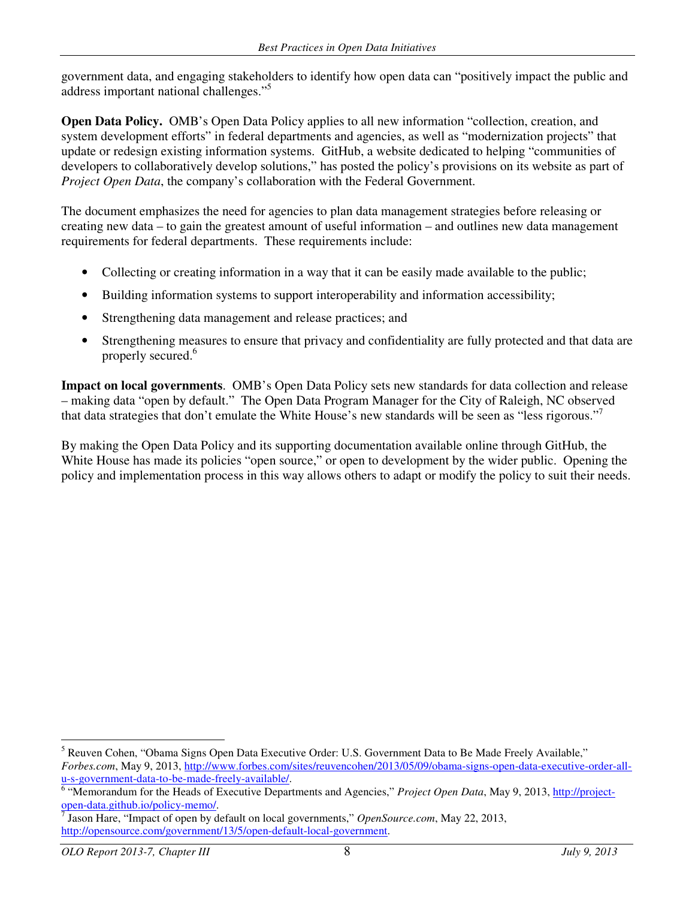government data, and engaging stakeholders to identify how open data can "positively impact the public and address important national challenges."[5]

**Open Data Policy.** OMB's Open Data Policy applies to all new information "collection, creation, and system development efforts" in federal departments and agencies, as well as "modernization projects" that update or redesign existing information systems. GitHub, a website dedicated to helping "communities of developers to collaboratively develop solutions," has posted the policy's provisions on its website as part of *Project Open Data*, the company's collaboration with the Federal Government.

The document emphasizes the need for agencies to plan data management strategies before releasing or creating new data – to gain the greatest amount of useful information – and outlines new data management requirements for federal departments. These requirements include:

- Collecting or creating information in a way that it can be easily made available to the public;
- Building information systems to support interoperability and information accessibility;
- Strengthening data management and release practices; and
- Strengthening measures to ensure that privacy and confidentiality are fully protected and that data are properly secured.[6]

**Impact on local governments**. OMB's Open Data Policy sets new standards for data collection and release – making data "open by default." The Open Data Program Manager for the City of Raleigh, NC observed that data strategies that don't emulate the White House's new standards will be seen as "less rigorous."[7]

By making the Open Data Policy and its supporting documentation available online through GitHub, the White House has made its policies "open source," or open to development by the wider public. Opening the policy and implementation process in this way allows others to adapt or modify the policy to suit their needs.

---

[5] Reuven Cohen, "Obama Signs Open Data Executive Order: U.S. Government Data to Be Made Freely Available," *Forbes.com*, May 9, 2013, http://www.forbes.com/sites/reuvencohen/2013/05/09/obama-signs-open-data-executive-order-all-u-s-government-data-to-be-made-freely-available/.

[6] "Memorandum for the Heads of Executive Departments and Agencies," *Project Open Data*, May 9, 2013, http://project-open-data.github.io/policy-memo/.

[7] Jason Hare, "Impact of open by default on local governments," *OpenSource.com*, May 22, 2013, http://opensource.com/government/13/5/open-default-local-government.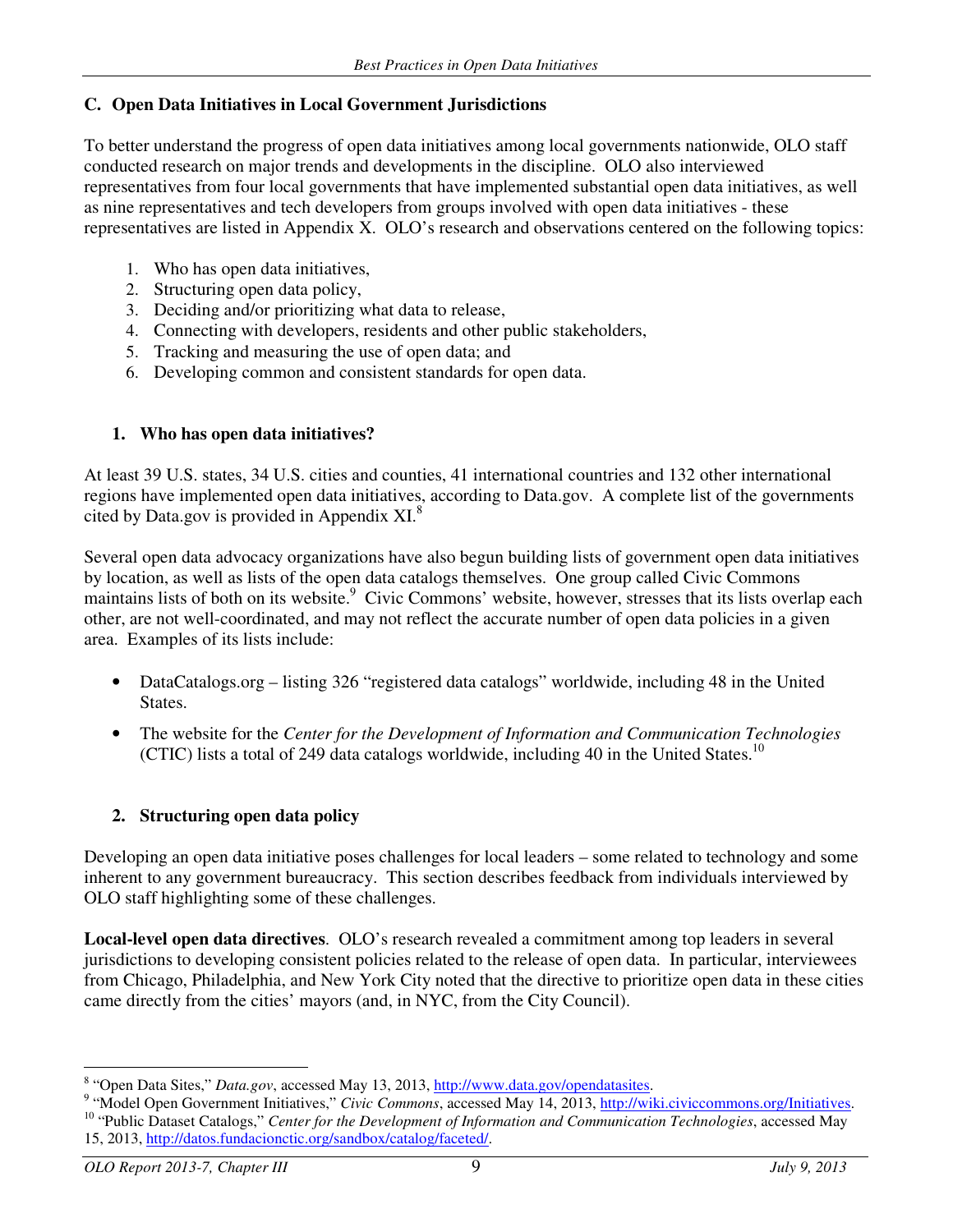## C. Open Data Initiatives in Local Government Jurisdictions

To better understand the progress of open data initiatives among local governments nationwide, OLO staff conducted research on major trends and developments in the discipline. OLO also interviewed representatives from four local governments that have implemented substantial open data initiatives, as well as nine representatives and tech developers from groups involved with open data initiatives - these representatives are listed in Appendix X. OLO's research and observations centered on the following topics:

1. Who has open data initiatives,
2. Structuring open data policy,
3. Deciding and/or prioritizing what data to release,
4. Connecting with developers, residents and other public stakeholders,
5. Tracking and measuring the use of open data; and
6. Developing common and consistent standards for open data.

### 1. Who has open data initiatives?

At least 39 U.S. states, 34 U.S. cities and counties, 41 international countries and 132 other international regions have implemented open data initiatives, according to Data.gov. A complete list of the governments cited by Data.gov is provided in Appendix XI.[8]

Several open data advocacy organizations have also begun building lists of government open data initiatives by location, as well as lists of the open data catalogs themselves. One group called Civic Commons maintains lists of both on its website.[9] Civic Commons' website, however, stresses that its lists overlap each other, are not well-coordinated, and may not reflect the accurate number of open data policies in a given area. Examples of its lists include:

- DataCatalogs.org – listing 326 "registered data catalogs" worldwide, including 48 in the United States.
- The website for the *Center for the Development of Information and Communication Technologies* (CTIC) lists a total of 249 data catalogs worldwide, including 40 in the United States.[10]

### 2. Structuring open data policy

Developing an open data initiative poses challenges for local leaders – some related to technology and some inherent to any government bureaucracy. This section describes feedback from individuals interviewed by OLO staff highlighting some of these challenges.

**Local-level open data directives**. OLO's research revealed a commitment among top leaders in several jurisdictions to developing consistent policies related to the release of open data. In particular, interviewees from Chicago, Philadelphia, and New York City noted that the directive to prioritize open data in these cities came directly from the cities' mayors (and, in NYC, from the City Council).

---

[8] "Open Data Sites," *Data.gov*, accessed May 13, 2013, http://www.data.gov/opendatasites.

[9] "Model Open Government Initiatives," *Civic Commons*, accessed May 14, 2013, http://wiki.civiccommons.org/Initiatives.

[10] "Public Dataset Catalogs," *Center for the Development of Information and Communication Technologies*, accessed May 15, 2013, http://datos.fundacionctic.org/sandbox/catalog/faceted/.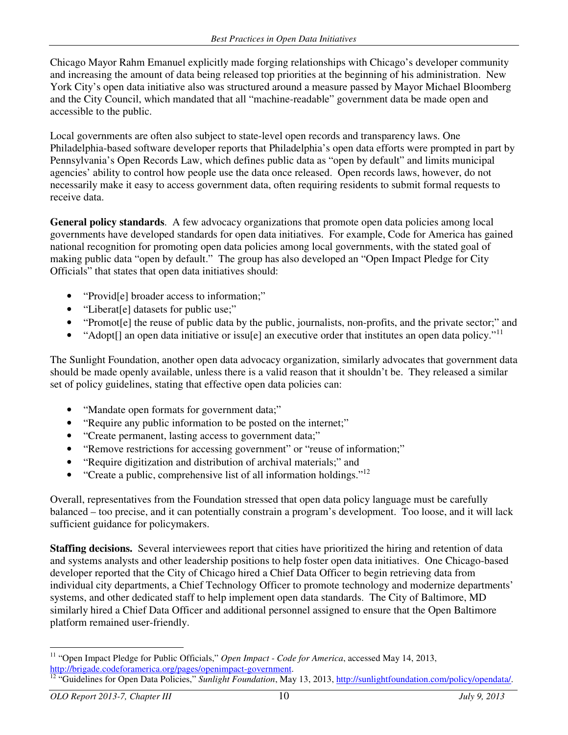Chicago Mayor Rahm Emanuel explicitly made forging relationships with Chicago's developer community and increasing the amount of data being released top priorities at the beginning of his administration. New York City's open data initiative also was structured around a measure passed by Mayor Michael Bloomberg and the City Council, which mandated that all "machine-readable" government data be made open and accessible to the public.

Local governments are often also subject to state-level open records and transparency laws. One Philadelphia-based software developer reports that Philadelphia's open data efforts were prompted in part by Pennsylvania's Open Records Law, which defines public data as "open by default" and limits municipal agencies' ability to control how people use the data once released. Open records laws, however, do not necessarily make it easy to access government data, often requiring residents to submit formal requests to receive data.

**General policy standards**. A few advocacy organizations that promote open data policies among local governments have developed standards for open data initiatives. For example, Code for America has gained national recognition for promoting open data policies among local governments, with the stated goal of making public data "open by default." The group has also developed an "Open Impact Pledge for City Officials" that states that open data initiatives should:

- "Provid[e] broader access to information;"
- "Liberat[e] datasets for public use;"
- "Promot[e] the reuse of public data by the public, journalists, non-profits, and the private sector;" and
- "Adopt[] an open data initiative or issu[e] an executive order that institutes an open data policy."[11]

The Sunlight Foundation, another open data advocacy organization, similarly advocates that government data should be made openly available, unless there is a valid reason that it shouldn't be. They released a similar set of policy guidelines, stating that effective open data policies can:

- "Mandate open formats for government data;"
- "Require any public information to be posted on the internet;"
- "Create permanent, lasting access to government data;"
- "Remove restrictions for accessing government" or "reuse of information;"
- "Require digitization and distribution of archival materials;" and
- "Create a public, comprehensive list of all information holdings."[12]

Overall, representatives from the Foundation stressed that open data policy language must be carefully balanced – too precise, and it can potentially constrain a program's development. Too loose, and it will lack sufficient guidance for policymakers.

**Staffing decisions.** Several interviewees report that cities have prioritized the hiring and retention of data and systems analysts and other leadership positions to help foster open data initiatives. One Chicago-based developer reported that the City of Chicago hired a Chief Data Officer to begin retrieving data from individual city departments, a Chief Technology Officer to promote technology and modernize departments' systems, and other dedicated staff to help implement open data standards. The City of Baltimore, MD similarly hired a Chief Data Officer and additional personnel assigned to ensure that the Open Baltimore platform remained user-friendly.

---

[11] "Open Impact Pledge for Public Officials," *Open Impact - Code for America*, accessed May 14, 2013, http://brigade.codeforamerica.org/pages/openimpact-government.

[12] "Guidelines for Open Data Policies," *Sunlight Foundation*, May 13, 2013, http://sunlightfoundation.com/policy/opendata/.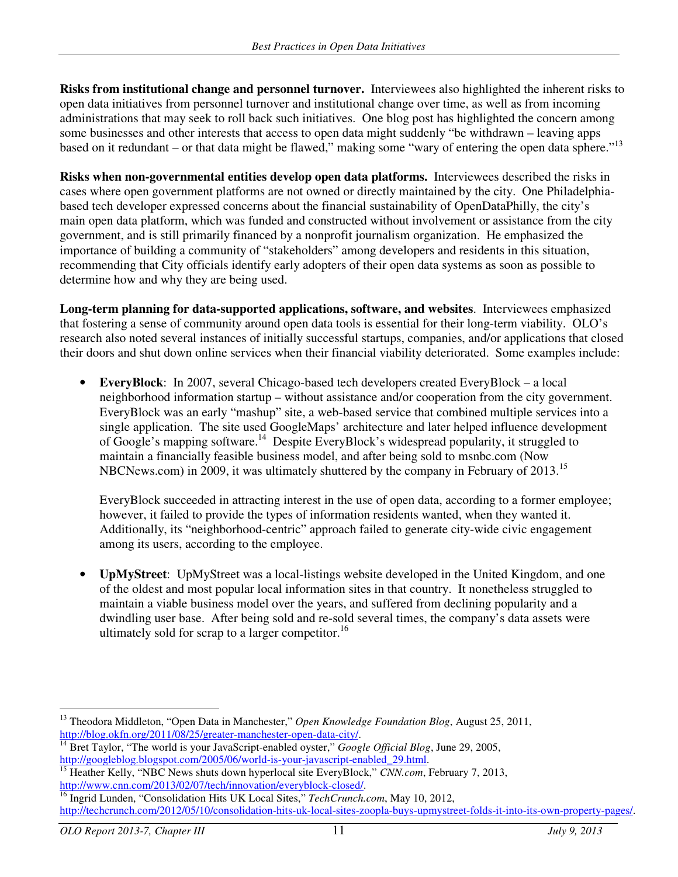**Risks from institutional change and personnel turnover.** Interviewees also highlighted the inherent risks to open data initiatives from personnel turnover and institutional change over time, as well as from incoming administrations that may seek to roll back such initiatives. One blog post has highlighted the concern among some businesses and other interests that access to open data might suddenly "be withdrawn – leaving apps based on it redundant – or that data might be flawed," making some "wary of entering the open data sphere."[13]

**Risks when non-governmental entities develop open data platforms.** Interviewees described the risks in cases where open government platforms are not owned or directly maintained by the city. One Philadelphia-based tech developer expressed concerns about the financial sustainability of OpenDataPhilly, the city's main open data platform, which was funded and constructed without involvement or assistance from the city government, and is still primarily financed by a nonprofit journalism organization. He emphasized the importance of building a community of "stakeholders" among developers and residents in this situation, recommending that City officials identify early adopters of their open data systems as soon as possible to determine how and why they are being used.

**Long-term planning for data-supported applications, software, and websites**. Interviewees emphasized that fostering a sense of community around open data tools is essential for their long-term viability. OLO's research also noted several instances of initially successful startups, companies, and/or applications that closed their doors and shut down online services when their financial viability deteriorated. Some examples include:

- **EveryBlock**: In 2007, several Chicago-based tech developers created EveryBlock – a local neighborhood information startup – without assistance and/or cooperation from the city government. EveryBlock was an early "mashup" site, a web-based service that combined multiple services into a single application. The site used GoogleMaps' architecture and later helped influence development of Google's mapping software.[14] Despite EveryBlock's widespread popularity, it struggled to maintain a financially feasible business model, and after being sold to msnbc.com (Now NBCNews.com) in 2009, it was ultimately shuttered by the company in February of 2013.[15]

  EveryBlock succeeded in attracting interest in the use of open data, according to a former employee; however, it failed to provide the types of information residents wanted, when they wanted it. Additionally, its "neighborhood-centric" approach failed to generate city-wide civic engagement among its users, according to the employee.

- **UpMyStreet**: UpMyStreet was a local-listings website developed in the United Kingdom, and one of the oldest and most popular local information sites in that country. It nonetheless struggled to maintain a viable business model over the years, and suffered from declining popularity and a dwindling user base. After being sold and re-sold several times, the company's data assets were ultimately sold for scrap to a larger competitor.[16]

---

[13] Theodora Middleton, "Open Data in Manchester," *Open Knowledge Foundation Blog*, August 25, 2011, http://blog.okfn.org/2011/08/25/greater-manchester-open-data-city/.

[14] Bret Taylor, "The world is your JavaScript-enabled oyster," *Google Official Blog*, June 29, 2005, http://googleblog.blogspot.com/2005/06/world-is-your-javascript-enabled_29.html.

[15] Heather Kelly, "NBC News shuts down hyperlocal site EveryBlock," *CNN.com*, February 7, 2013, http://www.cnn.com/2013/02/07/tech/innovation/everyblock-closed/.

[16] Ingrid Lunden, "Consolidation Hits UK Local Sites," *TechCrunch.com*, May 10, 2012, http://techcrunch.com/2012/05/10/consolidation-hits-uk-local-sites-zoopla-buys-upmystreet-folds-it-into-its-own-property-pages/.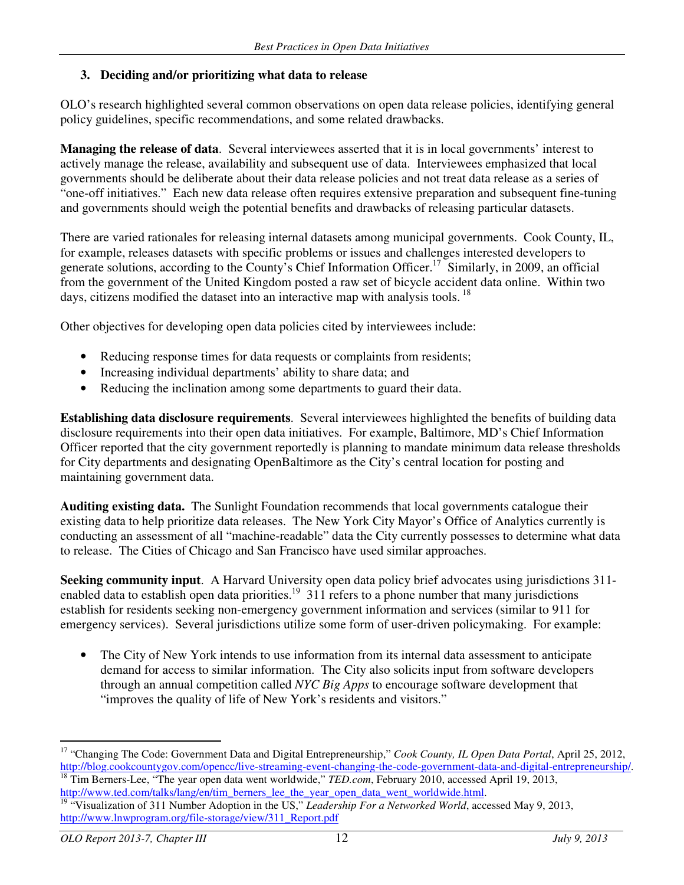### 3. Deciding and/or prioritizing what data to release

OLO's research highlighted several common observations on open data release policies, identifying general policy guidelines, specific recommendations, and some related drawbacks.

**Managing the release of data**. Several interviewees asserted that it is in local governments' interest to actively manage the release, availability and subsequent use of data. Interviewees emphasized that local governments should be deliberate about their data release policies and not treat data release as a series of "one-off initiatives." Each new data release often requires extensive preparation and subsequent fine-tuning and governments should weigh the potential benefits and drawbacks of releasing particular datasets.

There are varied rationales for releasing internal datasets among municipal governments. Cook County, IL, for example, releases datasets with specific problems or issues and challenges interested developers to generate solutions, according to the County's Chief Information Officer.[17] Similarly, in 2009, an official from the government of the United Kingdom posted a raw set of bicycle accident data online. Within two days, citizens modified the dataset into an interactive map with analysis tools.[18]

Other objectives for developing open data policies cited by interviewees include:

- Reducing response times for data requests or complaints from residents;
- Increasing individual departments' ability to share data; and
- Reducing the inclination among some departments to guard their data.

**Establishing data disclosure requirements**. Several interviewees highlighted the benefits of building data disclosure requirements into their open data initiatives. For example, Baltimore, MD's Chief Information Officer reported that the city government reportedly is planning to mandate minimum data release thresholds for City departments and designating OpenBaltimore as the City's central location for posting and maintaining government data.

**Auditing existing data.** The Sunlight Foundation recommends that local governments catalogue their existing data to help prioritize data releases. The New York City Mayor's Office of Analytics currently is conducting an assessment of all "machine-readable" data the City currently possesses to determine what data to release. The Cities of Chicago and San Francisco have used similar approaches.

**Seeking community input**. A Harvard University open data policy brief advocates using jurisdictions 311-enabled data to establish open data priorities.[19] 311 refers to a phone number that many jurisdictions establish for residents seeking non-emergency government information and services (similar to 911 for emergency services). Several jurisdictions utilize some form of user-driven policymaking. For example:

- The City of New York intends to use information from its internal data assessment to anticipate demand for access to similar information. The City also solicits input from software developers through an annual competition called *NYC Big Apps* to encourage software development that "improves the quality of life of New York's residents and visitors."

---

[17] "Changing The Code: Government Data and Digital Entrepreneurship," *Cook County, IL Open Data Portal*, April 25, 2012, http://blog.cookcountygov.com/opencc/live-streaming-event-changing-the-code-government-data-and-digital-entrepreneurship/.

[18] Tim Berners-Lee, "The year open data went worldwide," *TED.com*, February 2010, accessed April 19, 2013, http://www.ted.com/talks/lang/en/tim_berners_lee_the_year_open_data_went_worldwide.html.

[19] "Visualization of 311 Number Adoption in the US," *Leadership For a Networked World*, accessed May 9, 2013, http://www.lnwprogram.org/file-storage/view/311_Report.pdf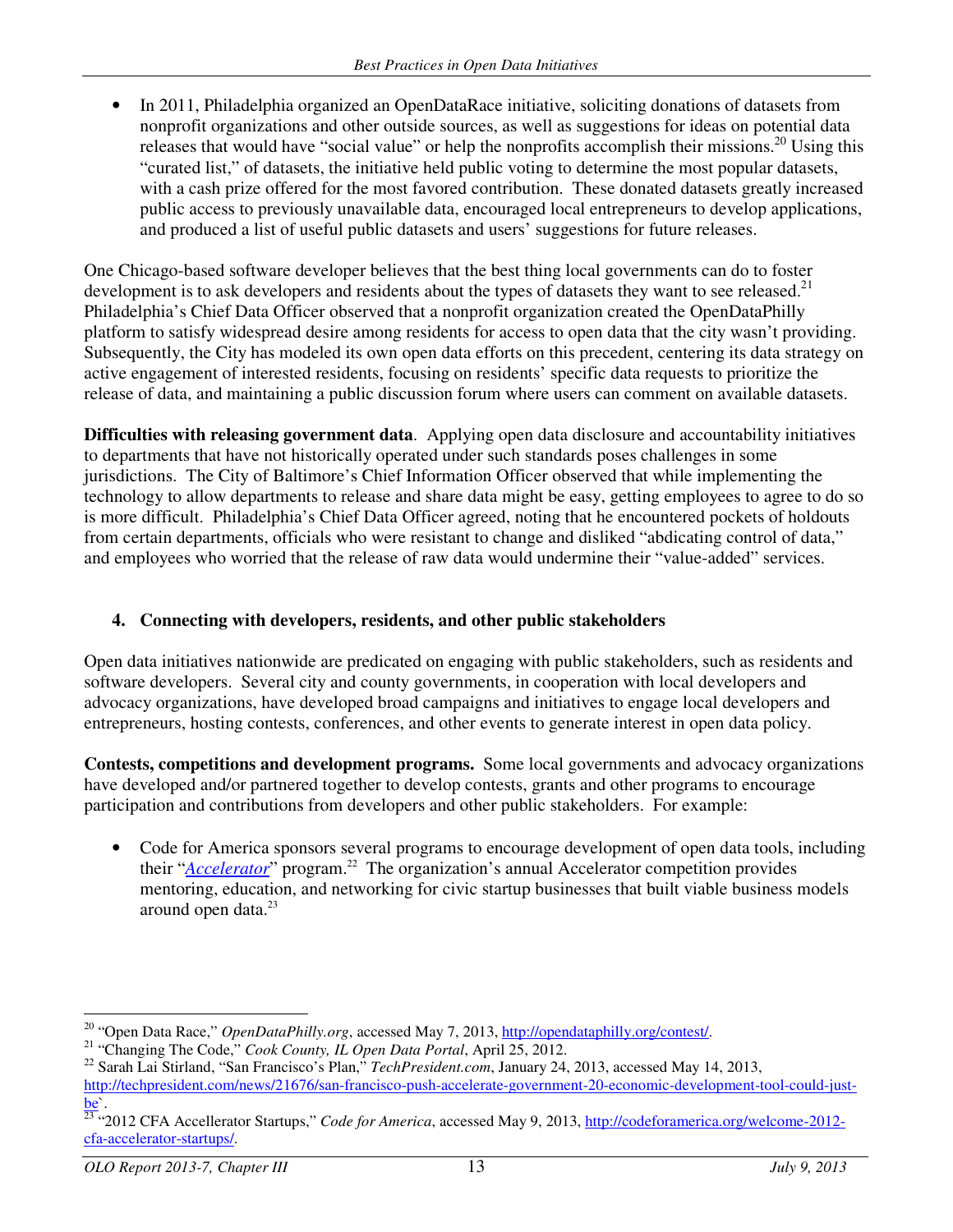- In 2011, Philadelphia organized an OpenDataRace initiative, soliciting donations of datasets from nonprofit organizations and other outside sources, as well as suggestions for ideas on potential data releases that would have "social value" or help the nonprofits accomplish their missions.[20] Using this "curated list," of datasets, the initiative held public voting to determine the most popular datasets, with a cash prize offered for the most favored contribution. These donated datasets greatly increased public access to previously unavailable data, encouraged local entrepreneurs to develop applications, and produced a list of useful public datasets and users' suggestions for future releases.

One Chicago-based software developer believes that the best thing local governments can do to foster development is to ask developers and residents about the types of datasets they want to see released.[21] Philadelphia's Chief Data Officer observed that a nonprofit organization created the OpenDataPhilly platform to satisfy widespread desire among residents for access to open data that the city wasn't providing. Subsequently, the City has modeled its own open data efforts on this precedent, centering its data strategy on active engagement of interested residents, focusing on residents' specific data requests to prioritize the release of data, and maintaining a public discussion forum where users can comment on available datasets.

**Difficulties with releasing government data**. Applying open data disclosure and accountability initiatives to departments that have not historically operated under such standards poses challenges in some jurisdictions. The City of Baltimore's Chief Information Officer observed that while implementing the technology to allow departments to release and share data might be easy, getting employees to agree to do so is more difficult. Philadelphia's Chief Data Officer agreed, noting that he encountered pockets of holdouts from certain departments, officials who were resistant to change and disliked "abdicating control of data," and employees who worried that the release of raw data would undermine their "value-added" services.

### 4. Connecting with developers, residents, and other public stakeholders

Open data initiatives nationwide are predicated on engaging with public stakeholders, such as residents and software developers. Several city and county governments, in cooperation with local developers and advocacy organizations, have developed broad campaigns and initiatives to engage local developers and entrepreneurs, hosting contests, conferences, and other events to generate interest in open data policy.

**Contests, competitions and development programs.** Some local governments and advocacy organizations have developed and/or partnered together to develop contests, grants and other programs to encourage participation and contributions from developers and other public stakeholders. For example:

- Code for America sponsors several programs to encourage development of open data tools, including their "*Accelerator*" program.[22] The organization's annual Accelerator competition provides mentoring, education, and networking for civic startup businesses that built viable business models around open data.[23]

---

[20] "Open Data Race," *OpenDataPhilly.org*, accessed May 7, 2013, http://opendataphilly.org/contest/.

[21] "Changing The Code," *Cook County, IL Open Data Portal*, April 25, 2012.

[22] Sarah Lai Stirland, "San Francisco's Plan," *TechPresident.com*, January 24, 2013, accessed May 14, 2013, http://techpresident.com/news/21676/san-francisco-push-accelerate-government-20-economic-development-tool-could-just-be`.

[23] "2012 CFA Accellerator Startups," *Code for America*, accessed May 9, 2013, http://codeforamerica.org/welcome-2012-cfa-accelerator-startups/.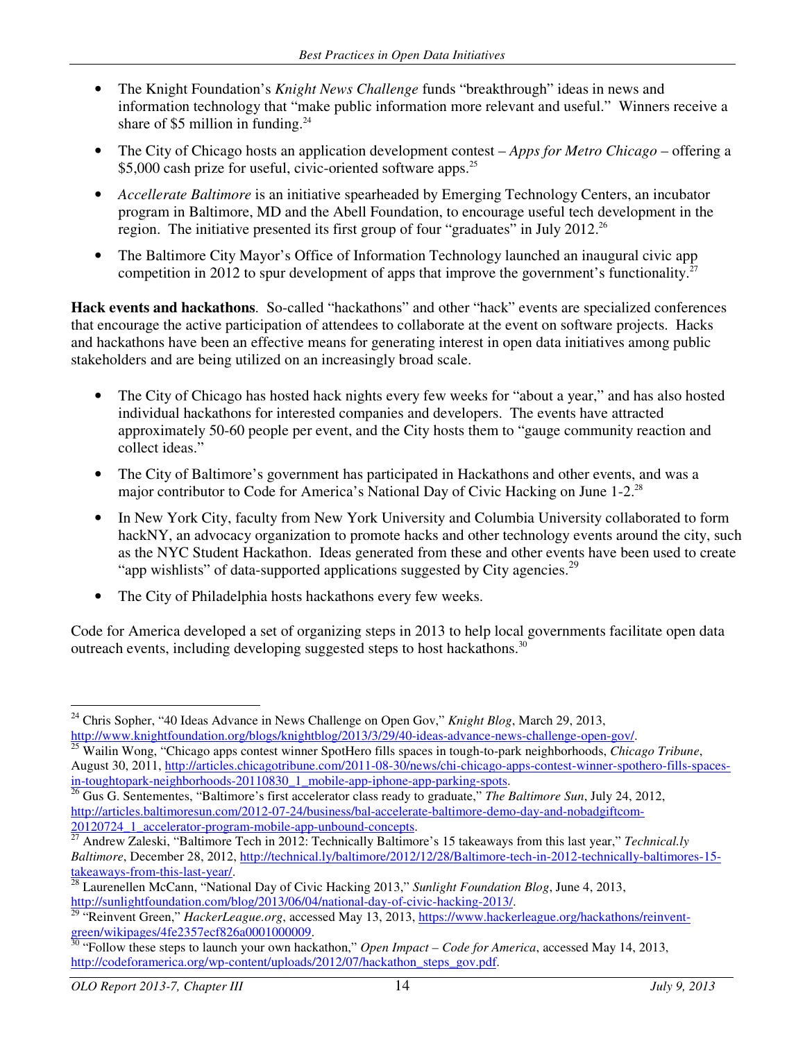- The Knight Foundation's *Knight News Challenge* funds "breakthrough" ideas in news and information technology that "make public information more relevant and useful." Winners receive a share of $5 million in funding.[24]

- The City of Chicago hosts an application development contest – *Apps for Metro Chicago* – offering a $5,000 cash prize for useful, civic-oriented software apps.[25]

- *Accellerate Baltimore* is an initiative spearheaded by Emerging Technology Centers, an incubator program in Baltimore, MD and the Abell Foundation, to encourage useful tech development in the region. The initiative presented its first group of four "graduates" in July 2012.[26]

- The Baltimore City Mayor's Office of Information Technology launched an inaugural civic app competition in 2012 to spur development of apps that improve the government's functionality.[27]

**Hack events and hackathons**. So-called "hackathons" and other "hack" events are specialized conferences that encourage the active participation of attendees to collaborate at the event on software projects. Hacks and hackathons have been an effective means for generating interest in open data initiatives among public stakeholders and are being utilized on an increasingly broad scale.

- The City of Chicago has hosted hack nights every few weeks for "about a year," and has also hosted individual hackathons for interested companies and developers. The events have attracted approximately 50-60 people per event, and the City hosts them to "gauge community reaction and collect ideas."

- The City of Baltimore's government has participated in Hackathons and other events, and was a major contributor to Code for America's National Day of Civic Hacking on June 1-2.[28]

- In New York City, faculty from New York University and Columbia University collaborated to form hackNY, an advocacy organization to promote hacks and other technology events around the city, such as the NYC Student Hackathon. Ideas generated from these and other events have been used to create "app wishlists" of data-supported applications suggested by City agencies.[29]

- The City of Philadelphia hosts hackathons every few weeks.

Code for America developed a set of organizing steps in 2013 to help local governments facilitate open data outreach events, including developing suggested steps to host hackathons.[30]

---

[24] Chris Sopher, "40 Ideas Advance in News Challenge on Open Gov," *Knight Blog*, March 29, 2013, http://www.knightfoundation.org/blogs/knightblog/2013/3/29/40-ideas-advance-news-challenge-open-gov/.

[25] Wailin Wong, "Chicago apps contest winner SpotHero fills spaces in tough-to-park neighborhoods, *Chicago Tribune*, August 30, 2011, http://articles.chicagotribune.com/2011-08-30/news/chi-chicago-apps-contest-winner-spothero-fills-spaces-in-toughtopark-neighborhoods-20110830_1_mobile-app-iphone-app-parking-spots.

[26] Gus G. Sentementes, "Baltimore's first accelerator class ready to graduate," *The Baltimore Sun*, July 24, 2012, http://articles.baltimoresun.com/2012-07-24/business/bal-accelerate-baltimore-demo-day-and-nobadgiftcom-20120724_1_accelerator-program-mobile-app-unbound-concepts.

[27] Andrew Zaleski, "Baltimore Tech in 2012: Technically Baltimore's 15 takeaways from this last year," *Technical.ly Baltimore*, December 28, 2012, http://technical.ly/baltimore/2012/12/28/Baltimore-tech-in-2012-technically-baltimores-15-takeaways-from-this-last-year/.

[28] Laurenellen McCann, "National Day of Civic Hacking 2013," *Sunlight Foundation Blog*, June 4, 2013, http://sunlightfoundation.com/blog/2013/06/04/national-day-of-civic-hacking-2013/.

[29] "Reinvent Green," *HackerLeague.org*, accessed May 13, 2013, https://www.hackerleague.org/hackathons/reinvent-green/wikipages/4fe2357ecf826a0001000009.

[30] "Follow these steps to launch your own hackathon," *Open Impact – Code for America*, accessed May 14, 2013, http://codeforamerica.org/wp-content/uploads/2012/07/hackathon_steps_gov.pdf.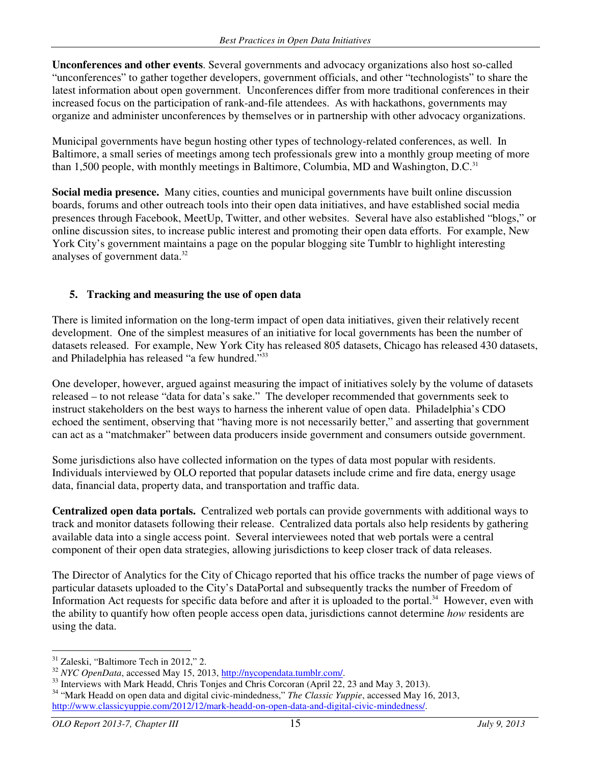**Unconferences and other events**. Several governments and advocacy organizations also host so-called "unconferences" to gather together developers, government officials, and other "technologists" to share the latest information about open government. Unconferences differ from more traditional conferences in their increased focus on the participation of rank-and-file attendees. As with hackathons, governments may organize and administer unconferences by themselves or in partnership with other advocacy organizations.

Municipal governments have begun hosting other types of technology-related conferences, as well. In Baltimore, a small series of meetings among tech professionals grew into a monthly group meeting of more than 1,500 people, with monthly meetings in Baltimore, Columbia, MD and Washington, D.C.[31]

**Social media presence.** Many cities, counties and municipal governments have built online discussion boards, forums and other outreach tools into their open data initiatives, and have established social media presences through Facebook, MeetUp, Twitter, and other websites. Several have also established "blogs," or online discussion sites, to increase public interest and promoting their open data efforts. For example, New York City's government maintains a page on the popular blogging site Tumblr to highlight interesting analyses of government data.[32]

### 5. Tracking and measuring the use of open data

There is limited information on the long-term impact of open data initiatives, given their relatively recent development. One of the simplest measures of an initiative for local governments has been the number of datasets released. For example, New York City has released 805 datasets, Chicago has released 430 datasets, and Philadelphia has released "a few hundred."[33]

One developer, however, argued against measuring the impact of initiatives solely by the volume of datasets released – to not release "data for data's sake." The developer recommended that governments seek to instruct stakeholders on the best ways to harness the inherent value of open data. Philadelphia's CDO echoed the sentiment, observing that "having more is not necessarily better," and asserting that government can act as a "matchmaker" between data producers inside government and consumers outside government.

Some jurisdictions also have collected information on the types of data most popular with residents. Individuals interviewed by OLO reported that popular datasets include crime and fire data, energy usage data, financial data, property data, and transportation and traffic data.

**Centralized open data portals.** Centralized web portals can provide governments with additional ways to track and monitor datasets following their release. Centralized data portals also help residents by gathering available data into a single access point. Several interviewees noted that web portals were a central component of their open data strategies, allowing jurisdictions to keep closer track of data releases.

The Director of Analytics for the City of Chicago reported that his office tracks the number of page views of particular datasets uploaded to the City's DataPortal and subsequently tracks the number of Freedom of Information Act requests for specific data before and after it is uploaded to the portal.[34] However, even with the ability to quantify how often people access open data, jurisdictions cannot determine *how* residents are using the data.

---

[31] Zaleski, "Baltimore Tech in 2012," 2.

[32] *NYC OpenData*, accessed May 15, 2013, http://nycopendata.tumblr.com/.

[33] Interviews with Mark Headd, Chris Tonjes and Chris Corcoran (April 22, 23 and May 3, 2013).

[34] "Mark Headd on open data and digital civic-mindedness," *The Classic Yuppie*, accessed May 16, 2013, http://www.classicyuppie.com/2012/12/mark-headd-on-open-data-and-digital-civic-mindedness/.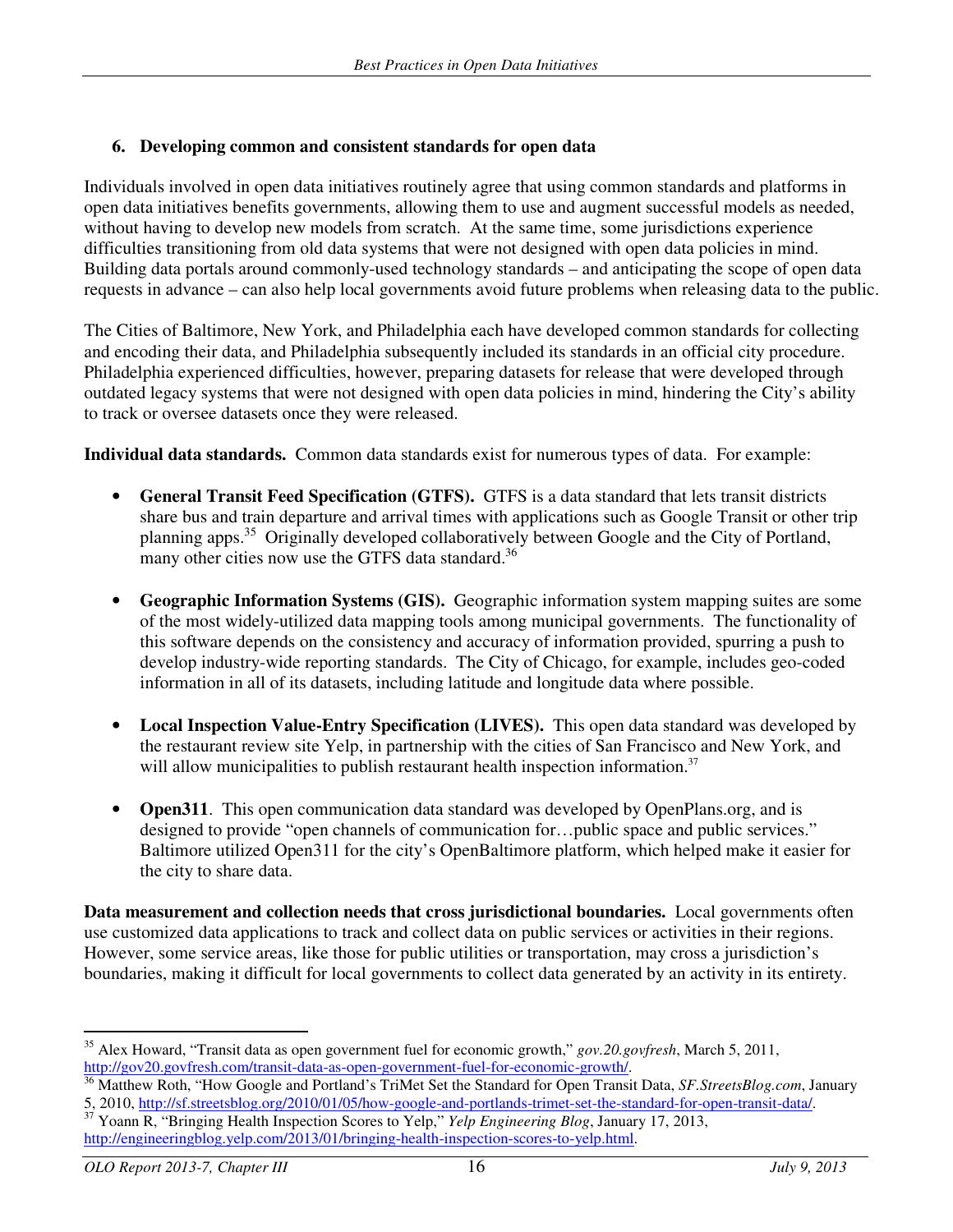### 6. Developing common and consistent standards for open data

Individuals involved in open data initiatives routinely agree that using common standards and platforms in open data initiatives benefits governments, allowing them to use and augment successful models as needed, without having to develop new models from scratch. At the same time, some jurisdictions experience difficulties transitioning from old data systems that were not designed with open data policies in mind. Building data portals around commonly-used technology standards – and anticipating the scope of open data requests in advance – can also help local governments avoid future problems when releasing data to the public.

The Cities of Baltimore, New York, and Philadelphia each have developed common standards for collecting and encoding their data, and Philadelphia subsequently included its standards in an official city procedure. Philadelphia experienced difficulties, however, preparing datasets for release that were developed through outdated legacy systems that were not designed with open data policies in mind, hindering the City's ability to track or oversee datasets once they were released.

**Individual data standards.** Common data standards exist for numerous types of data. For example:

- **General Transit Feed Specification (GTFS).** GTFS is a data standard that lets transit districts share bus and train departure and arrival times with applications such as Google Transit or other trip planning apps.[35] Originally developed collaboratively between Google and the City of Portland, many other cities now use the GTFS data standard.[36]

- **Geographic Information Systems (GIS).** Geographic information system mapping suites are some of the most widely-utilized data mapping tools among municipal governments. The functionality of this software depends on the consistency and accuracy of information provided, spurring a push to develop industry-wide reporting standards. The City of Chicago, for example, includes geo-coded information in all of its datasets, including latitude and longitude data where possible.

- **Local Inspection Value-Entry Specification (LIVES).** This open data standard was developed by the restaurant review site Yelp, in partnership with the cities of San Francisco and New York, and will allow municipalities to publish restaurant health inspection information.[37]

- **Open311**. This open communication data standard was developed by OpenPlans.org, and is designed to provide "open channels of communication for…public space and public services." Baltimore utilized Open311 for the city's OpenBaltimore platform, which helped make it easier for the city to share data.

**Data measurement and collection needs that cross jurisdictional boundaries.** Local governments often use customized data applications to track and collect data on public services or activities in their regions. However, some service areas, like those for public utilities or transportation, may cross a jurisdiction's boundaries, making it difficult for local governments to collect data generated by an activity in its entirety.

---

[35] Alex Howard, "Transit data as open government fuel for economic growth," *gov.20.govfresh*, March 5, 2011, http://gov20.govfresh.com/transit-data-as-open-government-fuel-for-economic-growth/.

[36] Matthew Roth, "How Google and Portland's TriMet Set the Standard for Open Transit Data, *SF.StreetsBlog.com*, January 5, 2010, http://sf.streetsblog.org/2010/01/05/how-google-and-portlands-trimet-set-the-standard-for-open-transit-data/.

[37] Yoann R, "Bringing Health Inspection Scores to Yelp," *Yelp Engineering Blog*, January 17, 2013, http://engineeringblog.yelp.com/2013/01/bringing-health-inspection-scores-to-yelp.html.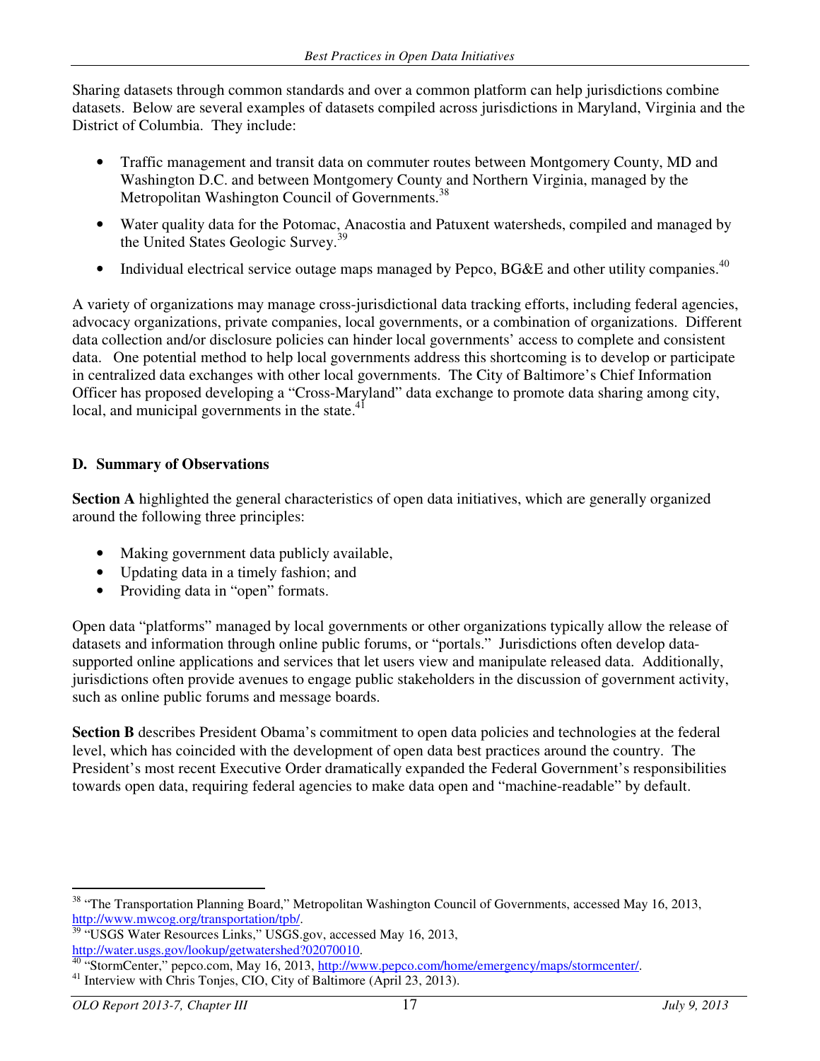Sharing datasets through common standards and over a common platform can help jurisdictions combine datasets. Below are several examples of datasets compiled across jurisdictions in Maryland, Virginia and the District of Columbia. They include:

- Traffic management and transit data on commuter routes between Montgomery County, MD and Washington D.C. and between Montgomery County and Northern Virginia, managed by the Metropolitan Washington Council of Governments.[38]
- Water quality data for the Potomac, Anacostia and Patuxent watersheds, compiled and managed by the United States Geologic Survey.[39]
- Individual electrical service outage maps managed by Pepco, BG&E and other utility companies.[40]

A variety of organizations may manage cross-jurisdictional data tracking efforts, including federal agencies, advocacy organizations, private companies, local governments, or a combination of organizations. Different data collection and/or disclosure policies can hinder local governments' access to complete and consistent data. One potential method to help local governments address this shortcoming is to develop or participate in centralized data exchanges with other local governments. The City of Baltimore's Chief Information Officer has proposed developing a "Cross-Maryland" data exchange to promote data sharing among city, local, and municipal governments in the state.[41]

## D. Summary of Observations

**Section A** highlighted the general characteristics of open data initiatives, which are generally organized around the following three principles:

- Making government data publicly available,
- Updating data in a timely fashion; and
- Providing data in "open" formats.

Open data "platforms" managed by local governments or other organizations typically allow the release of datasets and information through online public forums, or "portals." Jurisdictions often develop data-supported online applications and services that let users view and manipulate released data. Additionally, jurisdictions often provide avenues to engage public stakeholders in the discussion of government activity, such as online public forums and message boards.

**Section B** describes President Obama's commitment to open data policies and technologies at the federal level, which has coincided with the development of open data best practices around the country. The President's most recent Executive Order dramatically expanded the Federal Government's responsibilities towards open data, requiring federal agencies to make data open and "machine-readable" by default.

---

[38] "The Transportation Planning Board," Metropolitan Washington Council of Governments, accessed May 16, 2013, http://www.mwcog.org/transportation/tpb/.

[39] "USGS Water Resources Links," USGS.gov, accessed May 16, 2013, http://water.usgs.gov/lookup/getwatershed?02070010.

[40] "StormCenter," pepco.com, May 16, 2013, http://www.pepco.com/home/emergency/maps/stormcenter/.

[41] Interview with Chris Tonjes, CIO, City of Baltimore (April 23, 2013).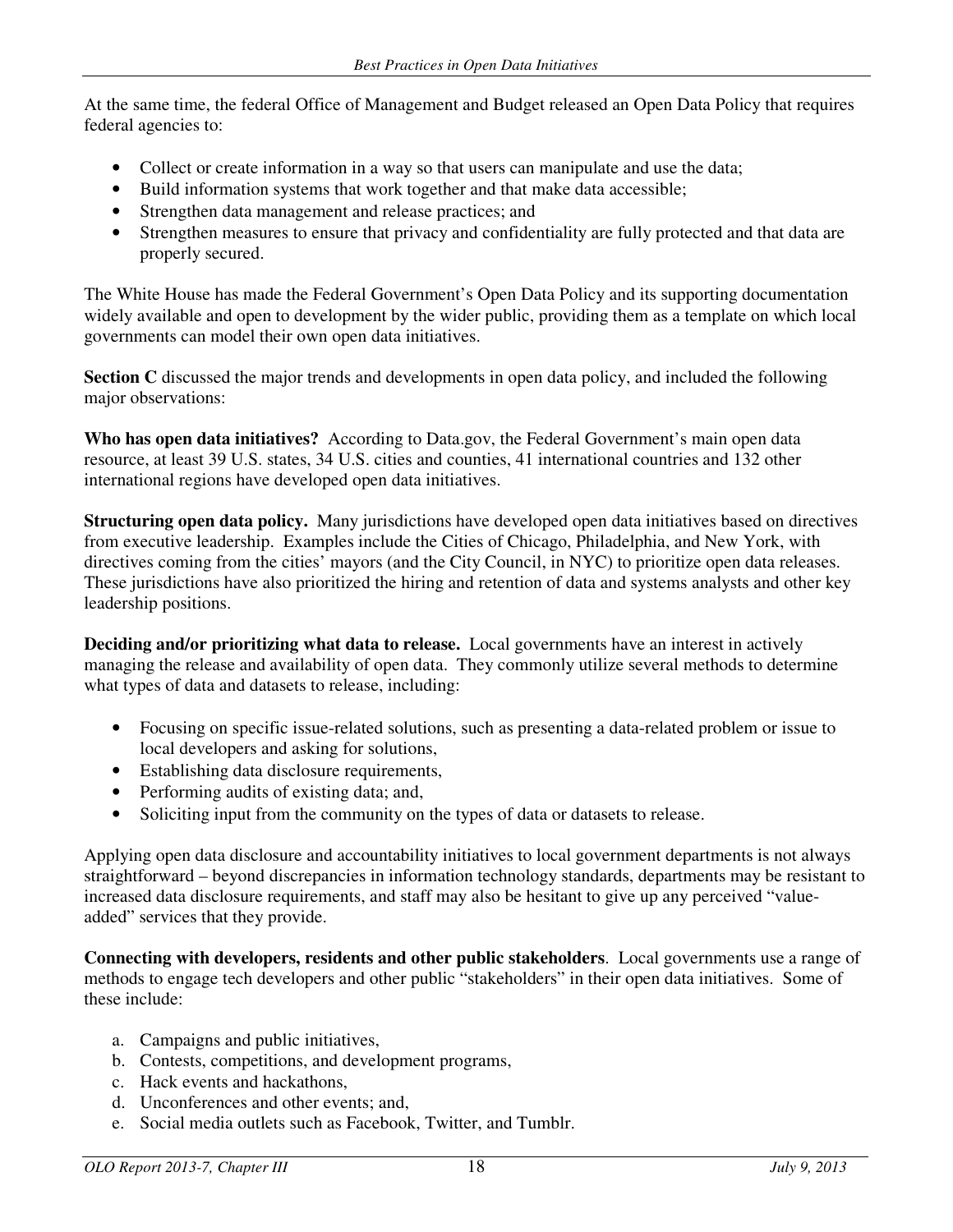At the same time, the federal Office of Management and Budget released an Open Data Policy that requires federal agencies to:

- Collect or create information in a way so that users can manipulate and use the data;
- Build information systems that work together and that make data accessible;
- Strengthen data management and release practices; and
- Strengthen measures to ensure that privacy and confidentiality are fully protected and that data are properly secured.

The White House has made the Federal Government's Open Data Policy and its supporting documentation widely available and open to development by the wider public, providing them as a template on which local governments can model their own open data initiatives.

**Section C** discussed the major trends and developments in open data policy, and included the following major observations:

**Who has open data initiatives?** According to Data.gov, the Federal Government's main open data resource, at least 39 U.S. states, 34 U.S. cities and counties, 41 international countries and 132 other international regions have developed open data initiatives.

**Structuring open data policy.** Many jurisdictions have developed open data initiatives based on directives from executive leadership. Examples include the Cities of Chicago, Philadelphia, and New York, with directives coming from the cities' mayors (and the City Council, in NYC) to prioritize open data releases. These jurisdictions have also prioritized the hiring and retention of data and systems analysts and other key leadership positions.

**Deciding and/or prioritizing what data to release.** Local governments have an interest in actively managing the release and availability of open data. They commonly utilize several methods to determine what types of data and datasets to release, including:

- Focusing on specific issue-related solutions, such as presenting a data-related problem or issue to local developers and asking for solutions,
- Establishing data disclosure requirements,
- Performing audits of existing data; and,
- Soliciting input from the community on the types of data or datasets to release.

Applying open data disclosure and accountability initiatives to local government departments is not always straightforward – beyond discrepancies in information technology standards, departments may be resistant to increased data disclosure requirements, and staff may also be hesitant to give up any perceived "value-added" services that they provide.

**Connecting with developers, residents and other public stakeholders**. Local governments use a range of methods to engage tech developers and other public "stakeholders" in their open data initiatives. Some of these include:

a. Campaigns and public initiatives,
b. Contests, competitions, and development programs,
c. Hack events and hackathons,
d. Unconferences and other events; and,
e. Social media outlets such as Facebook, Twitter, and Tumblr.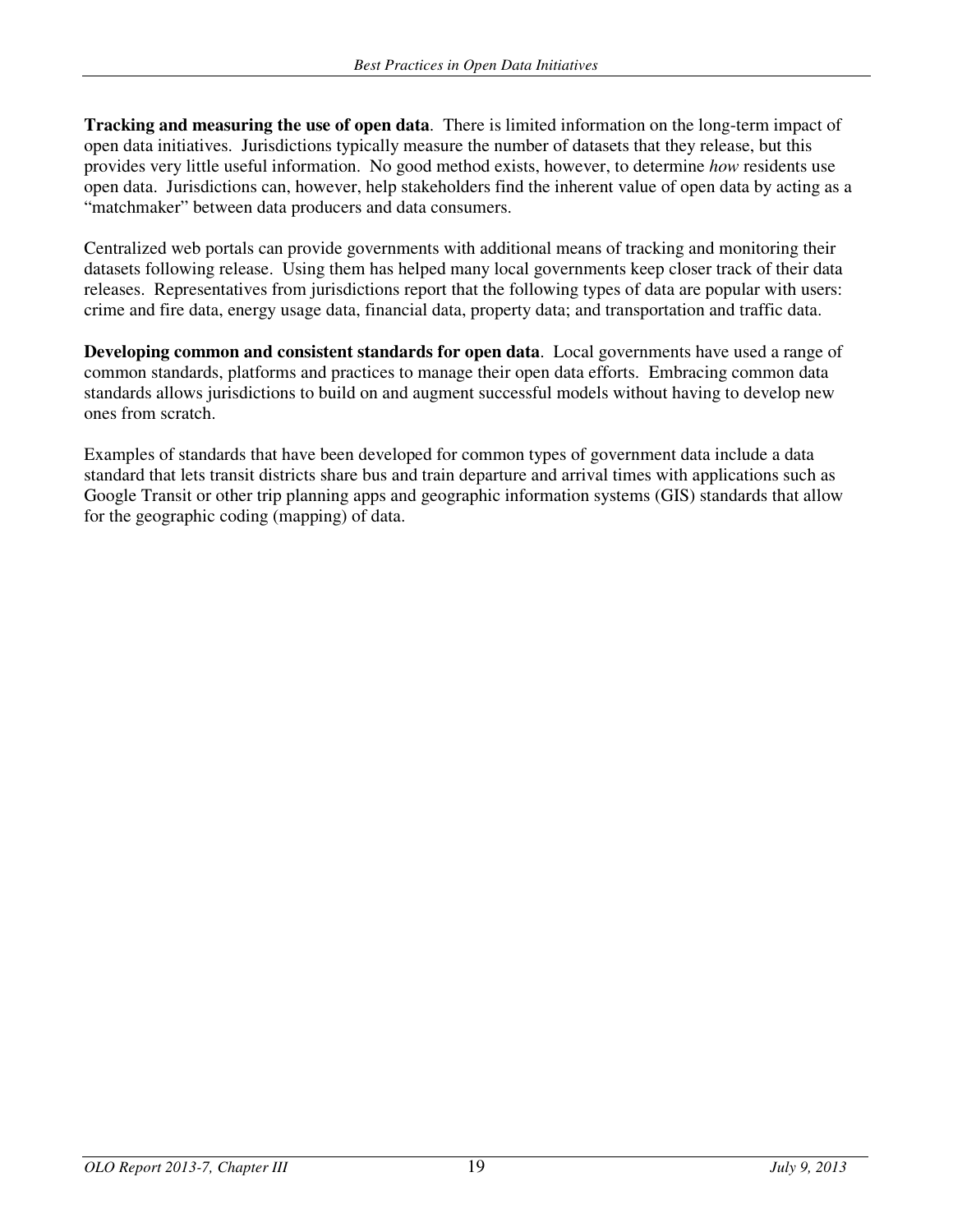**Tracking and measuring the use of open data**. There is limited information on the long-term impact of open data initiatives. Jurisdictions typically measure the number of datasets that they release, but this provides very little useful information. No good method exists, however, to determine *how* residents use open data. Jurisdictions can, however, help stakeholders find the inherent value of open data by acting as a "matchmaker" between data producers and data consumers.

Centralized web portals can provide governments with additional means of tracking and monitoring their datasets following release. Using them has helped many local governments keep closer track of their data releases. Representatives from jurisdictions report that the following types of data are popular with users: crime and fire data, energy usage data, financial data, property data; and transportation and traffic data.

**Developing common and consistent standards for open data**. Local governments have used a range of common standards, platforms and practices to manage their open data efforts. Embracing common data standards allows jurisdictions to build on and augment successful models without having to develop new ones from scratch.

Examples of standards that have been developed for common types of government data include a data standard that lets transit districts share bus and train departure and arrival times with applications such as Google Transit or other trip planning apps and geographic information systems (GIS) standards that allow for the geographic coding (mapping) of data.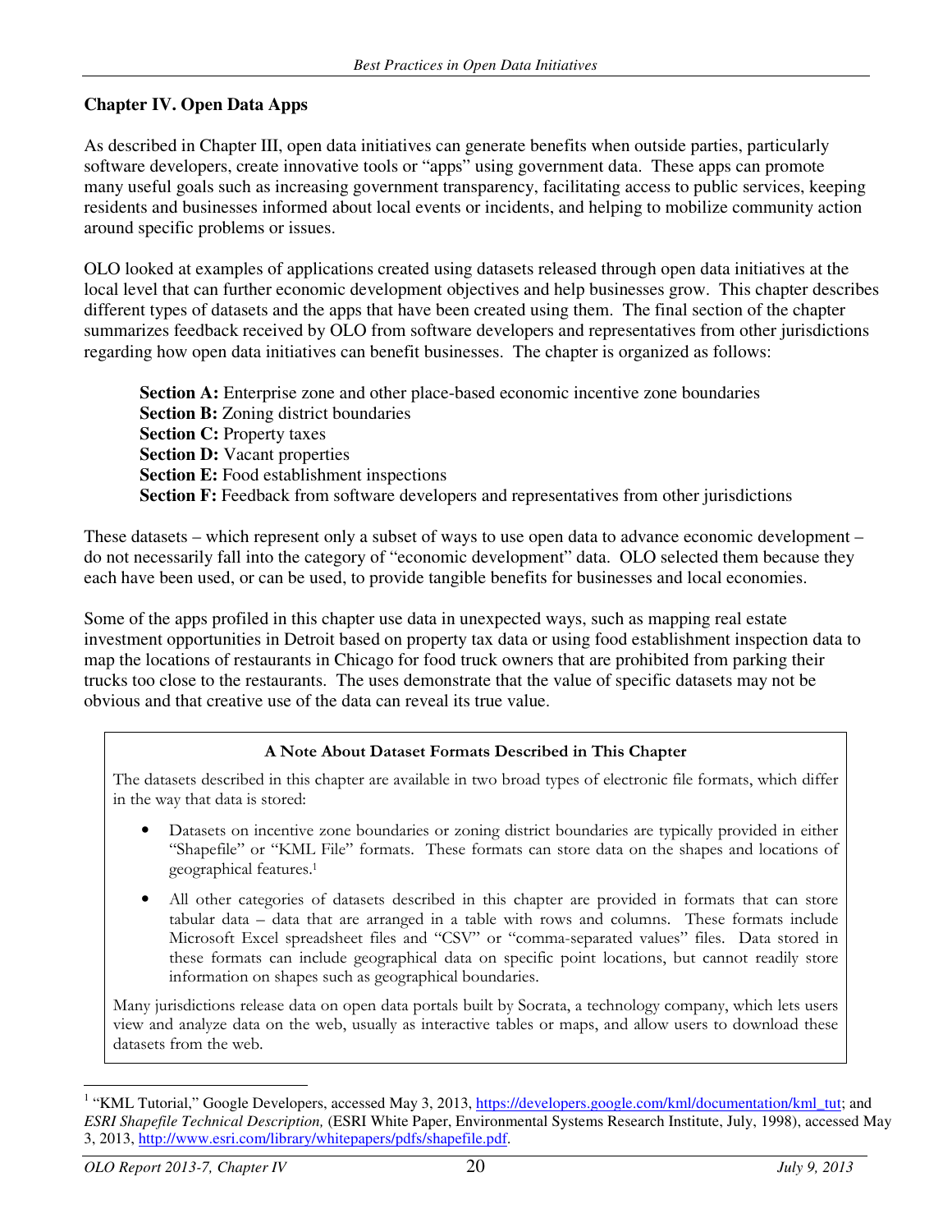## Chapter IV. Open Data Apps

As described in Chapter III, open data initiatives can generate benefits when outside parties, particularly software developers, create innovative tools or "apps" using government data. These apps can promote many useful goals such as increasing government transparency, facilitating access to public services, keeping residents and businesses informed about local events or incidents, and helping to mobilize community action around specific problems or issues.

OLO looked at examples of applications created using datasets released through open data initiatives at the local level that can further economic development objectives and help businesses grow. This chapter describes different types of datasets and the apps that have been created using them. The final section of the chapter summarizes feedback received by OLO from software developers and representatives from other jurisdictions regarding how open data initiatives can benefit businesses. The chapter is organized as follows:

> **Section A:** Enterprise zone and other place-based economic incentive zone boundaries
> **Section B:** Zoning district boundaries
> **Section C:** Property taxes
> **Section D:** Vacant properties
> **Section E:** Food establishment inspections
> **Section F:** Feedback from software developers and representatives from other jurisdictions

These datasets – which represent only a subset of ways to use open data to advance economic development – do not necessarily fall into the category of "economic development" data. OLO selected them because they each have been used, or can be used, to provide tangible benefits for businesses and local economies.

Some of the apps profiled in this chapter use data in unexpected ways, such as mapping real estate investment opportunities in Detroit based on property tax data or using food establishment inspection data to map the locations of restaurants in Chicago for food truck owners that are prohibited from parking their trucks too close to the restaurants. The uses demonstrate that the value of specific datasets may not be obvious and that creative use of the data can reveal its true value.

---

**A Note About Dataset Formats Described in This Chapter**

The datasets described in this chapter are available in two broad types of electronic file formats, which differ in the way that data is stored:

- Datasets on incentive zone boundaries or zoning district boundaries are typically provided in either "Shapefile" or "KML File" formats. These formats can store data on the shapes and locations of geographical features.[1]
- All other categories of datasets described in this chapter are provided in formats that can store tabular data – data that are arranged in a table with rows and columns. These formats include Microsoft Excel spreadsheet files and "CSV" or "comma-separated values" files. Data stored in these formats can include geographical data on specific point locations, but cannot readily store information on shapes such as geographical boundaries.

Many jurisdictions release data on open data portals built by Socrata, a technology company, which lets users view and analyze data on the web, usually as interactive tables or maps, and allow users to download these datasets from the web.

---

[1] "KML Tutorial," Google Developers, accessed May 3, 2013, https://developers.google.com/kml/documentation/kml_tut; and *ESRI Shapefile Technical Description,* (ESRI White Paper, Environmental Systems Research Institute, July, 1998), accessed May 3, 2013, http://www.esri.com/library/whitepapers/pdfs/shapefile.pdf.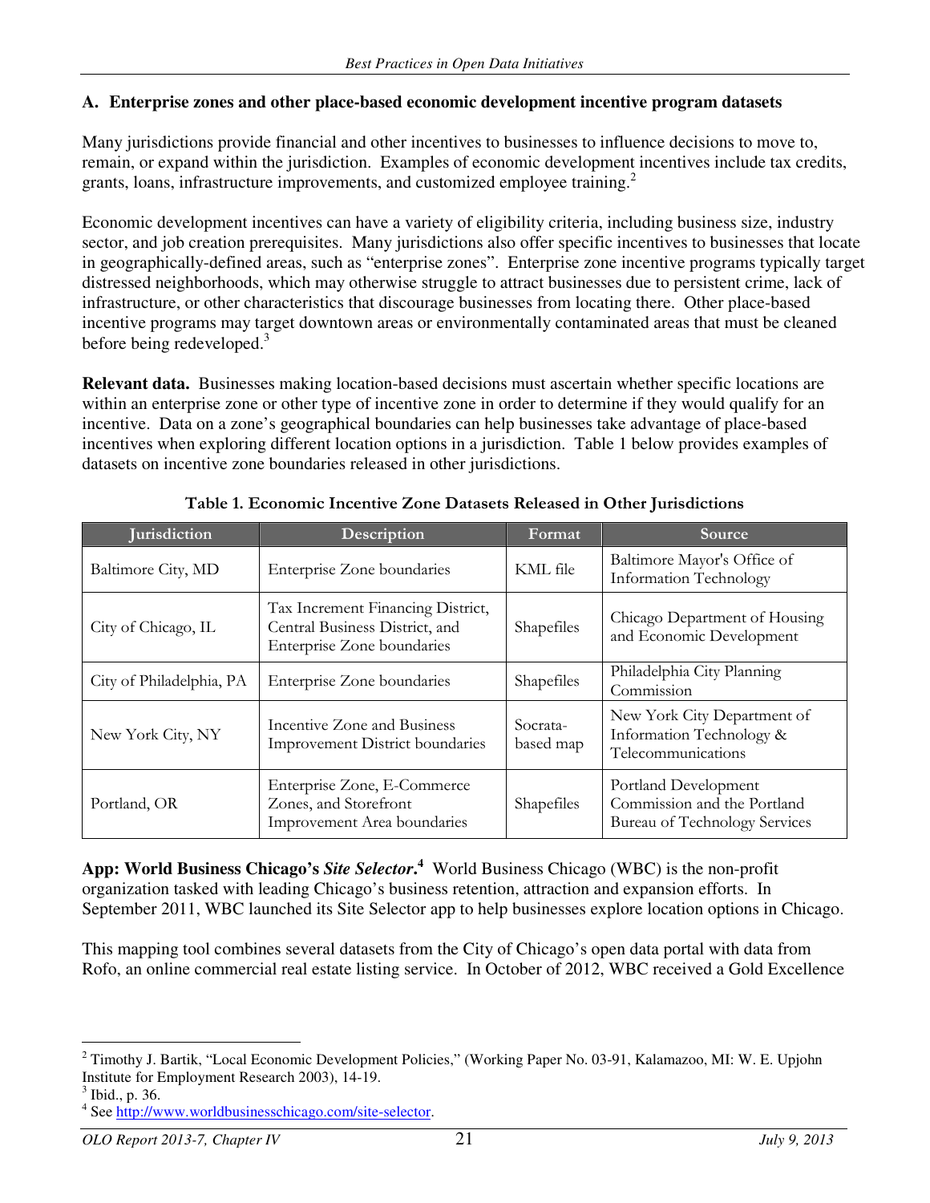### A. Enterprise zones and other place-based economic development incentive program datasets

Many jurisdictions provide financial and other incentives to businesses to influence decisions to move to, remain, or expand within the jurisdiction. Examples of economic development incentives include tax credits, grants, loans, infrastructure improvements, and customized employee training.[2]

Economic development incentives can have a variety of eligibility criteria, including business size, industry sector, and job creation prerequisites. Many jurisdictions also offer specific incentives to businesses that locate in geographically-defined areas, such as "enterprise zones". Enterprise zone incentive programs typically target distressed neighborhoods, which may otherwise struggle to attract businesses due to persistent crime, lack of infrastructure, or other characteristics that discourage businesses from locating there. Other place-based incentive programs may target downtown areas or environmentally contaminated areas that must be cleaned before being redeveloped.[3]

**Relevant data.** Businesses making location-based decisions must ascertain whether specific locations are within an enterprise zone or other type of incentive zone in order to determine if they would qualify for an incentive. Data on a zone's geographical boundaries can help businesses take advantage of place-based incentives when exploring different location options in a jurisdiction. Table 1 below provides examples of datasets on incentive zone boundaries released in other jurisdictions.

**Table 1. Economic Incentive Zone Datasets Released in Other Jurisdictions**

| Jurisdiction | Description | Format | Source |
|---|---|---|---|
| Baltimore City, MD | Enterprise Zone boundaries | KML file | Baltimore Mayor's Office of Information Technology |
| City of Chicago, IL | Tax Increment Financing District, Central Business District, and Enterprise Zone boundaries | Shapefiles | Chicago Department of Housing and Economic Development |
| City of Philadelphia, PA | Enterprise Zone boundaries | Shapefiles | Philadelphia City Planning Commission |
| New York City, NY | Incentive Zone and Business Improvement District boundaries | Socrata-based map | New York City Department of Information Technology & Telecommunications |
| Portland, OR | Enterprise Zone, E-Commerce Zones, and Storefront Improvement Area boundaries | Shapefiles | Portland Development Commission and the Portland Bureau of Technology Services |

**App: World Business Chicago's *Site Selector*.**[4] World Business Chicago (WBC) is the non-profit organization tasked with leading Chicago's business retention, attraction and expansion efforts. In September 2011, WBC launched its Site Selector app to help businesses explore location options in Chicago.

This mapping tool combines several datasets from the City of Chicago's open data portal with data from Rofo, an online commercial real estate listing service. In October of 2012, WBC received a Gold Excellence

---

[2] Timothy J. Bartik, "Local Economic Development Policies," (Working Paper No. 03-91, Kalamazoo, MI: W. E. Upjohn Institute for Employment Research 2003), 14-19.

[3] Ibid., p. 36.

[4] See http://www.worldbusinesschicago.com/site-selector.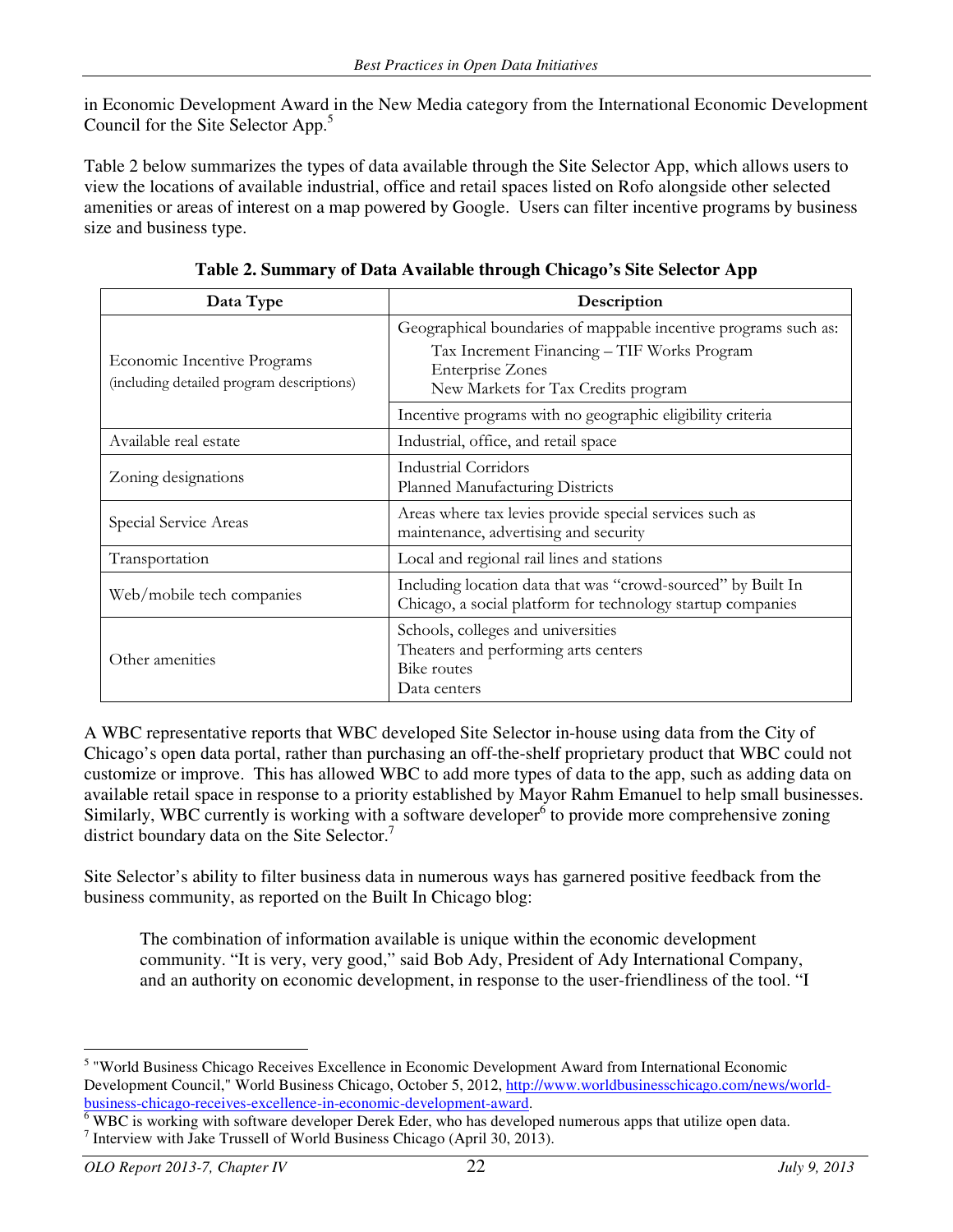in Economic Development Award in the New Media category from the International Economic Development Council for the Site Selector App.[5]

Table 2 below summarizes the types of data available through the Site Selector App, which allows users to view the locations of available industrial, office and retail spaces listed on Rofo alongside other selected amenities or areas of interest on a map powered by Google. Users can filter incentive programs by business size and business type.

**Table 2. Summary of Data Available through Chicago's Site Selector App**

| Data Type | Description |
|---|---|
| Economic Incentive Programs (including detailed program descriptions) | Geographical boundaries of mappable incentive programs such as: Tax Increment Financing – TIF Works Program; Enterprise Zones; New Markets for Tax Credits program |
| | Incentive programs with no geographic eligibility criteria |
| Available real estate | Industrial, office, and retail space |
| Zoning designations | Industrial Corridors; Planned Manufacturing Districts |
| Special Service Areas | Areas where tax levies provide special services such as maintenance, advertising and security |
| Transportation | Local and regional rail lines and stations |
| Web/mobile tech companies | Including location data that was "crowd-sourced" by Built In Chicago, a social platform for technology startup companies |
| Other amenities | Schools, colleges and universities; Theaters and performing arts centers; Bike routes; Data centers |

A WBC representative reports that WBC developed Site Selector in-house using data from the City of Chicago's open data portal, rather than purchasing an off-the-shelf proprietary product that WBC could not customize or improve. This has allowed WBC to add more types of data to the app, such as adding data on available retail space in response to a priority established by Mayor Rahm Emanuel to help small businesses. Similarly, WBC currently is working with a software developer[6] to provide more comprehensive zoning district boundary data on the Site Selector.[7]

Site Selector's ability to filter business data in numerous ways has garnered positive feedback from the business community, as reported on the Built In Chicago blog:

> The combination of information available is unique within the economic development community. "It is very, very good," said Bob Ady, President of Ady International Company, and an authority on economic development, in response to the user-friendliness of the tool. "I

---

[5] "World Business Chicago Receives Excellence in Economic Development Award from International Economic Development Council," World Business Chicago, October 5, 2012, http://www.worldbusinesschicago.com/news/world-business-chicago-receives-excellence-in-economic-development-award.

[6] WBC is working with software developer Derek Eder, who has developed numerous apps that utilize open data.

[7] Interview with Jake Trussell of World Business Chicago (April 30, 2013).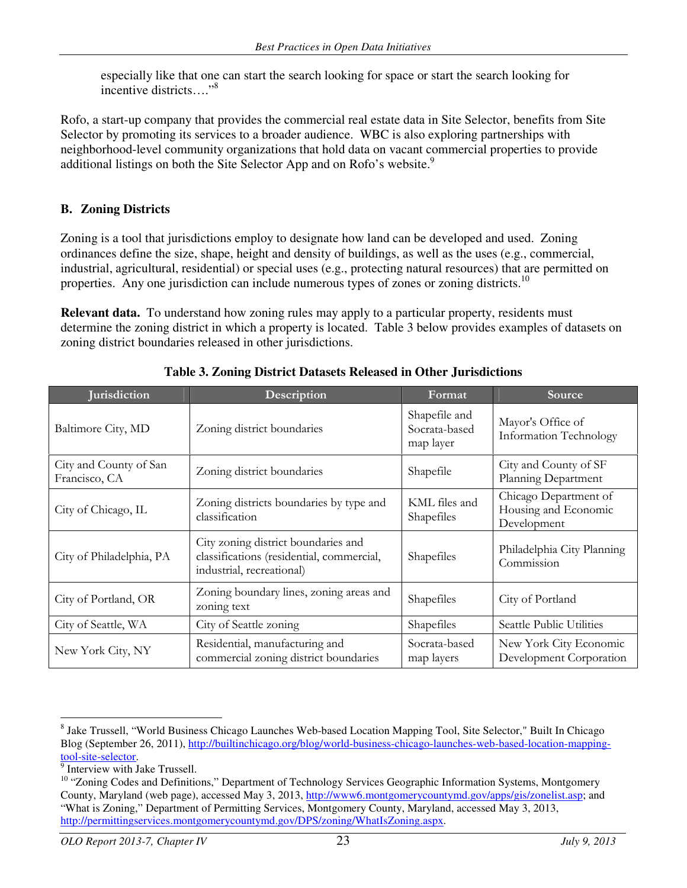especially like that one can start the search looking for space or start the search looking for incentive districts…."[8]

Rofo, a start-up company that provides the commercial real estate data in Site Selector, benefits from Site Selector by promoting its services to a broader audience. WBC is also exploring partnerships with neighborhood-level community organizations that hold data on vacant commercial properties to provide additional listings on both the Site Selector App and on Rofo's website.[9]

## B. Zoning Districts

Zoning is a tool that jurisdictions employ to designate how land can be developed and used. Zoning ordinances define the size, shape, height and density of buildings, as well as the uses (e.g., commercial, industrial, agricultural, residential) or special uses (e.g., protecting natural resources) that are permitted on properties. Any one jurisdiction can include numerous types of zones or zoning districts.[10]

**Relevant data.** To understand how zoning rules may apply to a particular property, residents must determine the zoning district in which a property is located. Table 3 below provides examples of datasets on zoning district boundaries released in other jurisdictions.

**Table 3. Zoning District Datasets Released in Other Jurisdictions**

| Jurisdiction | Description | Format | Source |
|---|---|---|---|
| Baltimore City, MD | Zoning district boundaries | Shapefile and Socrata-based map layer | Mayor's Office of Information Technology |
| City and County of San Francisco, CA | Zoning district boundaries | Shapefile | City and County of SF Planning Department |
| City of Chicago, IL | Zoning districts boundaries by type and classification | KML files and Shapefiles | Chicago Department of Housing and Economic Development |
| City of Philadelphia, PA | City zoning district boundaries and classifications (residential, commercial, industrial, recreational) | Shapefiles | Philadelphia City Planning Commission |
| City of Portland, OR | Zoning boundary lines, zoning areas and zoning text | Shapefiles | City of Portland |
| City of Seattle, WA | City of Seattle zoning | Shapefiles | Seattle Public Utilities |
| New York City, NY | Residential, manufacturing and commercial zoning district boundaries | Socrata-based map layers | New York City Economic Development Corporation |

---

[8] Jake Trussell, "World Business Chicago Launches Web-based Location Mapping Tool, Site Selector," Built In Chicago Blog (September 26, 2011), http://builtinchicago.org/blog/world-business-chicago-launches-web-based-location-mapping-tool-site-selector.

[9] Interview with Jake Trussell.

[10] "Zoning Codes and Definitions," Department of Technology Services Geographic Information Systems, Montgomery County, Maryland (web page), accessed May 3, 2013, http://www6.montgomerycountymd.gov/apps/gis/zonelist.asp; and "What is Zoning," Department of Permitting Services, Montgomery County, Maryland, accessed May 3, 2013, http://permittingservices.montgomerycountymd.gov/DPS/zoning/WhatIsZoning.aspx.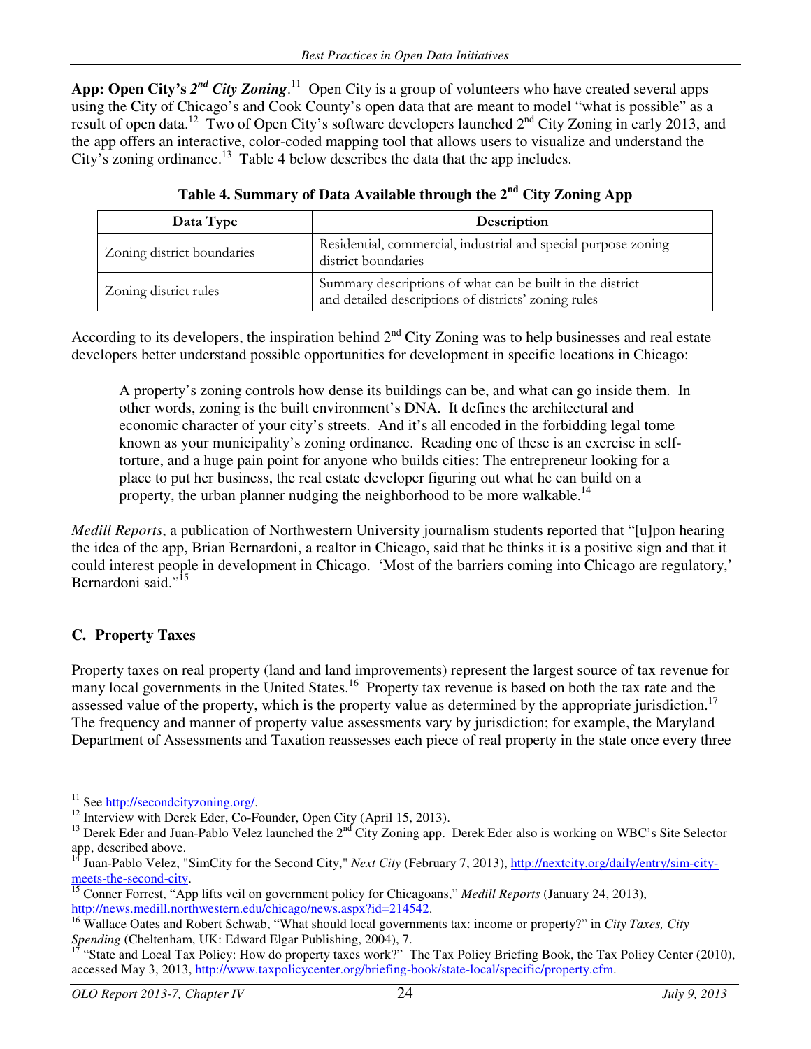**App: Open City's *2nd City Zoning*.**[11] Open City is a group of volunteers who have created several apps using the City of Chicago's and Cook County's open data that are meant to model "what is possible" as a result of open data.[12] Two of Open City's software developers launched 2nd City Zoning in early 2013, and the app offers an interactive, color-coded mapping tool that allows users to visualize and understand the City's zoning ordinance.[13] Table 4 below describes the data that the app includes.

**Table 4. Summary of Data Available through the 2nd City Zoning App**

| Data Type | Description |
|---|---|
| Zoning district boundaries | Residential, commercial, industrial and special purpose zoning district boundaries |
| Zoning district rules | Summary descriptions of what can be built in the district and detailed descriptions of districts' zoning rules |

According to its developers, the inspiration behind 2nd City Zoning was to help businesses and real estate developers better understand possible opportunities for development in specific locations in Chicago:

> A property's zoning controls how dense its buildings can be, and what can go inside them. In other words, zoning is the built environment's DNA. It defines the architectural and economic character of your city's streets. And it's all encoded in the forbidding legal tome known as your municipality's zoning ordinance. Reading one of these is an exercise in self-torture, and a huge pain point for anyone who builds cities: The entrepreneur looking for a place to put her business, the real estate developer figuring out what he can build on a property, the urban planner nudging the neighborhood to be more walkable.[14]

*Medill Reports*, a publication of Northwestern University journalism students reported that "[u]pon hearing the idea of the app, Brian Bernardoni, a realtor in Chicago, said that he thinks it is a positive sign and that it could interest people in development in Chicago. 'Most of the barriers coming into Chicago are regulatory,' Bernardoni said."[15]

## C. Property Taxes

Property taxes on real property (land and land improvements) represent the largest source of tax revenue for many local governments in the United States.[16] Property tax revenue is based on both the tax rate and the assessed value of the property, which is the property value as determined by the appropriate jurisdiction.[17] The frequency and manner of property value assessments vary by jurisdiction; for example, the Maryland Department of Assessments and Taxation reassesses each piece of real property in the state once every three

---

[11] See http://secondcityzoning.org/.

[12] Interview with Derek Eder, Co-Founder, Open City (April 15, 2013).

[13] Derek Eder and Juan-Pablo Velez launched the 2nd City Zoning app. Derek Eder also is working on WBC's Site Selector app, described above.

[14] Juan-Pablo Velez, "SimCity for the Second City," *Next City* (February 7, 2013), http://nextcity.org/daily/entry/sim-city-meets-the-second-city.

[15] Conner Forrest, "App lifts veil on government policy for Chicagoans," *Medill Reports* (January 24, 2013), http://news.medill.northwestern.edu/chicago/news.aspx?id=214542.

[16] Wallace Oates and Robert Schwab, "What should local governments tax: income or property?" in *City Taxes, City Spending* (Cheltenham, UK: Edward Elgar Publishing, 2004), 7.

[17] "State and Local Tax Policy: How do property taxes work?" The Tax Policy Briefing Book, the Tax Policy Center (2010), accessed May 3, 2013, http://www.taxpolicycenter.org/briefing-book/state-local/specific/property.cfm.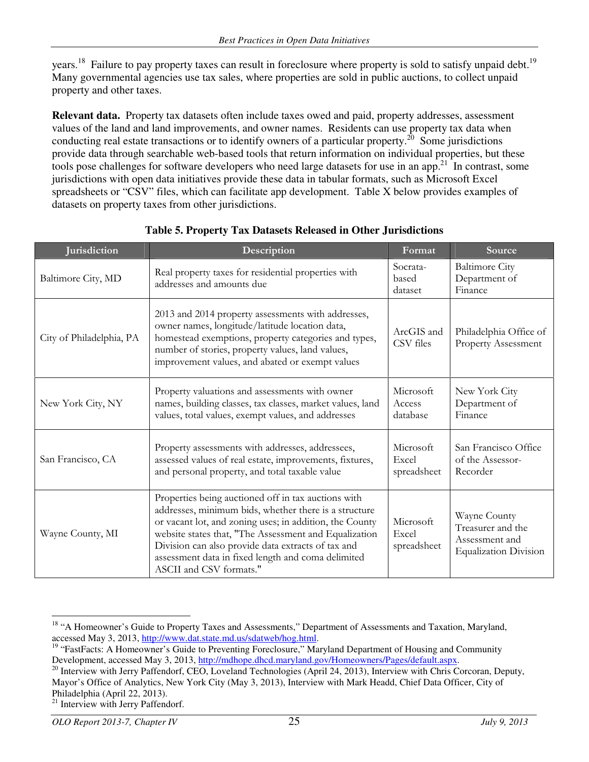years.[18] Failure to pay property taxes can result in foreclosure where property is sold to satisfy unpaid debt.[19] Many governmental agencies use tax sales, where properties are sold in public auctions, to collect unpaid property and other taxes.

**Relevant data.** Property tax datasets often include taxes owed and paid, property addresses, assessment values of the land and land improvements, and owner names. Residents can use property tax data when conducting real estate transactions or to identify owners of a particular property.[20] Some jurisdictions provide data through searchable web-based tools that return information on individual properties, but these tools pose challenges for software developers who need large datasets for use in an app.[21] In contrast, some jurisdictions with open data initiatives provide these data in tabular formats, such as Microsoft Excel spreadsheets or "CSV" files, which can facilitate app development. Table X below provides examples of datasets on property taxes from other jurisdictions.

**Table 5. Property Tax Datasets Released in Other Jurisdictions**

| Jurisdiction | Description | Format | Source |
|---|---|---|---|
| Baltimore City, MD | Real property taxes for residential properties with addresses and amounts due | Socrata-based dataset | Baltimore City Department of Finance |
| City of Philadelphia, PA | 2013 and 2014 property assessments with addresses, owner names, longitude/latitude location data, homestead exemptions, property categories and types, number of stories, property values, land values, improvement values, and abated or exempt values | ArcGIS and CSV files | Philadelphia Office of Property Assessment |
| New York City, NY | Property valuations and assessments with owner names, building classes, tax classes, market values, land values, total values, exempt values, and addresses | Microsoft Access database | New York City Department of Finance |
| San Francisco, CA | Property assessments with addresses, addressees, assessed values of real estate, improvements, fixtures, and personal property, and total taxable value | Microsoft Excel spreadsheet | San Francisco Office of the Assessor-Recorder |
| Wayne County, MI | Properties being auctioned off in tax auctions with addresses, minimum bids, whether there is a structure or vacant lot, and zoning uses; in addition, the County website states that, "The Assessment and Equalization Division can also provide data extracts of tax and assessment data in fixed length and coma delimited ASCII and CSV formats." | Microsoft Excel spreadsheet | Wayne County Treasurer and the Assessment and Equalization Division |

---

[18] "A Homeowner's Guide to Property Taxes and Assessments," Department of Assessments and Taxation, Maryland, accessed May 3, 2013, http://www.dat.state.md.us/sdatweb/hog.html.

[19] "FastFacts: A Homeowner's Guide to Preventing Foreclosure," Maryland Department of Housing and Community Development, accessed May 3, 2013, http://mdhope.dhcd.maryland.gov/Homeowners/Pages/default.aspx.

[20] Interview with Jerry Paffendorf, CEO, Loveland Technologies (April 24, 2013), Interview with Chris Corcoran, Deputy, Mayor's Office of Analytics, New York City (May 3, 2013), Interview with Mark Headd, Chief Data Officer, City of Philadelphia (April 22, 2013).

[21] Interview with Jerry Paffendorf.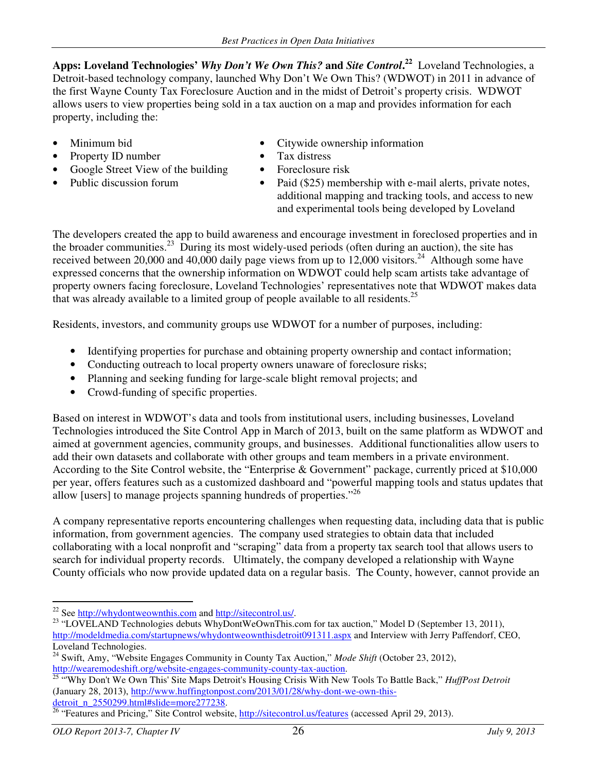**Apps: Loveland Technologies' *Why Don't We Own This?* and *Site Control*.**[22] Loveland Technologies, a Detroit-based technology company, launched Why Don't We Own This? (WDWOT) in 2011 in advance of the first Wayne County Tax Foreclosure Auction and in the midst of Detroit's property crisis. WDWOT allows users to view properties being sold in a tax auction on a map and provides information for each property, including the:

- Minimum bid
- Property ID number
- Google Street View of the building
- Public discussion forum
- Citywide ownership information
- Tax distress
- Foreclosure risk
- Paid ($25) membership with e-mail alerts, private notes, additional mapping and tracking tools, and access to new and experimental tools being developed by Loveland

The developers created the app to build awareness and encourage investment in foreclosed properties and in the broader communities.[23] During its most widely-used periods (often during an auction), the site has received between 20,000 and 40,000 daily page views from up to 12,000 visitors.[24] Although some have expressed concerns that the ownership information on WDWOT could help scam artists take advantage of property owners facing foreclosure, Loveland Technologies' representatives note that WDWOT makes data that was already available to a limited group of people available to all residents.[25]

Residents, investors, and community groups use WDWOT for a number of purposes, including:

- Identifying properties for purchase and obtaining property ownership and contact information;
- Conducting outreach to local property owners unaware of foreclosure risks;
- Planning and seeking funding for large-scale blight removal projects; and
- Crowd-funding of specific properties.

Based on interest in WDWOT's data and tools from institutional users, including businesses, Loveland Technologies introduced the Site Control App in March of 2013, built on the same platform as WDWOT and aimed at government agencies, community groups, and businesses. Additional functionalities allow users to add their own datasets and collaborate with other groups and team members in a private environment. According to the Site Control website, the "Enterprise & Government" package, currently priced at $10,000 per year, offers features such as a customized dashboard and "powerful mapping tools and status updates that allow [users] to manage projects spanning hundreds of properties."[26]

A company representative reports encountering challenges when requesting data, including data that is public information, from government agencies. The company used strategies to obtain data that included collaborating with a local nonprofit and "scraping" data from a property tax search tool that allows users to search for individual property records. Ultimately, the company developed a relationship with Wayne County officials who now provide updated data on a regular basis. The County, however, cannot provide an

---

[22] See http://whydontweownthis.com and http://sitecontrol.us/.

[23] "LOVELAND Technologies debuts WhyDontWeOwnThis.com for tax auction," Model D (September 13, 2011), http://modeldmedia.com/startupnews/whydontweownthisdetroit091311.aspx and Interview with Jerry Paffendorf, CEO, Loveland Technologies.

[24] Swift, Amy, "Website Engages Community in County Tax Auction," *Mode Shift* (October 23, 2012), http://wearemodeshift.org/website-engages-community-county-tax-auction.

[25] "'Why Don't We Own This' Site Maps Detroit's Housing Crisis With New Tools To Battle Back," *HuffPost Detroit* (January 28, 2013), http://www.huffingtonpost.com/2013/01/28/why-dont-we-own-this-detroit_n_2550299.html#slide=more277238.

[26] "Features and Pricing," Site Control website, http://sitecontrol.us/features (accessed April 29, 2013).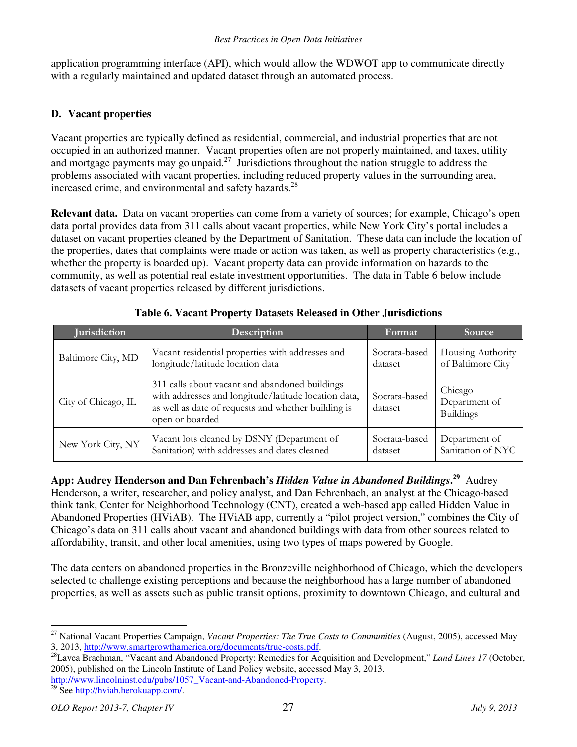application programming interface (API), which would allow the WDWOT app to communicate directly with a regularly maintained and updated dataset through an automated process.

### D. Vacant properties

Vacant properties are typically defined as residential, commercial, and industrial properties that are not occupied in an authorized manner. Vacant properties often are not properly maintained, and taxes, utility and mortgage payments may go unpaid.[27] Jurisdictions throughout the nation struggle to address the problems associated with vacant properties, including reduced property values in the surrounding area, increased crime, and environmental and safety hazards.[28]

**Relevant data.** Data on vacant properties can come from a variety of sources; for example, Chicago's open data portal provides data from 311 calls about vacant properties, while New York City's portal includes a dataset on vacant properties cleaned by the Department of Sanitation. These data can include the location of the properties, dates that complaints were made or action was taken, as well as property characteristics (e.g., whether the property is boarded up). Vacant property data can provide information on hazards to the community, as well as potential real estate investment opportunities. The data in Table 6 below include datasets of vacant properties released by different jurisdictions.

**Table 6. Vacant Property Datasets Released in Other Jurisdictions**

| Jurisdiction | Description | Format | Source |
|---|---|---|---|
| Baltimore City, MD | Vacant residential properties with addresses and longitude/latitude location data | Socrata-based dataset | Housing Authority of Baltimore City |
| City of Chicago, IL | 311 calls about vacant and abandoned buildings with addresses and longitude/latitude location data, as well as date of requests and whether building is open or boarded | Socrata-based dataset | Chicago Department of Buildings |
| New York City, NY | Vacant lots cleaned by DSNY (Department of Sanitation) with addresses and dates cleaned | Socrata-based dataset | Department of Sanitation of NYC |

**App: Audrey Henderson and Dan Fehrenbach's *Hidden Value in Abandoned Buildings*.[29]** Audrey Henderson, a writer, researcher, and policy analyst, and Dan Fehrenbach, an analyst at the Chicago-based think tank, Center for Neighborhood Technology (CNT), created a web-based app called Hidden Value in Abandoned Properties (HViAB). The HViAB app, currently a "pilot project version," combines the City of Chicago's data on 311 calls about vacant and abandoned buildings with data from other sources related to affordability, transit, and other local amenities, using two types of maps powered by Google.

The data centers on abandoned properties in the Bronzeville neighborhood of Chicago, which the developers selected to challenge existing perceptions and because the neighborhood has a large number of abandoned properties, as well as assets such as public transit options, proximity to downtown Chicago, and cultural and

---

[27] National Vacant Properties Campaign, *Vacant Properties: The True Costs to Communities* (August, 2005), accessed May 3, 2013, http://www.smartgrowthamerica.org/documents/true-costs.pdf.

[28] Lavea Brachman, "Vacant and Abandoned Property: Remedies for Acquisition and Development," *Land Lines 17* (October, 2005), published on the Lincoln Institute of Land Policy website, accessed May 3, 2013. http://www.lincolninst.edu/pubs/1057_Vacant-and-Abandoned-Property.

[29] See http://hviab.herokuapp.com/.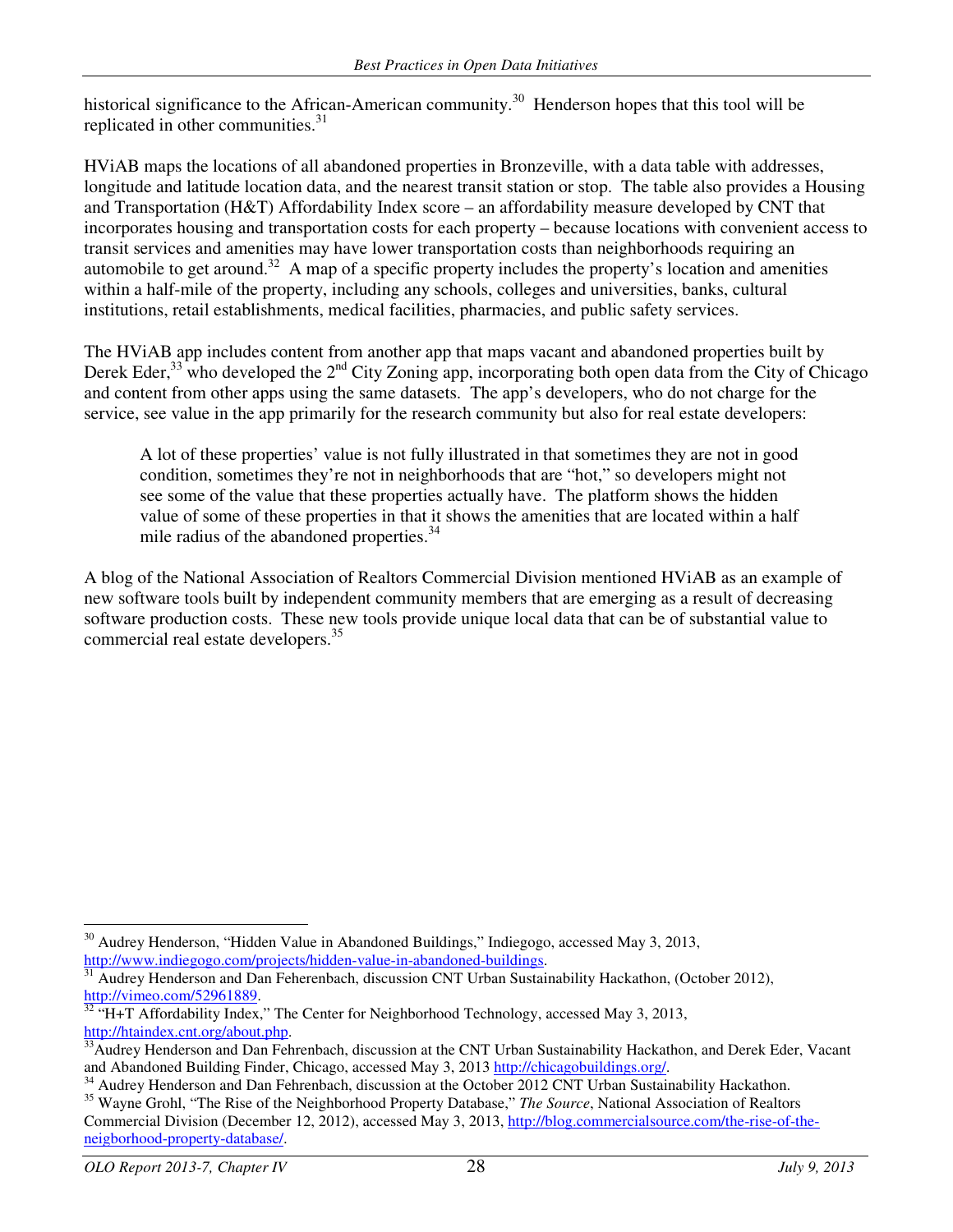historical significance to the African-American community.[30] Henderson hopes that this tool will be replicated in other communities.[31]

HViAB maps the locations of all abandoned properties in Bronzeville, with a data table with addresses, longitude and latitude location data, and the nearest transit station or stop. The table also provides a Housing and Transportation (H&T) Affordability Index score – an affordability measure developed by CNT that incorporates housing and transportation costs for each property – because locations with convenient access to transit services and amenities may have lower transportation costs than neighborhoods requiring an automobile to get around.[32] A map of a specific property includes the property's location and amenities within a half-mile of the property, including any schools, colleges and universities, banks, cultural institutions, retail establishments, medical facilities, pharmacies, and public safety services.

The HViAB app includes content from another app that maps vacant and abandoned properties built by Derek Eder,[33] who developed the 2nd City Zoning app, incorporating both open data from the City of Chicago and content from other apps using the same datasets. The app's developers, who do not charge for the service, see value in the app primarily for the research community but also for real estate developers:

> A lot of these properties' value is not fully illustrated in that sometimes they are not in good condition, sometimes they're not in neighborhoods that are "hot," so developers might not see some of the value that these properties actually have. The platform shows the hidden value of some of these properties in that it shows the amenities that are located within a half mile radius of the abandoned properties.[34]

A blog of the National Association of Realtors Commercial Division mentioned HViAB as an example of new software tools built by independent community members that are emerging as a result of decreasing software production costs. These new tools provide unique local data that can be of substantial value to commercial real estate developers.[35]

---

[30] Audrey Henderson, "Hidden Value in Abandoned Buildings," Indiegogo, accessed May 3, 2013, http://www.indiegogo.com/projects/hidden-value-in-abandoned-buildings.

[31] Audrey Henderson and Dan Feherenbach, discussion CNT Urban Sustainability Hackathon, (October 2012), http://vimeo.com/52961889.

[32] "H+T Affordability Index," The Center for Neighborhood Technology, accessed May 3, 2013, http://htaindex.cnt.org/about.php.

[33] Audrey Henderson and Dan Fehrenbach, discussion at the CNT Urban Sustainability Hackathon, and Derek Eder, Vacant and Abandoned Building Finder, Chicago, accessed May 3, 2013 http://chicagobuildings.org/.

[34] Audrey Henderson and Dan Fehrenbach, discussion at the October 2012 CNT Urban Sustainability Hackathon.

[35] Wayne Grohl, "The Rise of the Neighborhood Property Database," *The Source*, National Association of Realtors Commercial Division (December 12, 2012), accessed May 3, 2013, http://blog.commercialsource.com/the-rise-of-the-neigborhood-property-database/.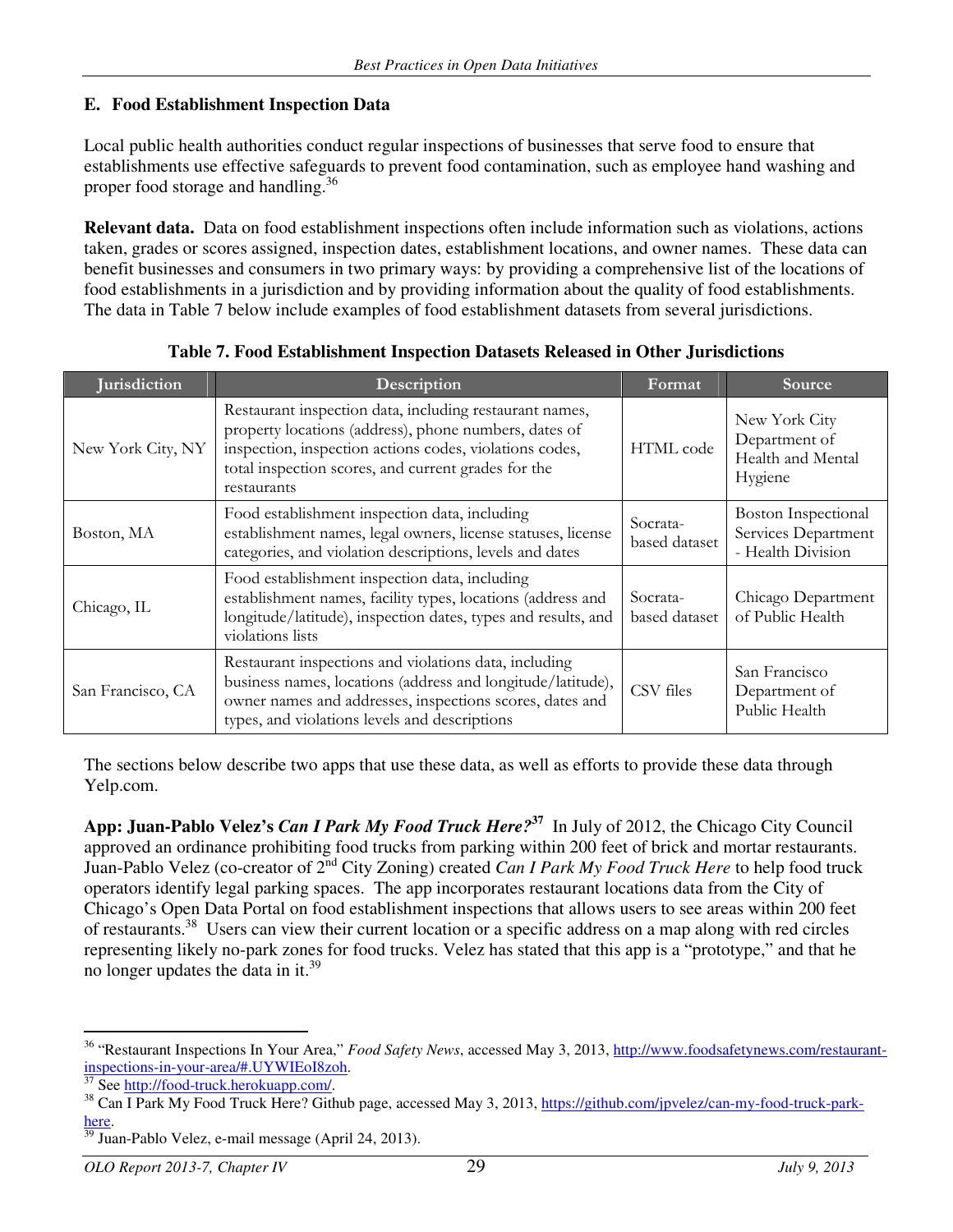### E. Food Establishment Inspection Data

Local public health authorities conduct regular inspections of businesses that serve food to ensure that establishments use effective safeguards to prevent food contamination, such as employee hand washing and proper food storage and handling.[36]

**Relevant data.** Data on food establishment inspections often include information such as violations, actions taken, grades or scores assigned, inspection dates, establishment locations, and owner names. These data can benefit businesses and consumers in two primary ways: by providing a comprehensive list of the locations of food establishments in a jurisdiction and by providing information about the quality of food establishments. The data in Table 7 below include examples of food establishment datasets from several jurisdictions.

**Table 7. Food Establishment Inspection Datasets Released in Other Jurisdictions**

| Jurisdiction | Description | Format | Source |
|---|---|---|---|
| New York City, NY | Restaurant inspection data, including restaurant names, property locations (address), phone numbers, dates of inspection, inspection actions codes, violations codes, total inspection scores, and current grades for the restaurants | HTML code | New York City Department of Health and Mental Hygiene |
| Boston, MA | Food establishment inspection data, including establishment names, legal owners, license statuses, license categories, and violation descriptions, levels and dates | Socrata-based dataset | Boston Inspectional Services Department - Health Division |
| Chicago, IL | Food establishment inspection data, including establishment names, facility types, locations (address and longitude/latitude), inspection dates, types and results, and violations lists | Socrata-based dataset | Chicago Department of Public Health |
| San Francisco, CA | Restaurant inspections and violations data, including business names, locations (address and longitude/latitude), owner names and addresses, inspections scores, dates and types, and violations levels and descriptions | CSV files | San Francisco Department of Public Health |

The sections below describe two apps that use these data, as well as efforts to provide these data through Yelp.com.

**App: Juan-Pablo Velez's *Can I Park My Food Truck Here?***[37] In July of 2012, the Chicago City Council approved an ordinance prohibiting food trucks from parking within 200 feet of brick and mortar restaurants. Juan-Pablo Velez (co-creator of 2nd City Zoning) created *Can I Park My Food Truck Here* to help food truck operators identify legal parking spaces. The app incorporates restaurant locations data from the City of Chicago's Open Data Portal on food establishment inspections that allows users to see areas within 200 feet of restaurants.[38] Users can view their current location or a specific address on a map along with red circles representing likely no-park zones for food trucks. Velez has stated that this app is a "prototype," and that he no longer updates the data in it.[39]

---

[36] "Restaurant Inspections In Your Area," *Food Safety News*, accessed May 3, 2013, http://www.foodsafetynews.com/restaurant-inspections-in-your-area/#.UYWIEoI8zoh.

[37] See http://food-truck.herokuapp.com/.

[38] Can I Park My Food Truck Here? Github page, accessed May 3, 2013, https://github.com/jpvelez/can-my-food-truck-park-here.

[39] Juan-Pablo Velez, e-mail message (April 24, 2013).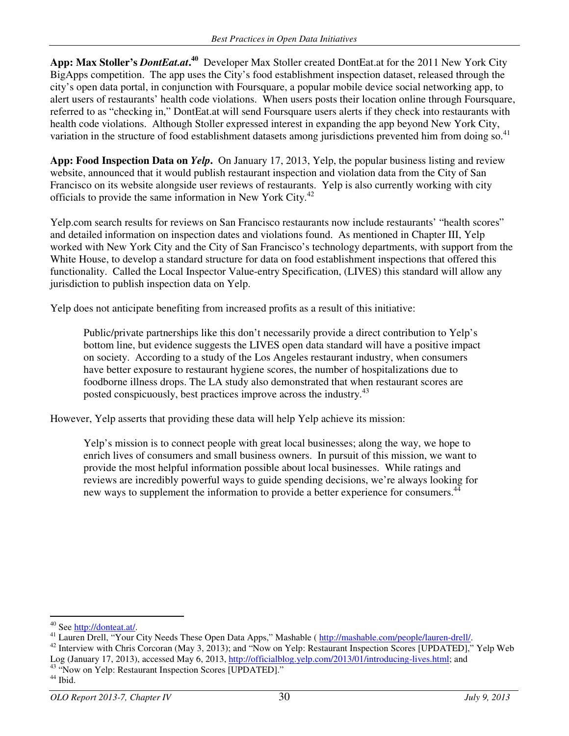**App: Max Stoller's *DontEat.at*.**[40] Developer Max Stoller created DontEat.at for the 2011 New York City BigApps competition. The app uses the City's food establishment inspection dataset, released through the city's open data portal, in conjunction with Foursquare, a popular mobile device social networking app, to alert users of restaurants' health code violations. When users posts their location online through Foursquare, referred to as "checking in," DontEat.at will send Foursquare users alerts if they check into restaurants with health code violations. Although Stoller expressed interest in expanding the app beyond New York City, variation in the structure of food establishment datasets among jurisdictions prevented him from doing so.[41]

**App: Food Inspection Data on *Yelp*.** On January 17, 2013, Yelp, the popular business listing and review website, announced that it would publish restaurant inspection and violation data from the City of San Francisco on its website alongside user reviews of restaurants. Yelp is also currently working with city officials to provide the same information in New York City.[42]

Yelp.com search results for reviews on San Francisco restaurants now include restaurants' "health scores" and detailed information on inspection dates and violations found. As mentioned in Chapter III, Yelp worked with New York City and the City of San Francisco's technology departments, with support from the White House, to develop a standard structure for data on food establishment inspections that offered this functionality. Called the Local Inspector Value-entry Specification, (LIVES) this standard will allow any jurisdiction to publish inspection data on Yelp.

Yelp does not anticipate benefiting from increased profits as a result of this initiative:

> Public/private partnerships like this don't necessarily provide a direct contribution to Yelp's bottom line, but evidence suggests the LIVES open data standard will have a positive impact on society. According to a study of the Los Angeles restaurant industry, when consumers have better exposure to restaurant hygiene scores, the number of hospitalizations due to foodborne illness drops. The LA study also demonstrated that when restaurant scores are posted conspicuously, best practices improve across the industry.[43]

However, Yelp asserts that providing these data will help Yelp achieve its mission:

> Yelp's mission is to connect people with great local businesses; along the way, we hope to enrich lives of consumers and small business owners. In pursuit of this mission, we want to provide the most helpful information possible about local businesses. While ratings and reviews are incredibly powerful ways to guide spending decisions, we're always looking for new ways to supplement the information to provide a better experience for consumers.[44]

---

[40] See http://donteat.at/.

[41] Lauren Drell, "Your City Needs These Open Data Apps," Mashable ( http://mashable.com/people/lauren-drell/.

[42] Interview with Chris Corcoran (May 3, 2013); and "Now on Yelp: Restaurant Inspection Scores [UPDATED]," Yelp Web Log (January 17, 2013), accessed May 6, 2013, http://officialblog.yelp.com/2013/01/introducing-lives.html; and

[43] "Now on Yelp: Restaurant Inspection Scores [UPDATED]."

[44] Ibid.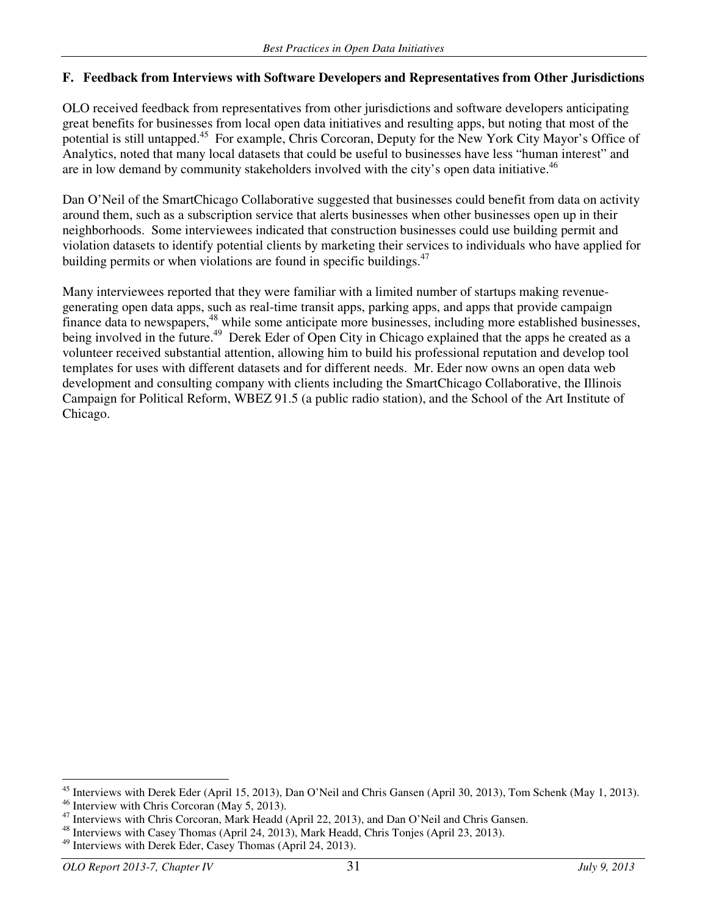## F. Feedback from Interviews with Software Developers and Representatives from Other Jurisdictions

OLO received feedback from representatives from other jurisdictions and software developers anticipating great benefits for businesses from local open data initiatives and resulting apps, but noting that most of the potential is still untapped.[45] For example, Chris Corcoran, Deputy for the New York City Mayor's Office of Analytics, noted that many local datasets that could be useful to businesses have less "human interest" and are in low demand by community stakeholders involved with the city's open data initiative.[46]

Dan O'Neil of the SmartChicago Collaborative suggested that businesses could benefit from data on activity around them, such as a subscription service that alerts businesses when other businesses open up in their neighborhoods. Some interviewees indicated that construction businesses could use building permit and violation datasets to identify potential clients by marketing their services to individuals who have applied for building permits or when violations are found in specific buildings.[47]

Many interviewees reported that they were familiar with a limited number of startups making revenue-generating open data apps, such as real-time transit apps, parking apps, and apps that provide campaign finance data to newspapers,[48] while some anticipate more businesses, including more established businesses, being involved in the future.[49] Derek Eder of Open City in Chicago explained that the apps he created as a volunteer received substantial attention, allowing him to build his professional reputation and develop tool templates for uses with different datasets and for different needs. Mr. Eder now owns an open data web development and consulting company with clients including the SmartChicago Collaborative, the Illinois Campaign for Political Reform, WBEZ 91.5 (a public radio station), and the School of the Art Institute of Chicago.

---

[45] Interviews with Derek Eder (April 15, 2013), Dan O'Neil and Chris Gansen (April 30, 2013), Tom Schenk (May 1, 2013).

[46] Interview with Chris Corcoran (May 5, 2013).

[47] Interviews with Chris Corcoran, Mark Headd (April 22, 2013), and Dan O'Neil and Chris Gansen.

[48] Interviews with Casey Thomas (April 24, 2013), Mark Headd, Chris Tonjes (April 23, 2013).

[49] Interviews with Derek Eder, Casey Thomas (April 24, 2013).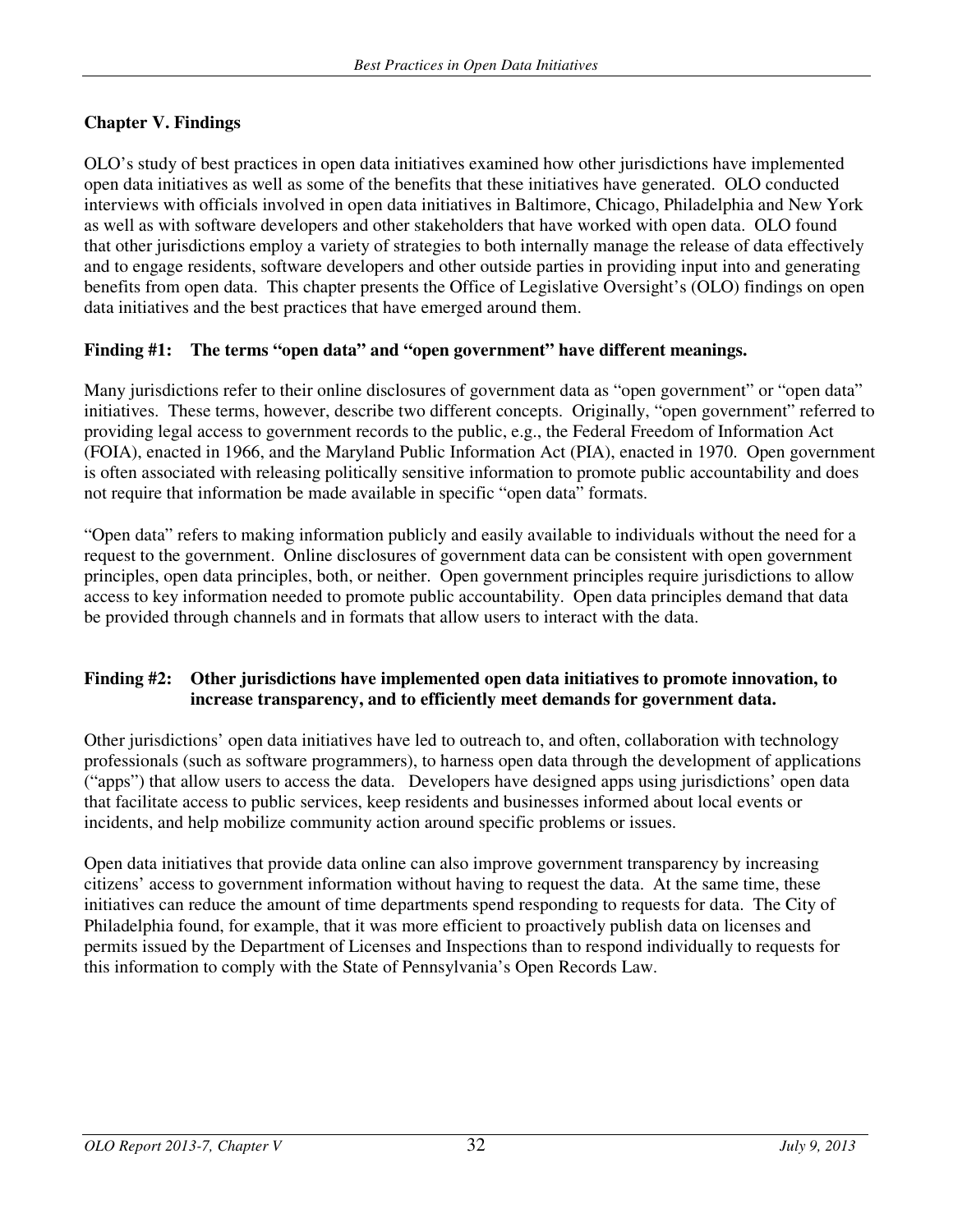## Chapter V. Findings

OLO's study of best practices in open data initiatives examined how other jurisdictions have implemented open data initiatives as well as some of the benefits that these initiatives have generated. OLO conducted interviews with officials involved in open data initiatives in Baltimore, Chicago, Philadelphia and New York as well as with software developers and other stakeholders that have worked with open data. OLO found that other jurisdictions employ a variety of strategies to both internally manage the release of data effectively and to engage residents, software developers and other outside parties in providing input into and generating benefits from open data. This chapter presents the Office of Legislative Oversight's (OLO) findings on open data initiatives and the best practices that have emerged around them.

### Finding #1: The terms "open data" and "open government" have different meanings.

Many jurisdictions refer to their online disclosures of government data as "open government" or "open data" initiatives. These terms, however, describe two different concepts. Originally, "open government" referred to providing legal access to government records to the public, e.g., the Federal Freedom of Information Act (FOIA), enacted in 1966, and the Maryland Public Information Act (PIA), enacted in 1970. Open government is often associated with releasing politically sensitive information to promote public accountability and does not require that information be made available in specific "open data" formats.

"Open data" refers to making information publicly and easily available to individuals without the need for a request to the government. Online disclosures of government data can be consistent with open government principles, open data principles, both, or neither. Open government principles require jurisdictions to allow access to key information needed to promote public accountability. Open data principles demand that data be provided through channels and in formats that allow users to interact with the data.

### Finding #2: Other jurisdictions have implemented open data initiatives to promote innovation, to increase transparency, and to efficiently meet demands for government data.

Other jurisdictions' open data initiatives have led to outreach to, and often, collaboration with technology professionals (such as software programmers), to harness open data through the development of applications ("apps") that allow users to access the data. Developers have designed apps using jurisdictions' open data that facilitate access to public services, keep residents and businesses informed about local events or incidents, and help mobilize community action around specific problems or issues.

Open data initiatives that provide data online can also improve government transparency by increasing citizens' access to government information without having to request the data. At the same time, these initiatives can reduce the amount of time departments spend responding to requests for data. The City of Philadelphia found, for example, that it was more efficient to proactively publish data on licenses and permits issued by the Department of Licenses and Inspections than to respond individually to requests for this information to comply with the State of Pennsylvania's Open Records Law.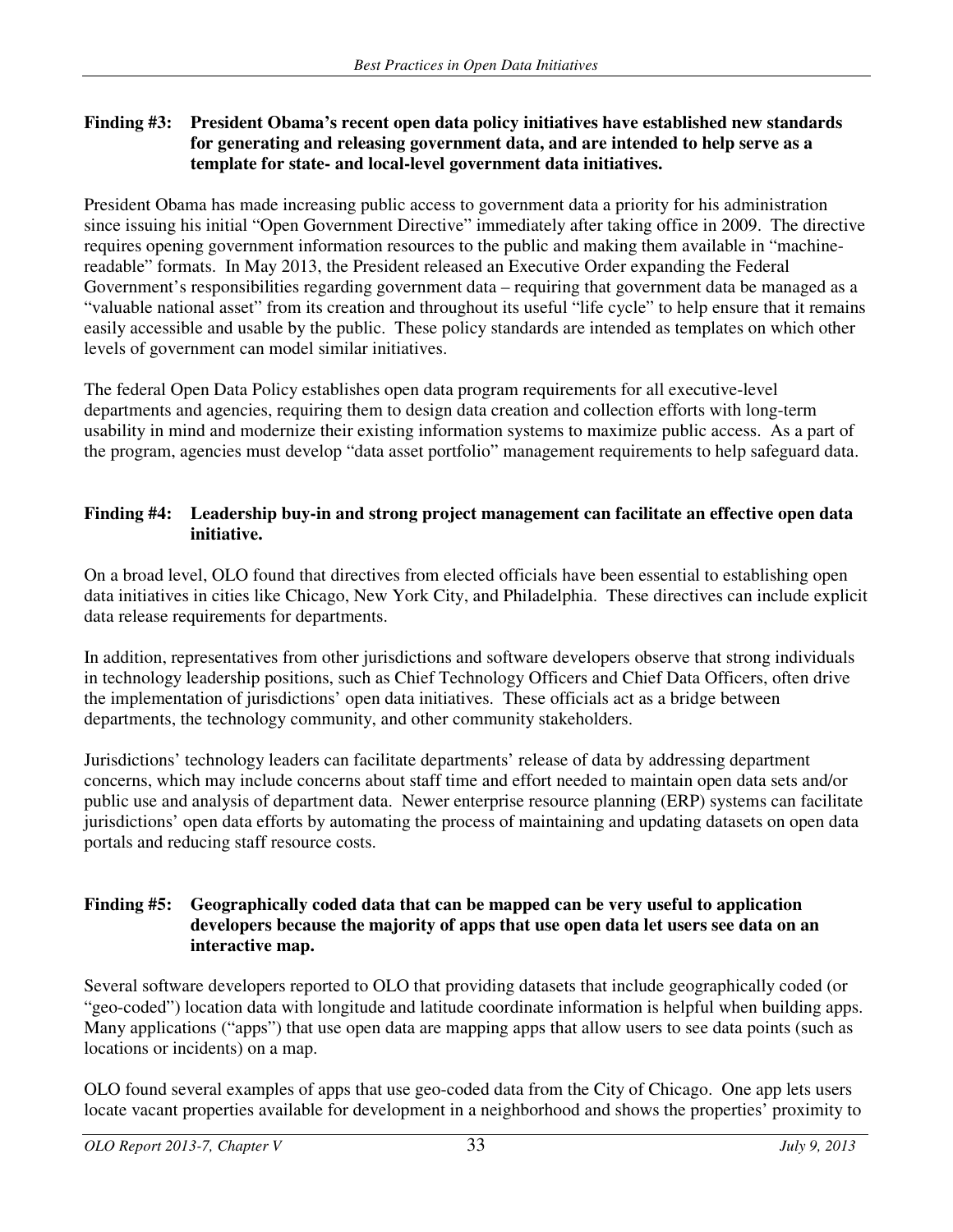**Finding #3: President Obama's recent open data policy initiatives have established new standards for generating and releasing government data, and are intended to help serve as a template for state- and local-level government data initiatives.**

President Obama has made increasing public access to government data a priority for his administration since issuing his initial "Open Government Directive" immediately after taking office in 2009. The directive requires opening government information resources to the public and making them available in "machine-readable" formats. In May 2013, the President released an Executive Order expanding the Federal Government's responsibilities regarding government data – requiring that government data be managed as a "valuable national asset" from its creation and throughout its useful "life cycle" to help ensure that it remains easily accessible and usable by the public. These policy standards are intended as templates on which other levels of government can model similar initiatives.

The federal Open Data Policy establishes open data program requirements for all executive-level departments and agencies, requiring them to design data creation and collection efforts with long-term usability in mind and modernize their existing information systems to maximize public access. As a part of the program, agencies must develop "data asset portfolio" management requirements to help safeguard data.

**Finding #4: Leadership buy-in and strong project management can facilitate an effective open data initiative.**

On a broad level, OLO found that directives from elected officials have been essential to establishing open data initiatives in cities like Chicago, New York City, and Philadelphia. These directives can include explicit data release requirements for departments.

In addition, representatives from other jurisdictions and software developers observe that strong individuals in technology leadership positions, such as Chief Technology Officers and Chief Data Officers, often drive the implementation of jurisdictions' open data initiatives. These officials act as a bridge between departments, the technology community, and other community stakeholders.

Jurisdictions' technology leaders can facilitate departments' release of data by addressing department concerns, which may include concerns about staff time and effort needed to maintain open data sets and/or public use and analysis of department data. Newer enterprise resource planning (ERP) systems can facilitate jurisdictions' open data efforts by automating the process of maintaining and updating datasets on open data portals and reducing staff resource costs.

**Finding #5: Geographically coded data that can be mapped can be very useful to application developers because the majority of apps that use open data let users see data on an interactive map.**

Several software developers reported to OLO that providing datasets that include geographically coded (or "geo-coded") location data with longitude and latitude coordinate information is helpful when building apps. Many applications ("apps") that use open data are mapping apps that allow users to see data points (such as locations or incidents) on a map.

OLO found several examples of apps that use geo-coded data from the City of Chicago. One app lets users locate vacant properties available for development in a neighborhood and shows the properties' proximity to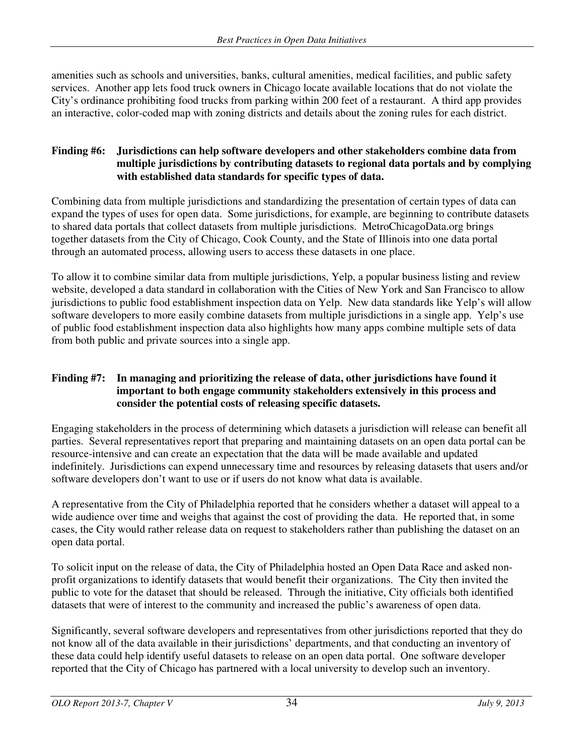amenities such as schools and universities, banks, cultural amenities, medical facilities, and public safety services. Another app lets food truck owners in Chicago locate available locations that do not violate the City's ordinance prohibiting food trucks from parking within 200 feet of a restaurant. A third app provides an interactive, color-coded map with zoning districts and details about the zoning rules for each district.

**Finding #6: Jurisdictions can help software developers and other stakeholders combine data from multiple jurisdictions by contributing datasets to regional data portals and by complying with established data standards for specific types of data.**

Combining data from multiple jurisdictions and standardizing the presentation of certain types of data can expand the types of uses for open data. Some jurisdictions, for example, are beginning to contribute datasets to shared data portals that collect datasets from multiple jurisdictions. MetroChicagoData.org brings together datasets from the City of Chicago, Cook County, and the State of Illinois into one data portal through an automated process, allowing users to access these datasets in one place.

To allow it to combine similar data from multiple jurisdictions, Yelp, a popular business listing and review website, developed a data standard in collaboration with the Cities of New York and San Francisco to allow jurisdictions to public food establishment inspection data on Yelp. New data standards like Yelp's will allow software developers to more easily combine datasets from multiple jurisdictions in a single app. Yelp's use of public food establishment inspection data also highlights how many apps combine multiple sets of data from both public and private sources into a single app.

**Finding #7: In managing and prioritizing the release of data, other jurisdictions have found it important to both engage community stakeholders extensively in this process and consider the potential costs of releasing specific datasets.**

Engaging stakeholders in the process of determining which datasets a jurisdiction will release can benefit all parties. Several representatives report that preparing and maintaining datasets on an open data portal can be resource-intensive and can create an expectation that the data will be made available and updated indefinitely. Jurisdictions can expend unnecessary time and resources by releasing datasets that users and/or software developers don't want to use or if users do not know what data is available.

A representative from the City of Philadelphia reported that he considers whether a dataset will appeal to a wide audience over time and weighs that against the cost of providing the data. He reported that, in some cases, the City would rather release data on request to stakeholders rather than publishing the dataset on an open data portal.

To solicit input on the release of data, the City of Philadelphia hosted an Open Data Race and asked non-profit organizations to identify datasets that would benefit their organizations. The City then invited the public to vote for the dataset that should be released. Through the initiative, City officials both identified datasets that were of interest to the community and increased the public's awareness of open data.

Significantly, several software developers and representatives from other jurisdictions reported that they do not know all of the data available in their jurisdictions' departments, and that conducting an inventory of these data could help identify useful datasets to release on an open data portal. One software developer reported that the City of Chicago has partnered with a local university to develop such an inventory.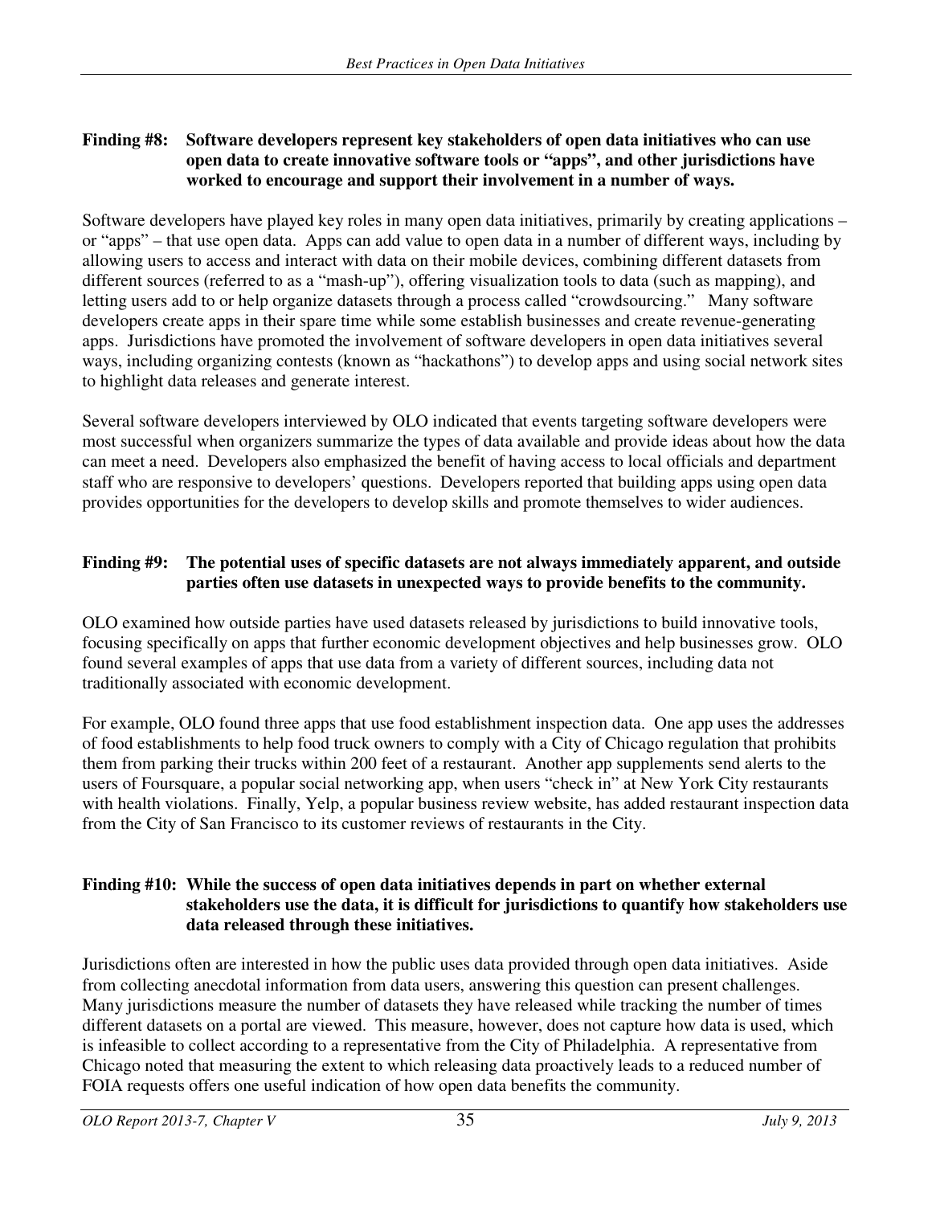**Finding #8: Software developers represent key stakeholders of open data initiatives who can use open data to create innovative software tools or "apps", and other jurisdictions have worked to encourage and support their involvement in a number of ways.**

Software developers have played key roles in many open data initiatives, primarily by creating applications – or "apps" – that use open data. Apps can add value to open data in a number of different ways, including by allowing users to access and interact with data on their mobile devices, combining different datasets from different sources (referred to as a "mash-up"), offering visualization tools to data (such as mapping), and letting users add to or help organize datasets through a process called "crowdsourcing." Many software developers create apps in their spare time while some establish businesses and create revenue-generating apps. Jurisdictions have promoted the involvement of software developers in open data initiatives several ways, including organizing contests (known as "hackathons") to develop apps and using social network sites to highlight data releases and generate interest.

Several software developers interviewed by OLO indicated that events targeting software developers were most successful when organizers summarize the types of data available and provide ideas about how the data can meet a need. Developers also emphasized the benefit of having access to local officials and department staff who are responsive to developers' questions. Developers reported that building apps using open data provides opportunities for the developers to develop skills and promote themselves to wider audiences.

**Finding #9: The potential uses of specific datasets are not always immediately apparent, and outside parties often use datasets in unexpected ways to provide benefits to the community.**

OLO examined how outside parties have used datasets released by jurisdictions to build innovative tools, focusing specifically on apps that further economic development objectives and help businesses grow. OLO found several examples of apps that use data from a variety of different sources, including data not traditionally associated with economic development.

For example, OLO found three apps that use food establishment inspection data. One app uses the addresses of food establishments to help food truck owners to comply with a City of Chicago regulation that prohibits them from parking their trucks within 200 feet of a restaurant. Another app supplements send alerts to the users of Foursquare, a popular social networking app, when users "check in" at New York City restaurants with health violations. Finally, Yelp, a popular business review website, has added restaurant inspection data from the City of San Francisco to its customer reviews of restaurants in the City.

**Finding #10: While the success of open data initiatives depends in part on whether external stakeholders use the data, it is difficult for jurisdictions to quantify how stakeholders use data released through these initiatives.**

Jurisdictions often are interested in how the public uses data provided through open data initiatives. Aside from collecting anecdotal information from data users, answering this question can present challenges. Many jurisdictions measure the number of datasets they have released while tracking the number of times different datasets on a portal are viewed. This measure, however, does not capture how data is used, which is infeasible to collect according to a representative from the City of Philadelphia. A representative from Chicago noted that measuring the extent to which releasing data proactively leads to a reduced number of FOIA requests offers one useful indication of how open data benefits the community.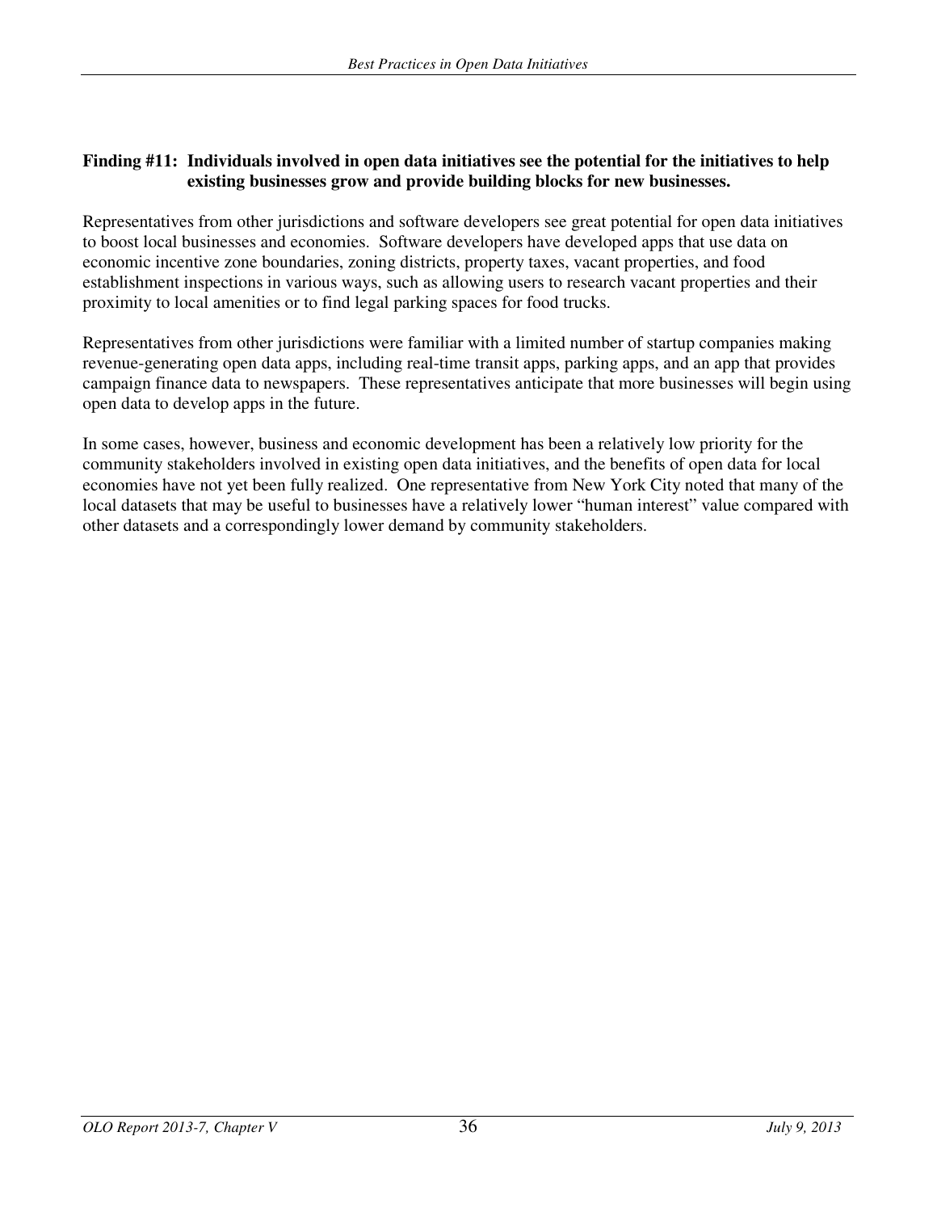**Finding #11: Individuals involved in open data initiatives see the potential for the initiatives to help existing businesses grow and provide building blocks for new businesses.**

Representatives from other jurisdictions and software developers see great potential for open data initiatives to boost local businesses and economies. Software developers have developed apps that use data on economic incentive zone boundaries, zoning districts, property taxes, vacant properties, and food establishment inspections in various ways, such as allowing users to research vacant properties and their proximity to local amenities or to find legal parking spaces for food trucks.

Representatives from other jurisdictions were familiar with a limited number of startup companies making revenue-generating open data apps, including real-time transit apps, parking apps, and an app that provides campaign finance data to newspapers. These representatives anticipate that more businesses will begin using open data to develop apps in the future.

In some cases, however, business and economic development has been a relatively low priority for the community stakeholders involved in existing open data initiatives, and the benefits of open data for local economies have not yet been fully realized. One representative from New York City noted that many of the local datasets that may be useful to businesses have a relatively lower "human interest" value compared with other datasets and a correspondingly lower demand by community stakeholders.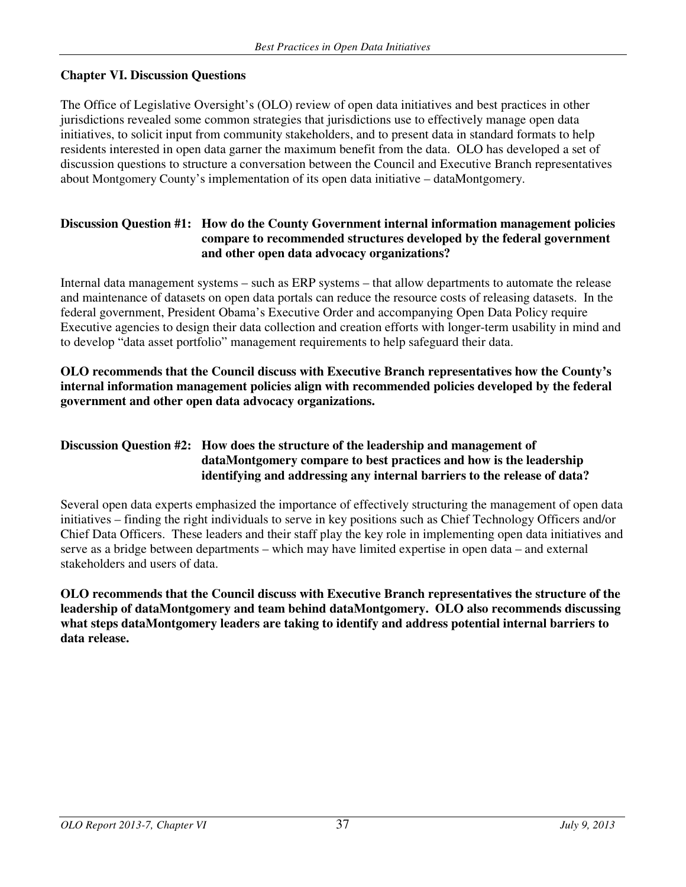## Chapter VI. Discussion Questions

The Office of Legislative Oversight's (OLO) review of open data initiatives and best practices in other jurisdictions revealed some common strategies that jurisdictions use to effectively manage open data initiatives, to solicit input from community stakeholders, and to present data in standard formats to help residents interested in open data garner the maximum benefit from the data. OLO has developed a set of discussion questions to structure a conversation between the Council and Executive Branch representatives about Montgomery County's implementation of its open data initiative – dataMontgomery.

### Discussion Question #1: How do the County Government internal information management policies compare to recommended structures developed by the federal government and other open data advocacy organizations?

Internal data management systems – such as ERP systems – that allow departments to automate the release and maintenance of datasets on open data portals can reduce the resource costs of releasing datasets. In the federal government, President Obama's Executive Order and accompanying Open Data Policy require Executive agencies to design their data collection and creation efforts with longer-term usability in mind and to develop "data asset portfolio" management requirements to help safeguard their data.

**OLO recommends that the Council discuss with Executive Branch representatives how the County's internal information management policies align with recommended policies developed by the federal government and other open data advocacy organizations.**

### Discussion Question #2: How does the structure of the leadership and management of dataMontgomery compare to best practices and how is the leadership identifying and addressing any internal barriers to the release of data?

Several open data experts emphasized the importance of effectively structuring the management of open data initiatives – finding the right individuals to serve in key positions such as Chief Technology Officers and/or Chief Data Officers. These leaders and their staff play the key role in implementing open data initiatives and serve as a bridge between departments – which may have limited expertise in open data – and external stakeholders and users of data.

**OLO recommends that the Council discuss with Executive Branch representatives the structure of the leadership of dataMontgomery and team behind dataMontgomery. OLO also recommends discussing what steps dataMontgomery leaders are taking to identify and address potential internal barriers to data release.**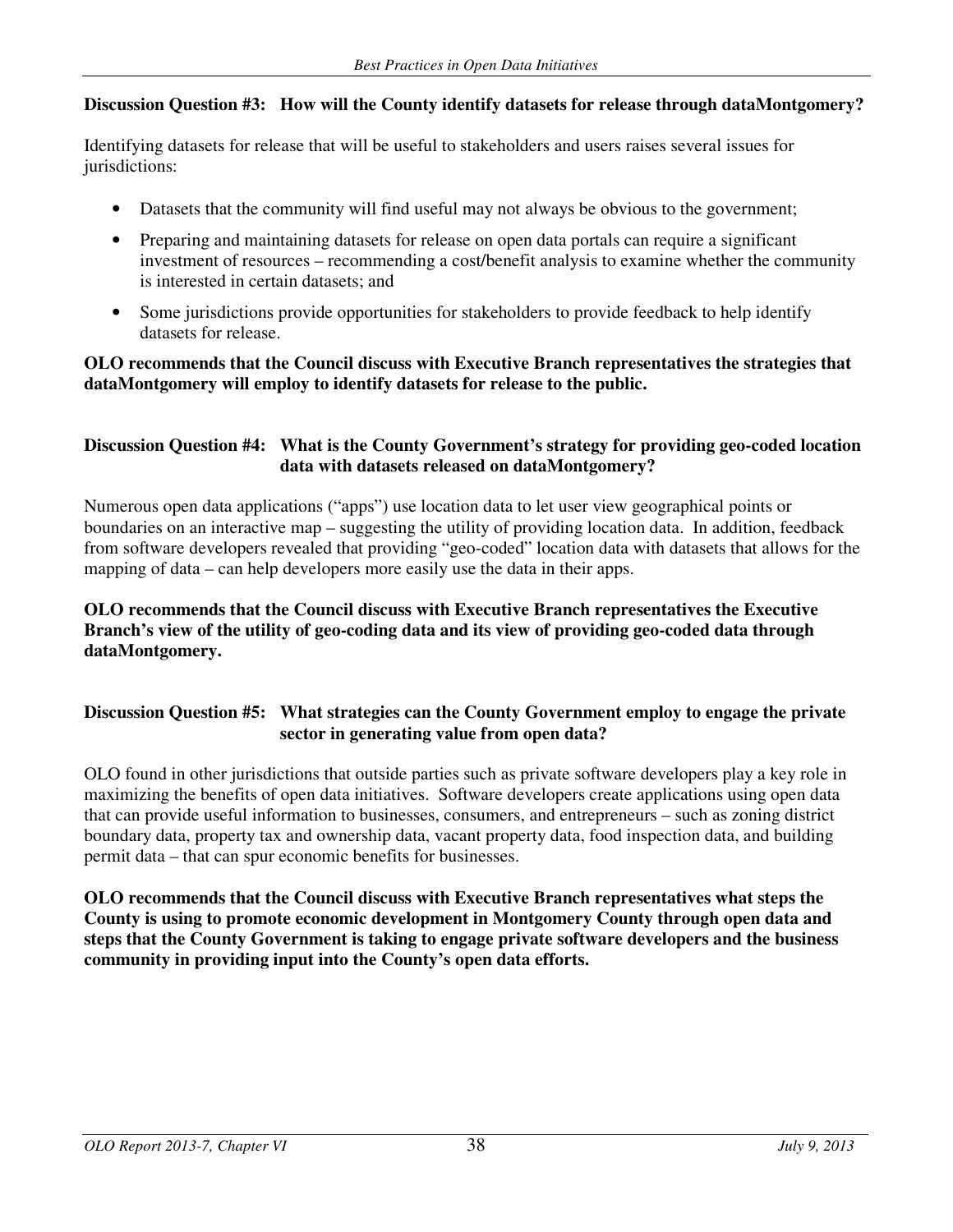**Discussion Question #3: How will the County identify datasets for release through dataMontgomery?**

Identifying datasets for release that will be useful to stakeholders and users raises several issues for jurisdictions:

- Datasets that the community will find useful may not always be obvious to the government;
- Preparing and maintaining datasets for release on open data portals can require a significant investment of resources – recommending a cost/benefit analysis to examine whether the community is interested in certain datasets; and
- Some jurisdictions provide opportunities for stakeholders to provide feedback to help identify datasets for release.

**OLO recommends that the Council discuss with Executive Branch representatives the strategies that dataMontgomery will employ to identify datasets for release to the public.**

**Discussion Question #4: What is the County Government's strategy for providing geo-coded location data with datasets released on dataMontgomery?**

Numerous open data applications ("apps") use location data to let user view geographical points or boundaries on an interactive map – suggesting the utility of providing location data. In addition, feedback from software developers revealed that providing "geo-coded" location data with datasets that allows for the mapping of data – can help developers more easily use the data in their apps.

**OLO recommends that the Council discuss with Executive Branch representatives the Executive Branch's view of the utility of geo-coding data and its view of providing geo-coded data through dataMontgomery.**

**Discussion Question #5: What strategies can the County Government employ to engage the private sector in generating value from open data?**

OLO found in other jurisdictions that outside parties such as private software developers play a key role in maximizing the benefits of open data initiatives. Software developers create applications using open data that can provide useful information to businesses, consumers, and entrepreneurs – such as zoning district boundary data, property tax and ownership data, vacant property data, food inspection data, and building permit data – that can spur economic benefits for businesses.

**OLO recommends that the Council discuss with Executive Branch representatives what steps the County is using to promote economic development in Montgomery County through open data and steps that the County Government is taking to engage private software developers and the business community in providing input into the County's open data efforts.**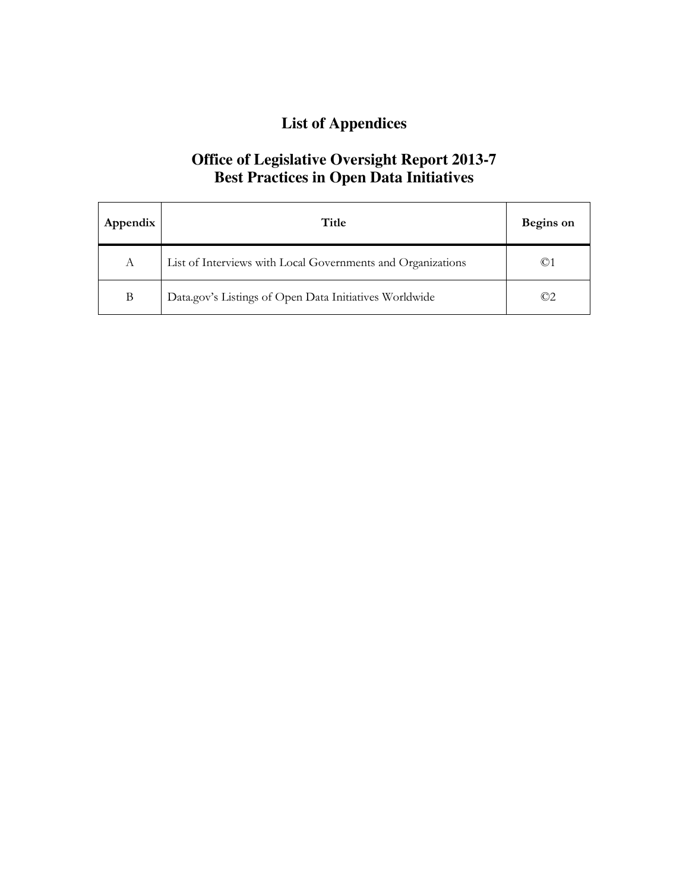# List of Appendices

## Office of Legislative Oversight Report 2013-7
## Best Practices in Open Data Initiatives

| Appendix | Title | Begins on |
|---|---|---|
| A | List of Interviews with Local Governments and Organizations | ©1 |
| B | Data.gov's Listings of Open Data Initiatives Worldwide | ©2 |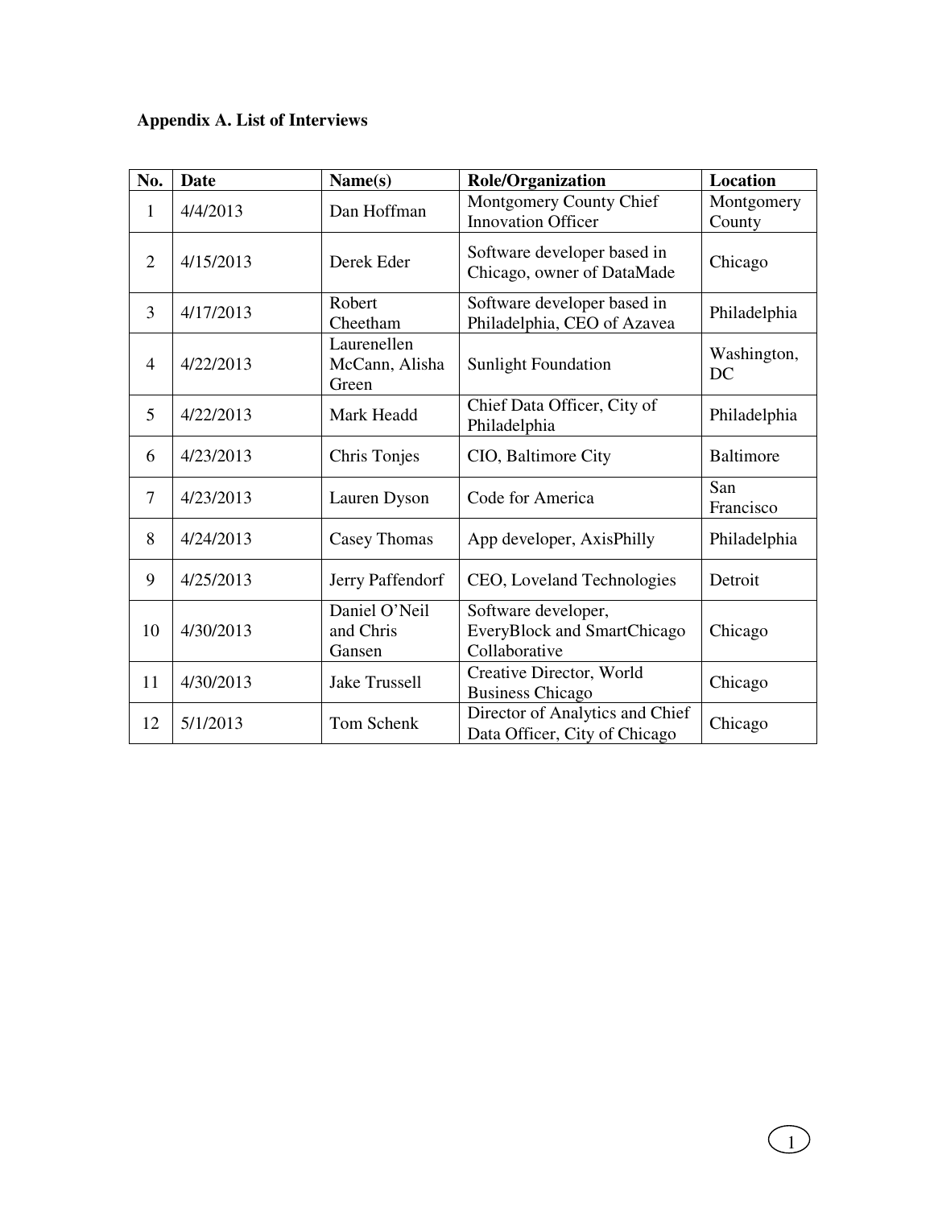**Appendix A. List of Interviews**

| No. | Date | Name(s) | Role/Organization | Location |
|---|---|---|---|---|
| 1 | 4/4/2013 | Dan Hoffman | Montgomery County Chief Innovation Officer | Montgomery County |
| 2 | 4/15/2013 | Derek Eder | Software developer based in Chicago, owner of DataMade | Chicago |
| 3 | 4/17/2013 | Robert Cheetham | Software developer based in Philadelphia, CEO of Azavea | Philadelphia |
| 4 | 4/22/2013 | Laurenellen McCann, Alisha Green | Sunlight Foundation | Washington, DC |
| 5 | 4/22/2013 | Mark Headd | Chief Data Officer, City of Philadelphia | Philadelphia |
| 6 | 4/23/2013 | Chris Tonjes | CIO, Baltimore City | Baltimore |
| 7 | 4/23/2013 | Lauren Dyson | Code for America | San Francisco |
| 8 | 4/24/2013 | Casey Thomas | App developer, AxisPhilly | Philadelphia |
| 9 | 4/25/2013 | Jerry Paffendorf | CEO, Loveland Technologies | Detroit |
| 10 | 4/30/2013 | Daniel O'Neil and Chris Gansen | Software developer, EveryBlock and SmartChicago Collaborative | Chicago |
| 11 | 4/30/2013 | Jake Trussell | Creative Director, World Business Chicago | Chicago |
| 12 | 5/1/2013 | Tom Schenk | Director of Analytics and Chief Data Officer, City of Chicago | Chicago |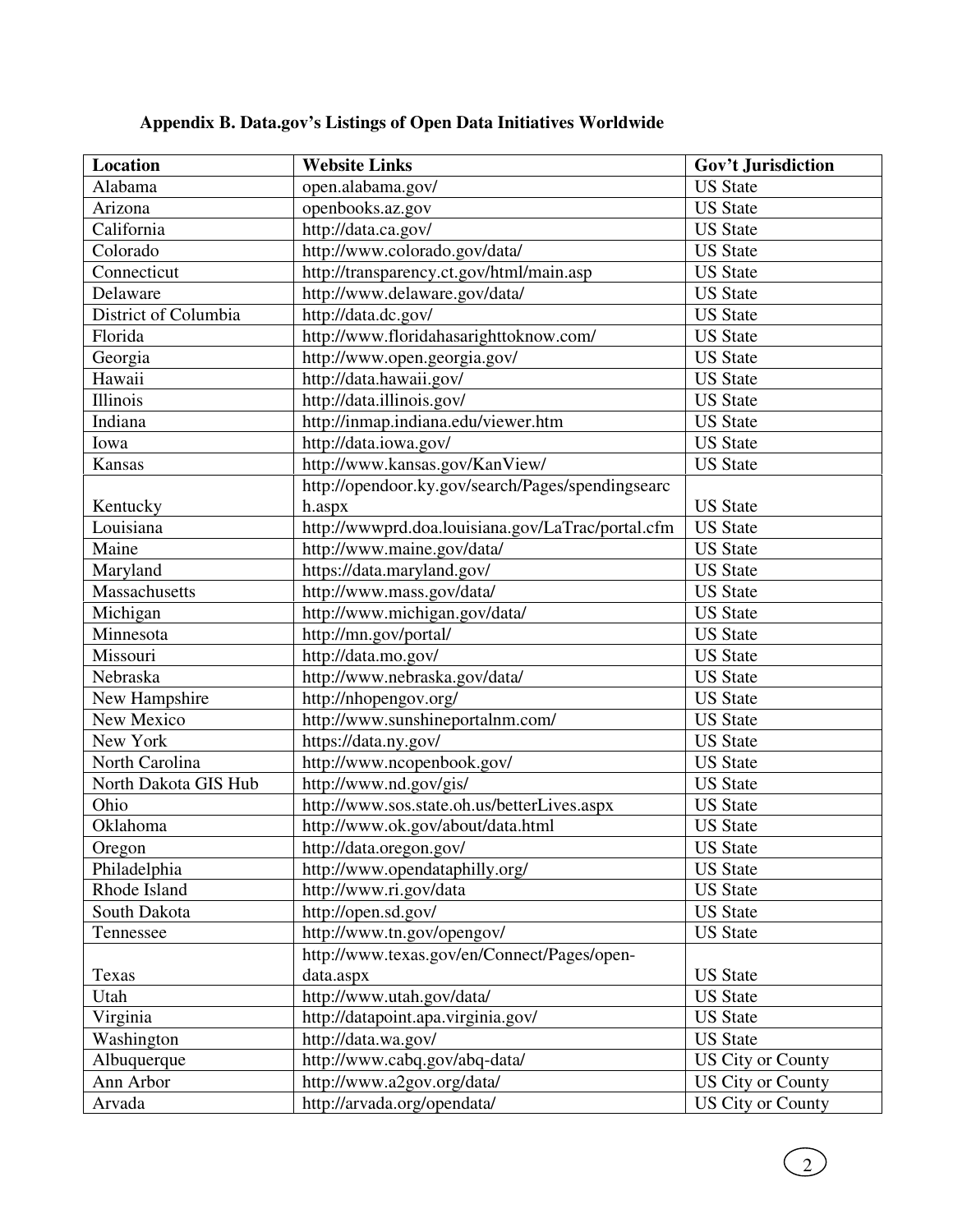**Appendix B. Data.gov's Listings of Open Data Initiatives Worldwide**

| Location | Website Links | Gov't Jurisdiction |
|---|---|---|
| Alabama | open.alabama.gov/ | US State |
| Arizona | openbooks.az.gov | US State |
| California | http://data.ca.gov/ | US State |
| Colorado | http://www.colorado.gov/data/ | US State |
| Connecticut | http://transparency.ct.gov/html/main.asp | US State |
| Delaware | http://www.delaware.gov/data/ | US State |
| District of Columbia | http://data.dc.gov/ | US State |
| Florida | http://www.floridahasarighttoknow.com/ | US State |
| Georgia | http://www.open.georgia.gov/ | US State |
| Hawaii | http://data.hawaii.gov/ | US State |
| Illinois | http://data.illinois.gov/ | US State |
| Indiana | http://inmap.indiana.edu/viewer.htm | US State |
| Iowa | http://data.iowa.gov/ | US State |
| Kansas | http://www.kansas.gov/KanView/ | US State |
| Kentucky | http://opendoor.ky.gov/search/Pages/spendingsearch.aspx | US State |
| Louisiana | http://wwwprd.doa.louisiana.gov/LaTrac/portal.cfm | US State |
| Maine | http://www.maine.gov/data/ | US State |
| Maryland | https://data.maryland.gov/ | US State |
| Massachusetts | http://www.mass.gov/data/ | US State |
| Michigan | http://www.michigan.gov/data/ | US State |
| Minnesota | http://mn.gov/portal/ | US State |
| Missouri | http://data.mo.gov/ | US State |
| Nebraska | http://www.nebraska.gov/data/ | US State |
| New Hampshire | http://nhopengov.org/ | US State |
| New Mexico | http://www.sunshineportalnm.com/ | US State |
| New York | https://data.ny.gov/ | US State |
| North Carolina | http://www.ncopenbook.gov/ | US State |
| North Dakota GIS Hub | http://www.nd.gov/gis/ | US State |
| Ohio | http://www.sos.state.oh.us/betterLives.aspx | US State |
| Oklahoma | http://www.ok.gov/about/data.html | US State |
| Oregon | http://data.oregon.gov/ | US State |
| Philadelphia | http://www.opendataphilly.org/ | US State |
| Rhode Island | http://www.ri.gov/data | US State |
| South Dakota | http://open.sd.gov/ | US State |
| Tennessee | http://www.tn.gov/opengov/ | US State |
| Texas | http://www.texas.gov/en/Connect/Pages/open-data.aspx | US State |
| Utah | http://www.utah.gov/data/ | US State |
| Virginia | http://datapoint.apa.virginia.gov/ | US State |
| Washington | http://data.wa.gov/ | US State |
| Albuquerque | http://www.cabq.gov/abq-data/ | US City or County |
| Ann Arbor | http://www.a2gov.org/data/ | US City or County |
| Arvada | http://arvada.org/opendata/ | US City or County |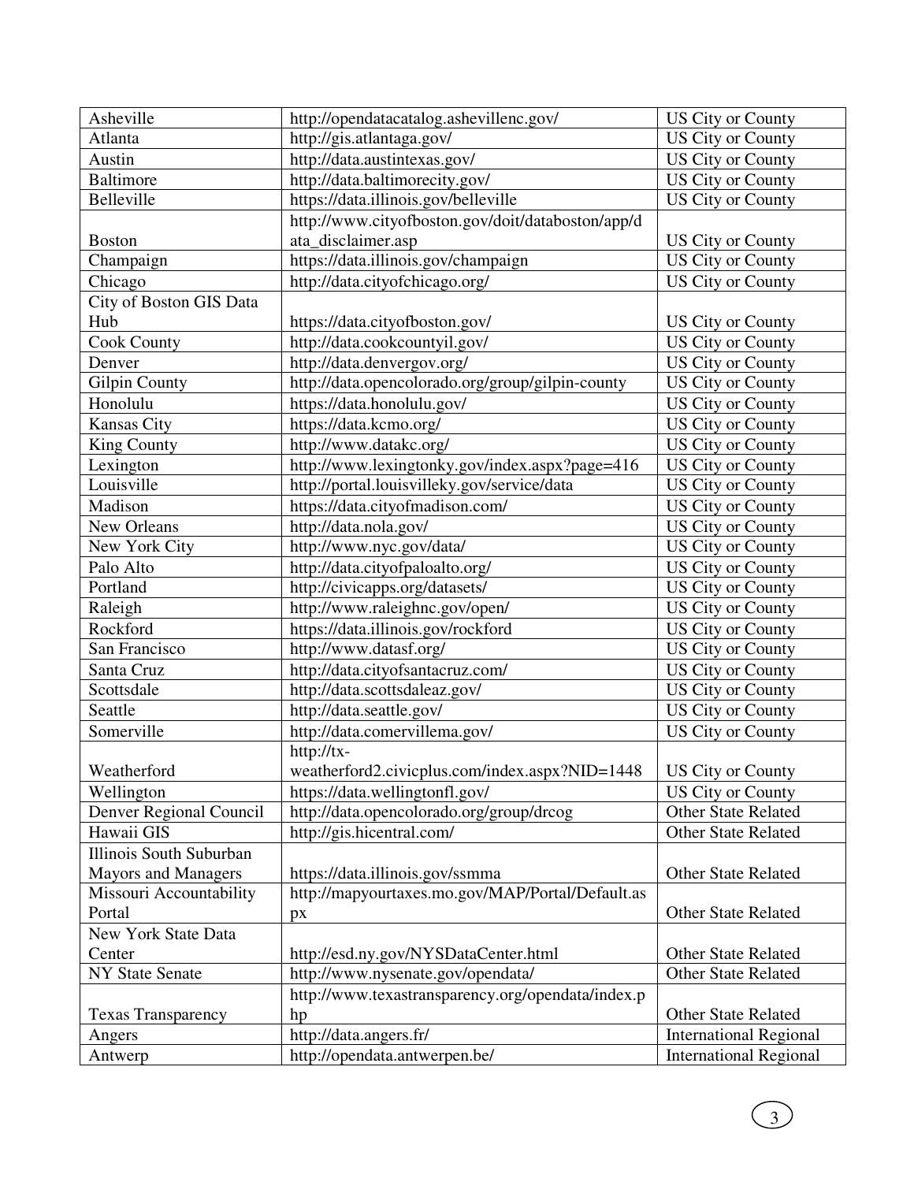| Asheville | http://opendatacatalog.ashevillenc.gov/ | US City or County |
|---|---|---|
| Atlanta | http://gis.atlantaga.gov/ | US City or County |
| Austin | http://data.austintexas.gov/ | US City or County |
| Baltimore | http://data.baltimorecity.gov/ | US City or County |
| Belleville | https://data.illinois.gov/belleville | US City or County |
| Boston | http://www.cityofboston.gov/doit/databoston/app/data_disclaimer.asp | US City or County |
| Champaign | https://data.illinois.gov/champaign | US City or County |
| Chicago | http://data.cityofchicago.org/ | US City or County |
| City of Boston GIS Data Hub | https://data.cityofboston.gov/ | US City or County |
| Cook County | http://data.cookcountyil.gov/ | US City or County |
| Denver | http://data.denvergov.org/ | US City or County |
| Gilpin County | http://data.opencolorado.org/group/gilpin-county | US City or County |
| Honolulu | https://data.honolulu.gov/ | US City or County |
| Kansas City | https://data.kcmo.org/ | US City or County |
| King County | http://www.datakc.org/ | US City or County |
| Lexington | http://www.lexingtonky.gov/index.aspx?page=416 | US City or County |
| Louisville | http://portal.louisvilleky.gov/service/data | US City or County |
| Madison | https://data.cityofmadison.com/ | US City or County |
| New Orleans | http://data.nola.gov/ | US City or County |
| New York City | http://www.nyc.gov/data/ | US City or County |
| Palo Alto | http://data.cityofpaloalto.org/ | US City or County |
| Portland | http://civicapps.org/datasets/ | US City or County |
| Raleigh | http://www.raleighnc.gov/open/ | US City or County |
| Rockford | https://data.illinois.gov/rockford | US City or County |
| San Francisco | http://www.datasf.org/ | US City or County |
| Santa Cruz | http://data.cityofsantacruz.com/ | US City or County |
| Scottsdale | http://data.scottsdaleaz.gov/ | US City or County |
| Seattle | http://data.seattle.gov/ | US City or County |
| Somerville | http://data.comervillema.gov/ | US City or County |
| Weatherford | http://tx-weatherford2.civicplus.com/index.aspx?NID=1448 | US City or County |
| Wellington | https://data.wellingtonfl.gov/ | US City or County |
| Denver Regional Council | http://data.opencolorado.org/group/drcog | Other State Related |
| Hawaii GIS | http://gis.hicentral.com/ | Other State Related |
| Illinois South Suburban Mayors and Managers | https://data.illinois.gov/ssmma | Other State Related |
| Missouri Accountability Portal | http://mapyourtaxes.mo.gov/MAP/Portal/Default.aspx | Other State Related |
| New York State Data Center | http://esd.ny.gov/NYSDataCenter.html | Other State Related |
| NY State Senate | http://www.nysenate.gov/opendata/ | Other State Related |
| Texas Transparency | http://www.texastransparency.org/opendata/index.php | Other State Related |
| Angers | http://data.angers.fr/ | International Regional |
| Antwerp | http://opendata.antwerpen.be/ | International Regional |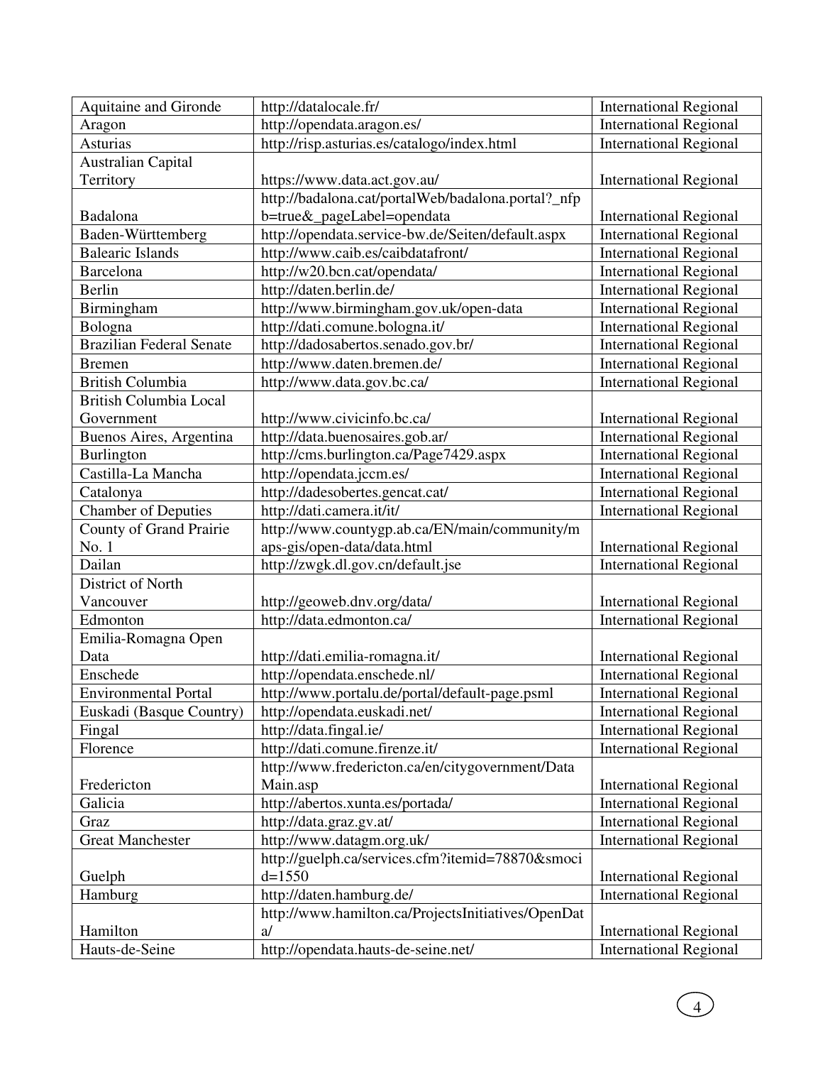| Aquitaine and Gironde | http://datalocale.fr/ | International Regional |
|---|---|---|
| Aragon | http://opendata.aragon.es/ | International Regional |
| Asturias | http://risp.asturias.es/catalogo/index.html | International Regional |
| Australian Capital Territory | https://www.data.act.gov.au/ | International Regional |
| Badalona | http://badalona.cat/portalWeb/badalona.portal?_nfpb=true&_pageLabel=opendata | International Regional |
| Baden-Württemberg | http://opendata.service-bw.de/Seiten/default.aspx | International Regional |
| Balearic Islands | http://www.caib.es/caibdatafront/ | International Regional |
| Barcelona | http://w20.bcn.cat/opendata/ | International Regional |
| Berlin | http://daten.berlin.de/ | International Regional |
| Birmingham | http://www.birmingham.gov.uk/open-data | International Regional |
| Bologna | http://dati.comune.bologna.it/ | International Regional |
| Brazilian Federal Senate | http://dadosabertos.senado.gov.br/ | International Regional |
| Bremen | http://www.daten.bremen.de/ | International Regional |
| British Columbia | http://www.data.gov.bc.ca/ | International Regional |
| British Columbia Local Government | http://www.civicinfo.bc.ca/ | International Regional |
| Buenos Aires, Argentina | http://data.buenosaires.gob.ar/ | International Regional |
| Burlington | http://cms.burlington.ca/Page7429.aspx | International Regional |
| Castilla-La Mancha | http://opendata.jccm.es/ | International Regional |
| Catalonya | http://dadesobertes.gencat.cat/ | International Regional |
| Chamber of Deputies | http://dati.camera.it/it/ | International Regional |
| County of Grand Prairie No. 1 | http://www.countygp.ab.ca/EN/main/community/maps-gis/open-data/data.html | International Regional |
| Dailan | http://zwgk.dl.gov.cn/default.jse | International Regional |
| District of North Vancouver | http://geoweb.dnv.org/data/ | International Regional |
| Edmonton | http://data.edmonton.ca/ | International Regional |
| Emilia-Romagna Open Data | http://dati.emilia-romagna.it/ | International Regional |
| Enschede | http://opendata.enschede.nl/ | International Regional |
| Environmental Portal | http://www.portalu.de/portal/default-page.psml | International Regional |
| Euskadi (Basque Country) | http://opendata.euskadi.net/ | International Regional |
| Fingal | http://data.fingal.ie/ | International Regional |
| Florence | http://dati.comune.firenze.it/ | International Regional |
| Fredericton | http://www.fredericton.ca/en/citygovernment/DataMain.asp | International Regional |
| Galicia | http://abertos.xunta.es/portada/ | International Regional |
| Graz | http://data.graz.gv.at/ | International Regional |
| Great Manchester | http://www.datagm.org.uk/ | International Regional |
| Guelph | http://guelph.ca/services.cfm?itemid=78870&smocid=1550 | International Regional |
| Hamburg | http://daten.hamburg.de/ | International Regional |
| Hamilton | http://www.hamilton.ca/ProjectsInitiatives/OpenData/ | International Regional |
| Hauts-de-Seine | http://opendata.hauts-de-seine.net/ | International Regional |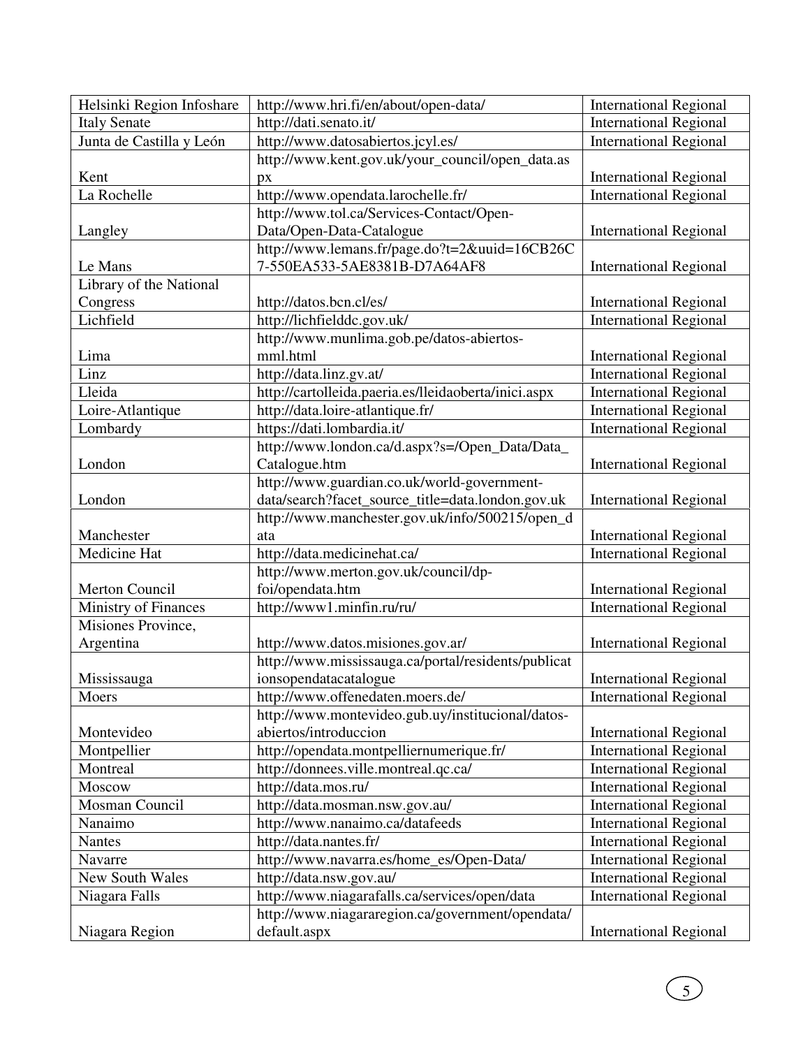| Helsinki Region Infoshare | http://www.hri.fi/en/about/open-data/ | International Regional |
|---|---|---|
| Italy Senate | http://dati.senato.it/ | International Regional |
| Junta de Castilla y León | http://www.datosabiertos.jcyl.es/ | International Regional |
| Kent | http://www.kent.gov.uk/your_council/open_data.aspx | International Regional |
| La Rochelle | http://www.opendata.larochelle.fr/ | International Regional |
| Langley | http://www.tol.ca/Services-Contact/Open-Data/Open-Data-Catalogue | International Regional |
| Le Mans | http://www.lemans.fr/page.do?t=2&uuid=16CB26C7-550EA533-5AE8381B-D7A64AF8 | International Regional |
| Library of the National Congress | http://datos.bcn.cl/es/ | International Regional |
| Lichfield | http://lichfielddc.gov.uk/ | International Regional |
| Lima | http://www.munlima.gob.pe/datos-abiertos-mml.html | International Regional |
| Linz | http://data.linz.gv.at/ | International Regional |
| Lleida | http://cartolleida.paeria.es/lleidaoberta/inici.aspx | International Regional |
| Loire-Atlantique | http://data.loire-atlantique.fr/ | International Regional |
| Lombardy | https://dati.lombardia.it/ | International Regional |
| London | http://www.london.ca/d.aspx?s=/Open_Data/Data_Catalogue.htm | International Regional |
| London | http://www.guardian.co.uk/world-government-data/search?facet_source_title=data.london.gov.uk | International Regional |
| Manchester | http://www.manchester.gov.uk/info/500215/open_data | International Regional |
| Medicine Hat | http://data.medicinehat.ca/ | International Regional |
| Merton Council | http://www.merton.gov.uk/council/dp-foi/opendata.htm | International Regional |
| Ministry of Finances | http://www1.minfin.ru/ru/ | International Regional |
| Misiones Province, Argentina | http://www.datos.misiones.gov.ar/ | International Regional |
| Mississauga | http://www.mississauga.ca/portal/residents/publicationsopendatacatalogue | International Regional |
| Moers | http://www.offenedaten.moers.de/ | International Regional |
| Montevideo | http://www.montevideo.gub.uy/institucional/datos-abiertos/introduccion | International Regional |
| Montpellier | http://opendata.montpelliernumerique.fr/ | International Regional |
| Montreal | http://donnees.ville.montreal.qc.ca/ | International Regional |
| Moscow | http://data.mos.ru/ | International Regional |
| Mosman Council | http://data.mosman.nsw.gov.au/ | International Regional |
| Nanaimo | http://www.nanaimo.ca/datafeeds | International Regional |
| Nantes | http://data.nantes.fr/ | International Regional |
| Navarre | http://www.navarra.es/home_es/Open-Data/ | International Regional |
| New South Wales | http://data.nsw.gov.au/ | International Regional |
| Niagara Falls | http://www.niagarafalls.ca/services/open/data | International Regional |
| Niagara Region | http://www.niagararegion.ca/government/opendata/default.aspx | International Regional |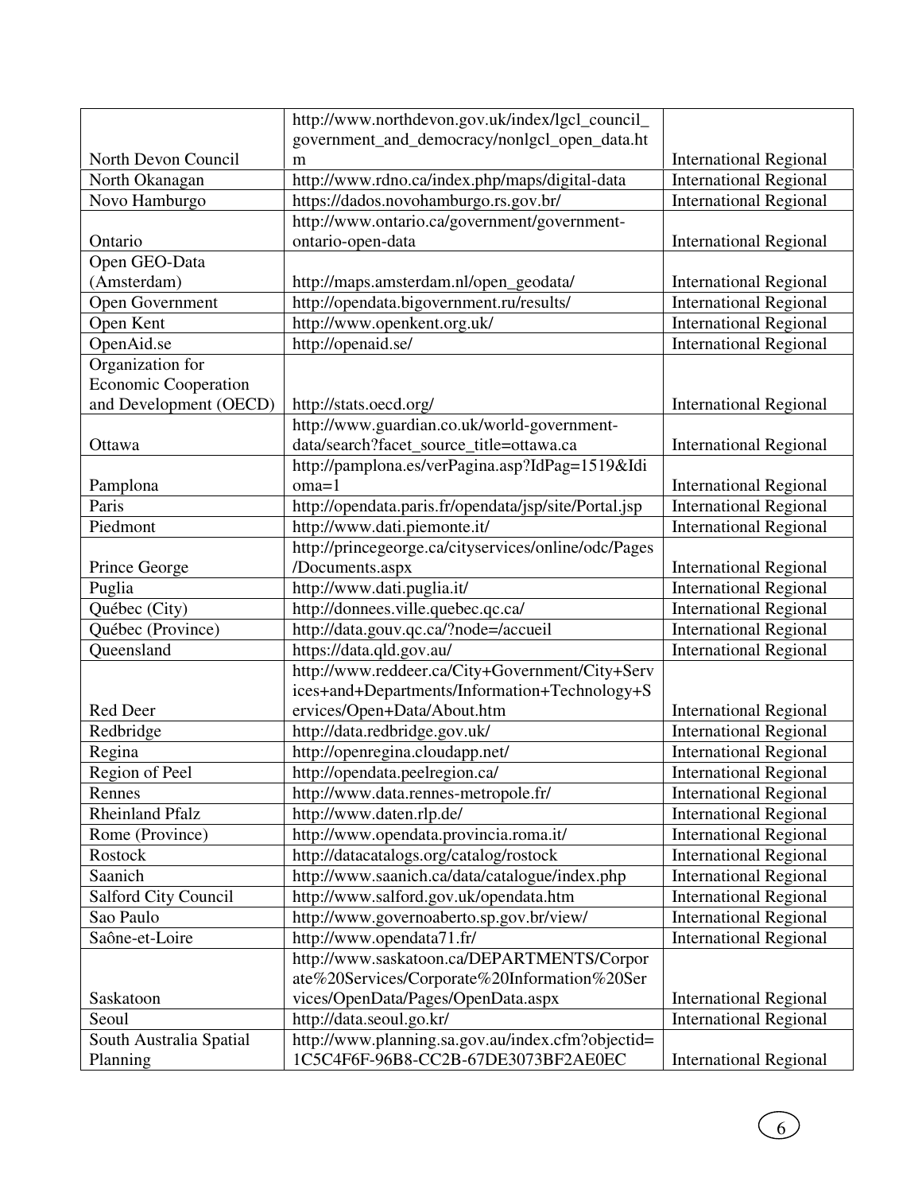| | | |
|---|---|---|
| North Devon Council | http://www.northdevon.gov.uk/index/lgcl_council_government_and_democracy/nonlgcl_open_data.htm | International Regional |
| North Okanagan | http://www.rdno.ca/index.php/maps/digital-data | International Regional |
| Novo Hamburgo | https://dados.novohamburgo.rs.gov.br/ | International Regional |
| Ontario | http://www.ontario.ca/government/government-ontario-open-data | International Regional |
| Open GEO-Data (Amsterdam) | http://maps.amsterdam.nl/open_geodata/ | International Regional |
| Open Government | http://opendata.bigovernment.ru/results/ | International Regional |
| Open Kent | http://www.openkent.org.uk/ | International Regional |
| OpenAid.se | http://openaid.se/ | International Regional |
| Organization for Economic Cooperation and Development (OECD) | http://stats.oecd.org/ | International Regional |
| Ottawa | http://www.guardian.co.uk/world-government-data/search?facet_source_title=ottawa.ca | International Regional |
| Pamplona | http://pamplona.es/verPagina.asp?IdPag=1519&Idioma=1 | International Regional |
| Paris | http://opendata.paris.fr/opendata/jsp/site/Portal.jsp | International Regional |
| Piedmont | http://www.dati.piemonte.it/ | International Regional |
| Prince George | http://princegeorge.ca/cityservices/online/odc/Pages/Documents.aspx | International Regional |
| Puglia | http://www.dati.puglia.it/ | International Regional |
| Québec (City) | http://donnees.ville.quebec.qc.ca/ | International Regional |
| Québec (Province) | http://data.gouv.qc.ca/?node=/accueil | International Regional |
| Queensland | https://data.qld.gov.au/ | International Regional |
| Red Deer | http://www.reddeer.ca/City+Government/City+Services+and+Departments/Information+Technology+Services/Open+Data/About.htm | International Regional |
| Redbridge | http://data.redbridge.gov.uk/ | International Regional |
| Regina | http://openregina.cloudapp.net/ | International Regional |
| Region of Peel | http://opendata.peelregion.ca/ | International Regional |
| Rennes | http://www.data.rennes-metropole.fr/ | International Regional |
| Rheinland Pfalz | http://www.daten.rlp.de/ | International Regional |
| Rome (Province) | http://www.opendata.provincia.roma.it/ | International Regional |
| Rostock | http://datacatalogs.org/catalog/rostock | International Regional |
| Saanich | http://www.saanich.ca/data/catalogue/index.php | International Regional |
| Salford City Council | http://www.salford.gov.uk/opendata.htm | International Regional |
| Sao Paulo | http://www.governoaberto.sp.gov.br/view/ | International Regional |
| Saône-et-Loire | http://www.opendata71.fr/ | International Regional |
| Saskatoon | http://www.saskatoon.ca/DEPARTMENTS/Corporate%20Services/Corporate%20Information%20Services/OpenData/Pages/OpenData.aspx | International Regional |
| Seoul | http://data.seoul.go.kr/ | International Regional |
| South Australia Spatial Planning | http://www.planning.sa.gov.au/index.cfm?objectid=1C5C4F6F-96B8-CC2B-67DE3073BF2AE0EC | International Regional |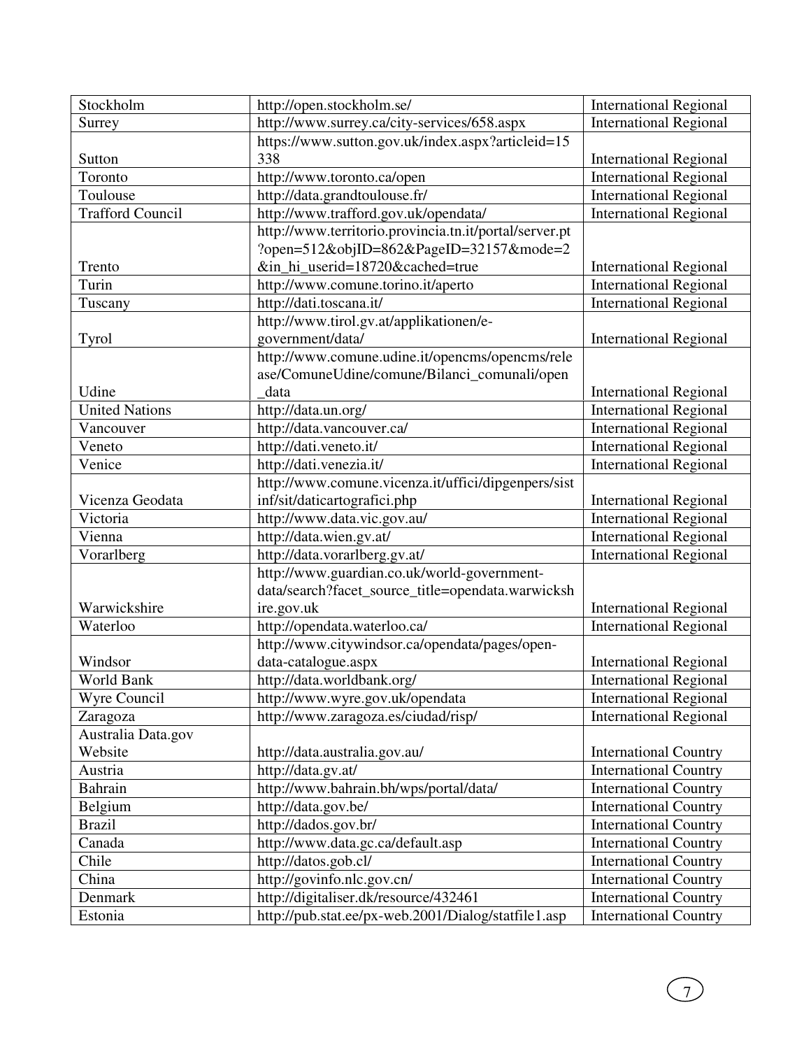| Stockholm | http://open.stockholm.se/ | International Regional |
|---|---|---|
| Surrey | http://www.surrey.ca/city-services/658.aspx | International Regional |
| Sutton | https://www.sutton.gov.uk/index.aspx?articleid=15338 | International Regional |
| Toronto | http://www.toronto.ca/open | International Regional |
| Toulouse | http://data.grandtoulouse.fr/ | International Regional |
| Trafford Council | http://www.trafford.gov.uk/opendata/ | International Regional |
| Trento | http://www.territorio.provincia.tn.it/portal/server.pt?open=512&objID=862&PageID=32157&mode=2&in_hi_userid=18720&cached=true | International Regional |
| Turin | http://www.comune.torino.it/aperto | International Regional |
| Tuscany | http://dati.toscana.it/ | International Regional |
| Tyrol | http://www.tirol.gv.at/applikationen/e-government/data/ | International Regional |
| Udine | http://www.comune.udine.it/opencms/opencms/release/ComuneUdine/comune/Bilanci_comunali/open_data | International Regional |
| United Nations | http://data.un.org/ | International Regional |
| Vancouver | http://data.vancouver.ca/ | International Regional |
| Veneto | http://dati.veneto.it/ | International Regional |
| Venice | http://dati.venezia.it/ | International Regional |
| Vicenza Geodata | http://www.comune.vicenza.it/uffici/dipgenpers/sistinf/sit/daticartografici.php | International Regional |
| Victoria | http://www.data.vic.gov.au/ | International Regional |
| Vienna | http://data.wien.gv.at/ | International Regional |
| Vorarlberg | http://data.vorarlberg.gv.at/ | International Regional |
| Warwickshire | http://www.guardian.co.uk/world-government-data/search?facet_source_title=opendata.warwickshire.gov.uk | International Regional |
| Waterloo | http://opendata.waterloo.ca/ | International Regional |
| Windsor | http://www.citywindsor.ca/opendata/pages/open-data-catalogue.aspx | International Regional |
| World Bank | http://data.worldbank.org/ | International Regional |
| Wyre Council | http://www.wyre.gov.uk/opendata | International Regional |
| Zaragoza | http://www.zaragoza.es/ciudad/risp/ | International Regional |
| Australia Data.gov Website | http://data.australia.gov.au/ | International Country |
| Austria | http://data.gv.at/ | International Country |
| Bahrain | http://www.bahrain.bh/wps/portal/data/ | International Country |
| Belgium | http://data.gov.be/ | International Country |
| Brazil | http://dados.gov.br/ | International Country |
| Canada | http://www.data.gc.ca/default.asp | International Country |
| Chile | http://datos.gob.cl/ | International Country |
| China | http://govinfo.nlc.gov.cn/ | International Country |
| Denmark | http://digitaliser.dk/resource/432461 | International Country |
| Estonia | http://pub.stat.ee/px-web.2001/Dialog/statfile1.asp | International Country |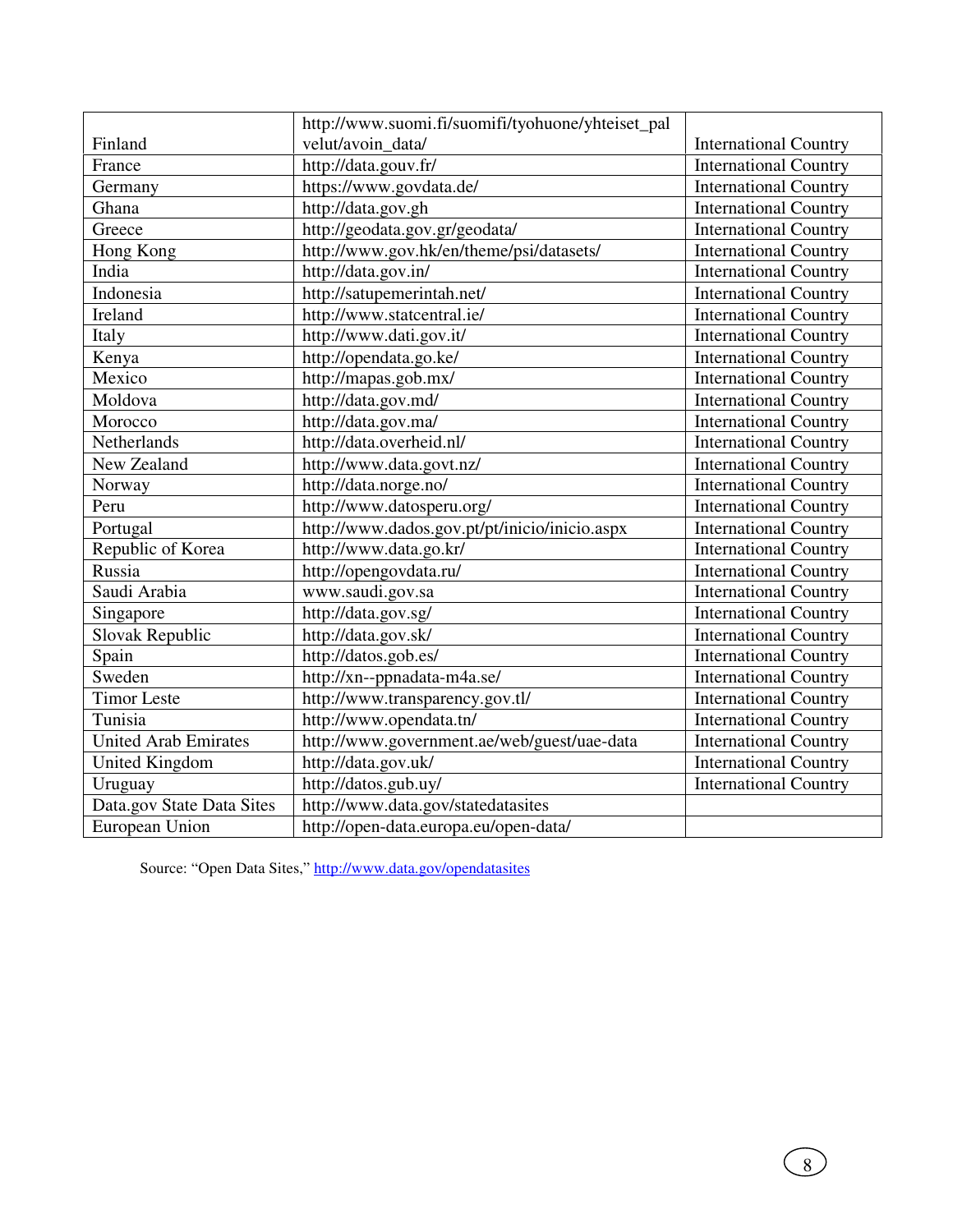| | | |
|---|---|---|
| Finland | http://www.suomi.fi/suomifi/tyohuone/yhteiset_palvelut/avoin_data/ | International Country |
| France | http://data.gouv.fr/ | International Country |
| Germany | https://www.govdata.de/ | International Country |
| Ghana | http://data.gov.gh | International Country |
| Greece | http://geodata.gov.gr/geodata/ | International Country |
| Hong Kong | http://www.gov.hk/en/theme/psi/datasets/ | International Country |
| India | http://data.gov.in/ | International Country |
| Indonesia | http://satupemerintah.net/ | International Country |
| Ireland | http://www.statcentral.ie/ | International Country |
| Italy | http://www.dati.gov.it/ | International Country |
| Kenya | http://opendata.go.ke/ | International Country |
| Mexico | http://mapas.gob.mx/ | International Country |
| Moldova | http://data.gov.md/ | International Country |
| Morocco | http://data.gov.ma/ | International Country |
| Netherlands | http://data.overheid.nl/ | International Country |
| New Zealand | http://www.data.govt.nz/ | International Country |
| Norway | http://data.norge.no/ | International Country |
| Peru | http://www.datosperu.org/ | International Country |
| Portugal | http://www.dados.gov.pt/pt/inicio/inicio.aspx | International Country |
| Republic of Korea | http://www.data.go.kr/ | International Country |
| Russia | http://opengovdata.ru/ | International Country |
| Saudi Arabia | www.saudi.gov.sa | International Country |
| Singapore | http://data.gov.sg/ | International Country |
| Slovak Republic | http://data.gov.sk/ | International Country |
| Spain | http://datos.gob.es/ | International Country |
| Sweden | http://xn--ppnadata-m4a.se/ | International Country |
| Timor Leste | http://www.transparency.gov.tl/ | International Country |
| Tunisia | http://www.opendata.tn/ | International Country |
| United Arab Emirates | http://www.government.ae/web/guest/uae-data | International Country |
| United Kingdom | http://data.gov.uk/ | International Country |
| Uruguay | http://datos.gub.uy/ | International Country |
| Data.gov State Data Sites | http://www.data.gov/statedatasites | |
| European Union | http://open-data.europa.eu/open-data/ | |

Source: "Open Data Sites," http://www.data.gov/opendatasites